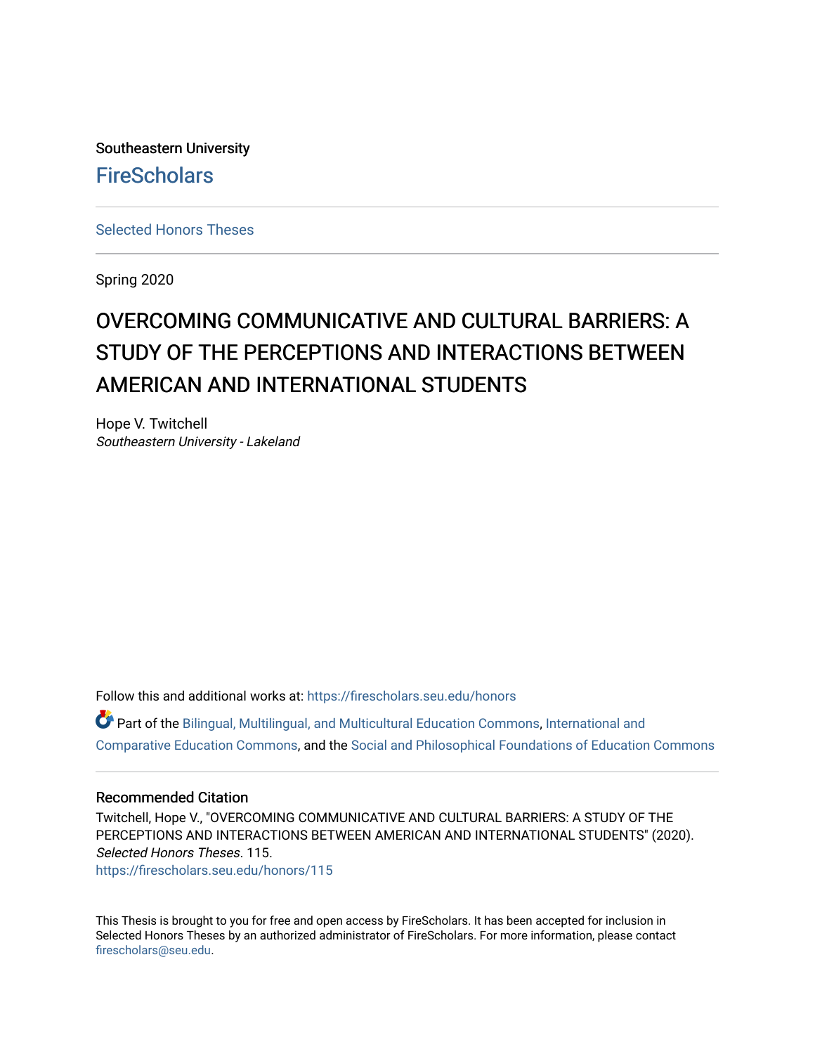Southeastern University

FireScholars

Selected Honors Theses

Spring 2020

# OVERCOMING COMMUNICATIVE AND CULTURAL BARRIERS: A STUDY OF THE PERCEPTIONS AND INTERACTIONS BETWEEN AMERICAN AND INTERNATIONAL STUDENTS

Hope V. Twitchell
*Southeastern University - Lakeland*

Follow this and additional works at: https://firescholars.seu.edu/honors

Part of the Bilingual, Multilingual, and Multicultural Education Commons, International and Comparative Education Commons, and the Social and Philosophical Foundations of Education Commons

## Recommended Citation

Twitchell, Hope V., "OVERCOMING COMMUNICATIVE AND CULTURAL BARRIERS: A STUDY OF THE PERCEPTIONS AND INTERACTIONS BETWEEN AMERICAN AND INTERNATIONAL STUDENTS" (2020). *Selected Honors Theses*. 115.
https://firescholars.seu.edu/honors/115

This Thesis is brought to you for free and open access by FireScholars. It has been accepted for inclusion in Selected Honors Theses by an authorized administrator of FireScholars. For more information, please contact firescholars@seu.edu.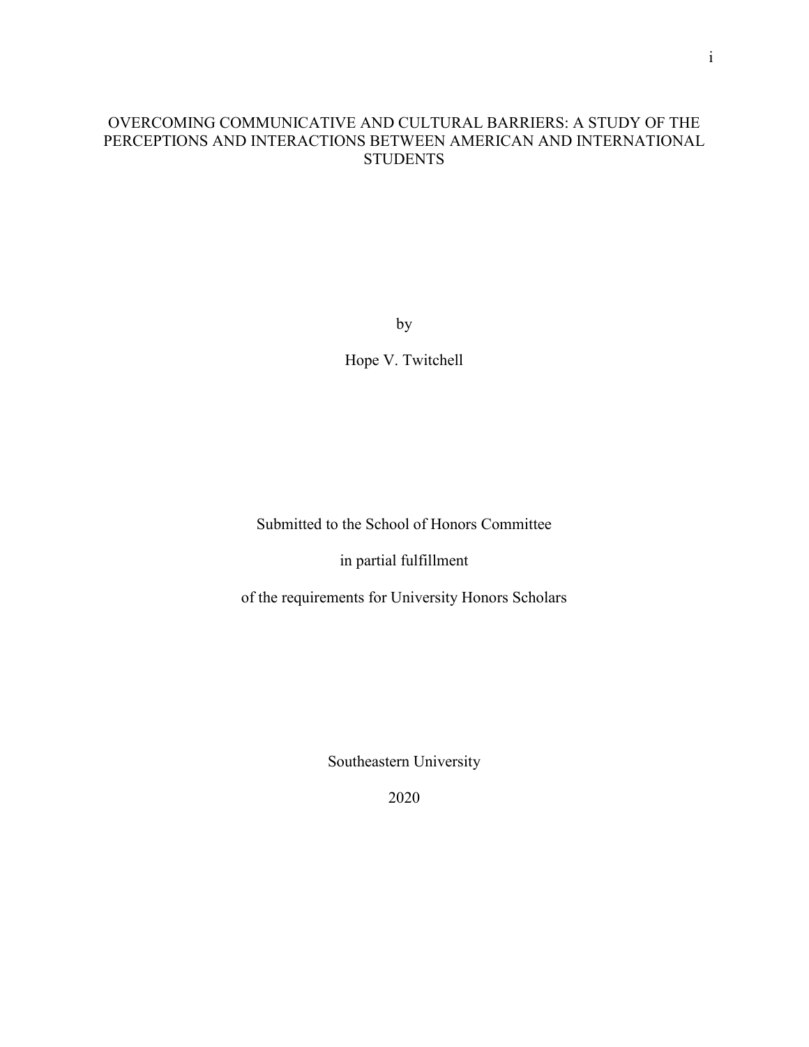# OVERCOMING COMMUNICATIVE AND CULTURAL BARRIERS: A STUDY OF THE PERCEPTIONS AND INTERACTIONS BETWEEN AMERICAN AND INTERNATIONAL STUDENTS

by

Hope V. Twitchell

Submitted to the School of Honors Committee

in partial fulfillment

of the requirements for University Honors Scholars

Southeastern University

2020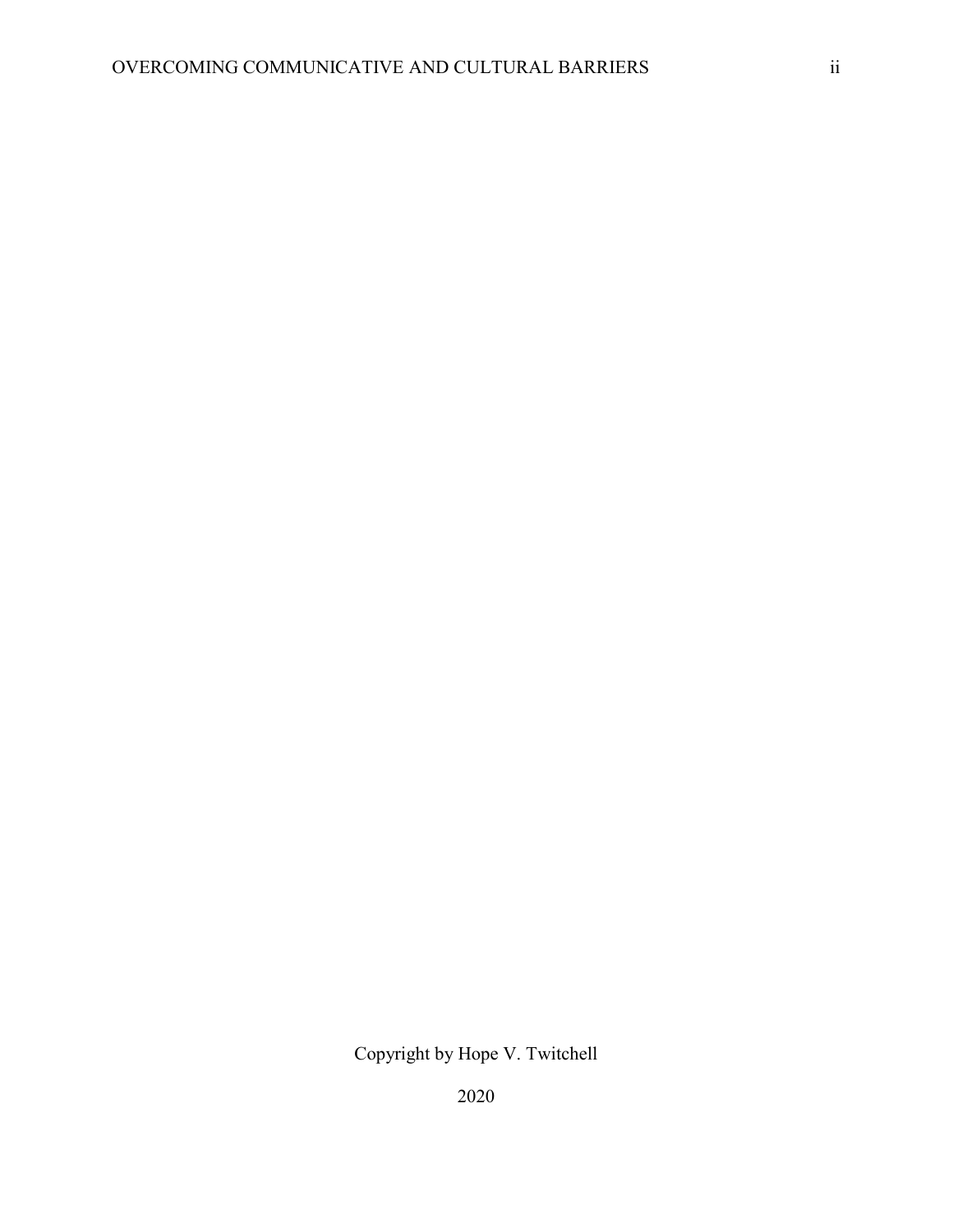Copyright by Hope V. Twitchell

2020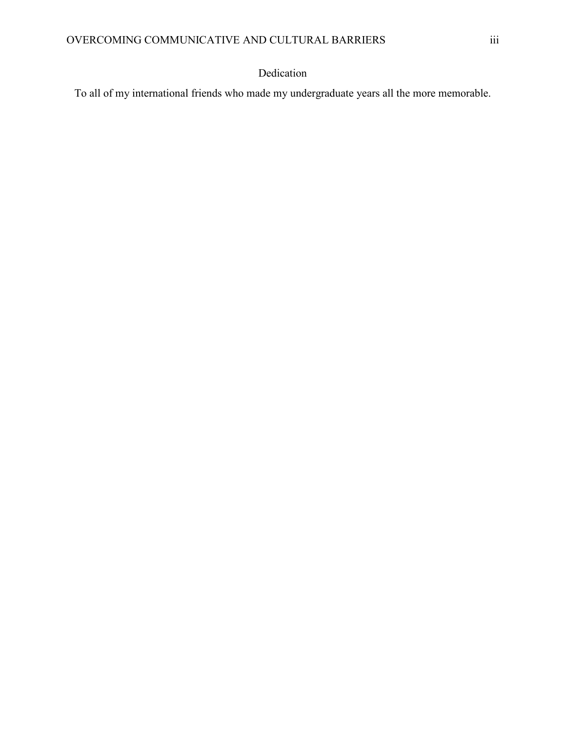# Dedication

To all of my international friends who made my undergraduate years all the more memorable.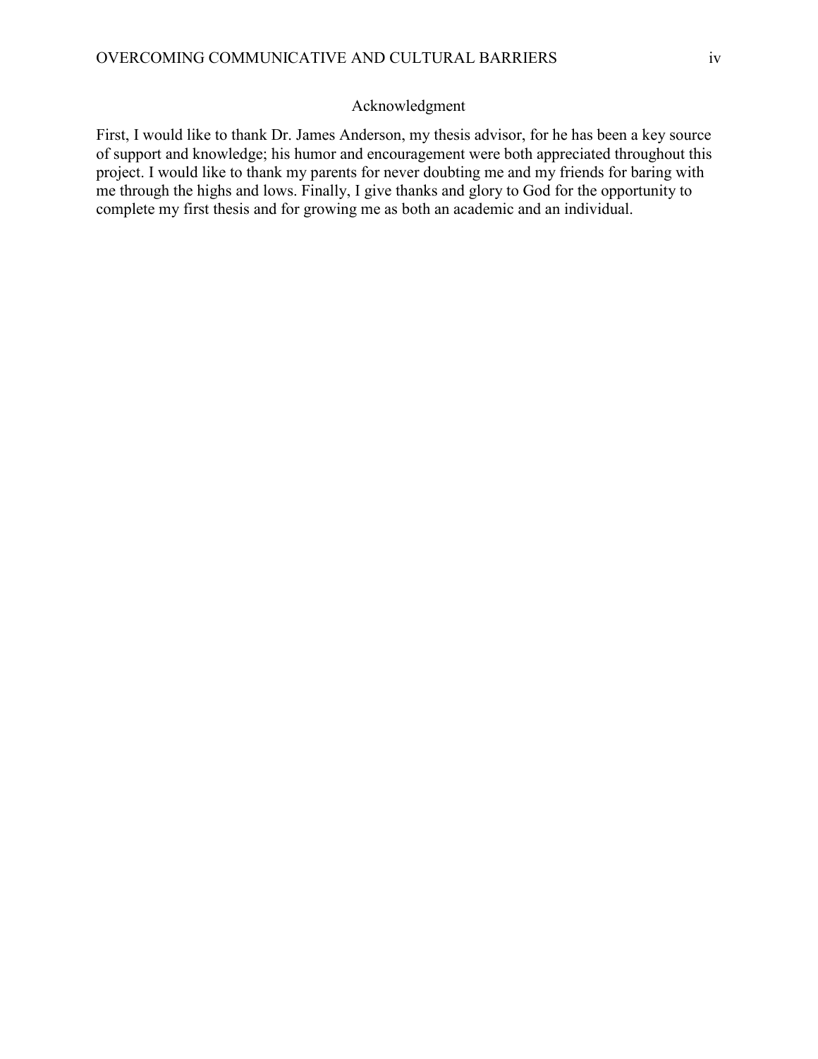## Acknowledgment

First, I would like to thank Dr. James Anderson, my thesis advisor, for he has been a key source of support and knowledge; his humor and encouragement were both appreciated throughout this project. I would like to thank my parents for never doubting me and my friends for baring with me through the highs and lows. Finally, I give thanks and glory to God for the opportunity to complete my first thesis and for growing me as both an academic and an individual.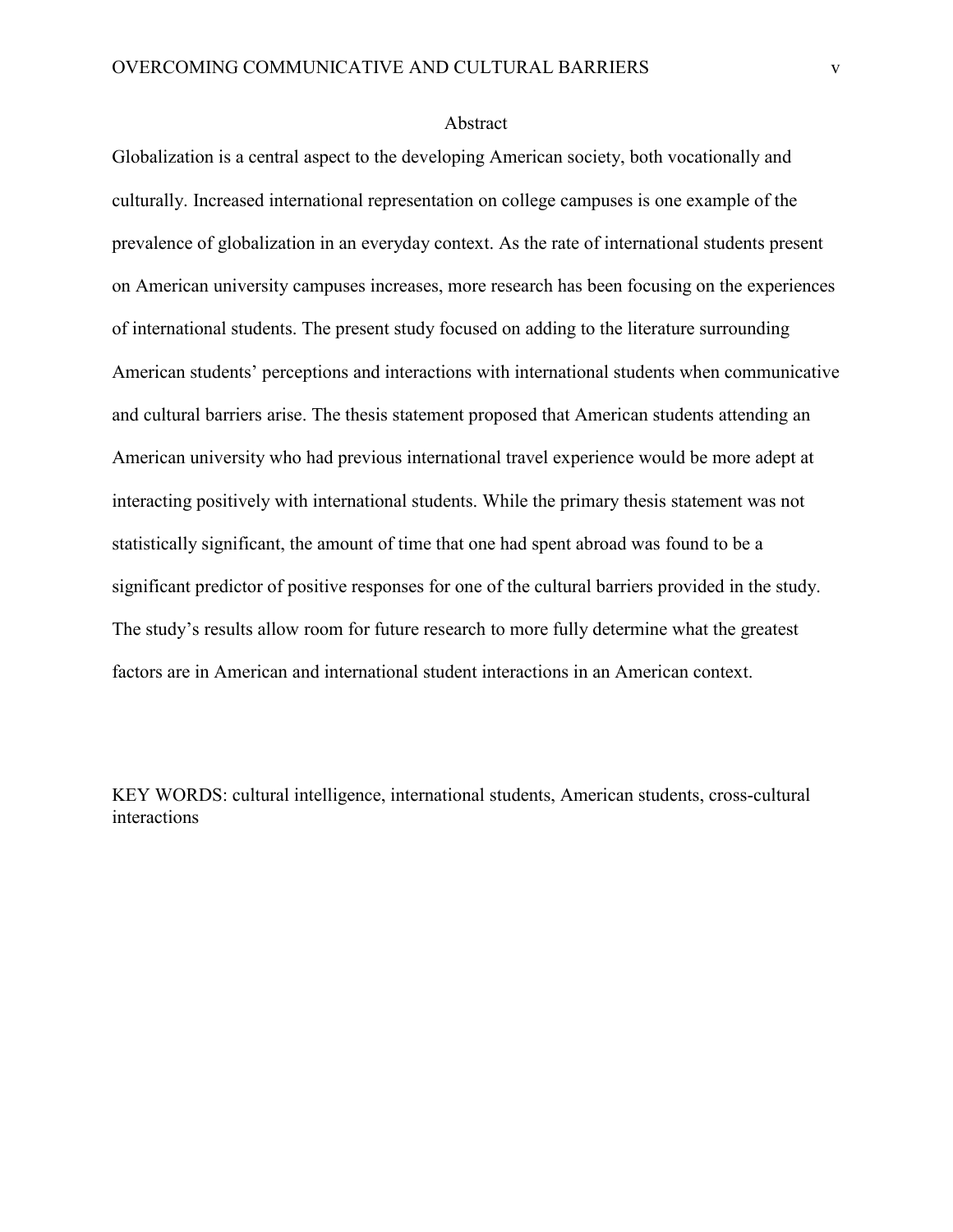## Abstract

Globalization is a central aspect to the developing American society, both vocationally and culturally. Increased international representation on college campuses is one example of the prevalence of globalization in an everyday context. As the rate of international students present on American university campuses increases, more research has been focusing on the experiences of international students. The present study focused on adding to the literature surrounding American students' perceptions and interactions with international students when communicative and cultural barriers arise. The thesis statement proposed that American students attending an American university who had previous international travel experience would be more adept at interacting positively with international students. While the primary thesis statement was not statistically significant, the amount of time that one had spent abroad was found to be a significant predictor of positive responses for one of the cultural barriers provided in the study. The study's results allow room for future research to more fully determine what the greatest factors are in American and international student interactions in an American context.

KEY WORDS: cultural intelligence, international students, American students, cross-cultural interactions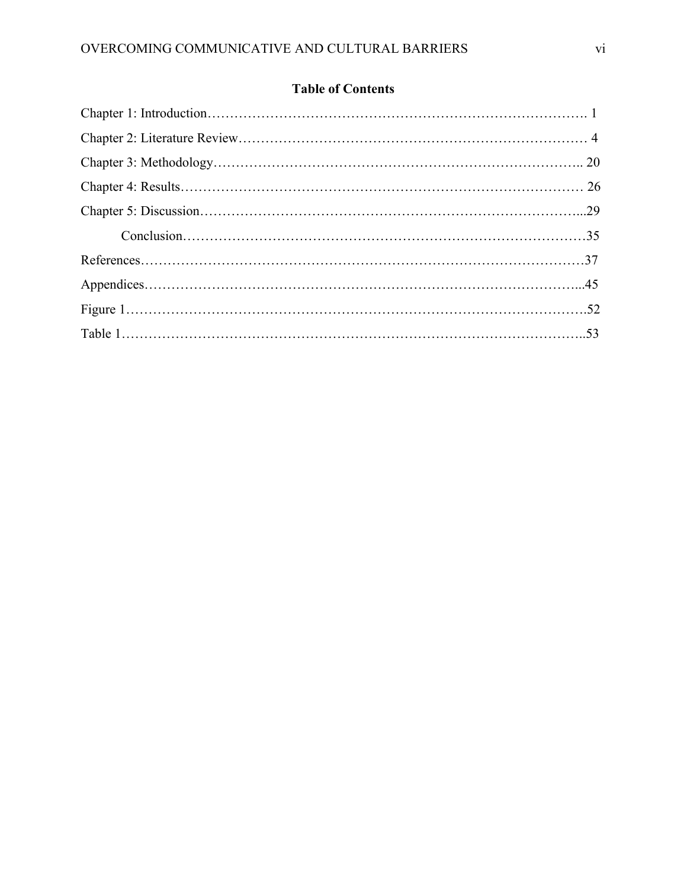## Table of Contents

Chapter 1: Introduction………………………………………………………………………. 1

Chapter 2: Literature Review……………………………………………………………… 4

Chapter 3: Methodology……………………………………………………………….. 20

Chapter 4: Results……………………………………………………………………… 26

Chapter 5: Discussion…………………………………………………………………...29

  Conclusion……………………………………………………………………………35

References……………………………………………………………………………………37

Appendices…………………………………………………………………………………...45

Figure 1……………………………………………………………………………………….52

Table 1………………………………………………………………………………………..53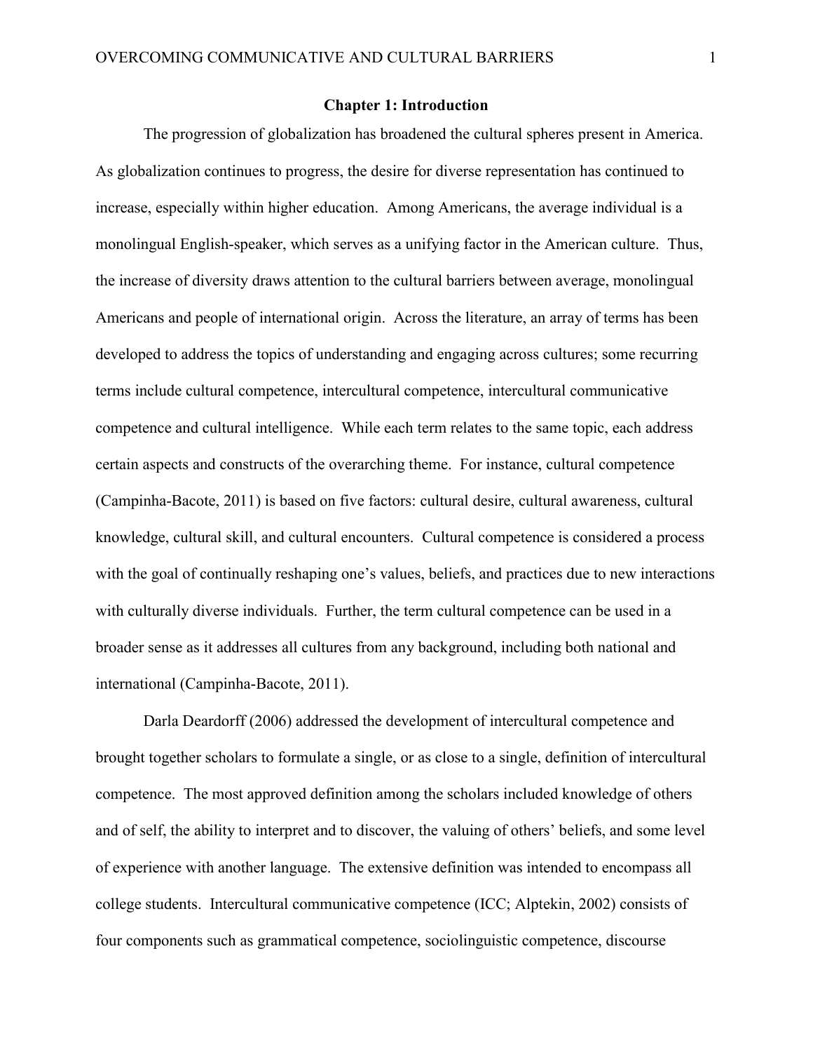## Chapter 1: Introduction

The progression of globalization has broadened the cultural spheres present in America. As globalization continues to progress, the desire for diverse representation has continued to increase, especially within higher education. Among Americans, the average individual is a monolingual English-speaker, which serves as a unifying factor in the American culture. Thus, the increase of diversity draws attention to the cultural barriers between average, monolingual Americans and people of international origin. Across the literature, an array of terms has been developed to address the topics of understanding and engaging across cultures; some recurring terms include cultural competence, intercultural competence, intercultural communicative competence and cultural intelligence. While each term relates to the same topic, each address certain aspects and constructs of the overarching theme. For instance, cultural competence (Campinha-Bacote, 2011) is based on five factors: cultural desire, cultural awareness, cultural knowledge, cultural skill, and cultural encounters. Cultural competence is considered a process with the goal of continually reshaping one's values, beliefs, and practices due to new interactions with culturally diverse individuals. Further, the term cultural competence can be used in a broader sense as it addresses all cultures from any background, including both national and international (Campinha-Bacote, 2011).

Darla Deardorff (2006) addressed the development of intercultural competence and brought together scholars to formulate a single, or as close to a single, definition of intercultural competence. The most approved definition among the scholars included knowledge of others and of self, the ability to interpret and to discover, the valuing of others' beliefs, and some level of experience with another language. The extensive definition was intended to encompass all college students. Intercultural communicative competence (ICC; Alptekin, 2002) consists of four components such as grammatical competence, sociolinguistic competence, discourse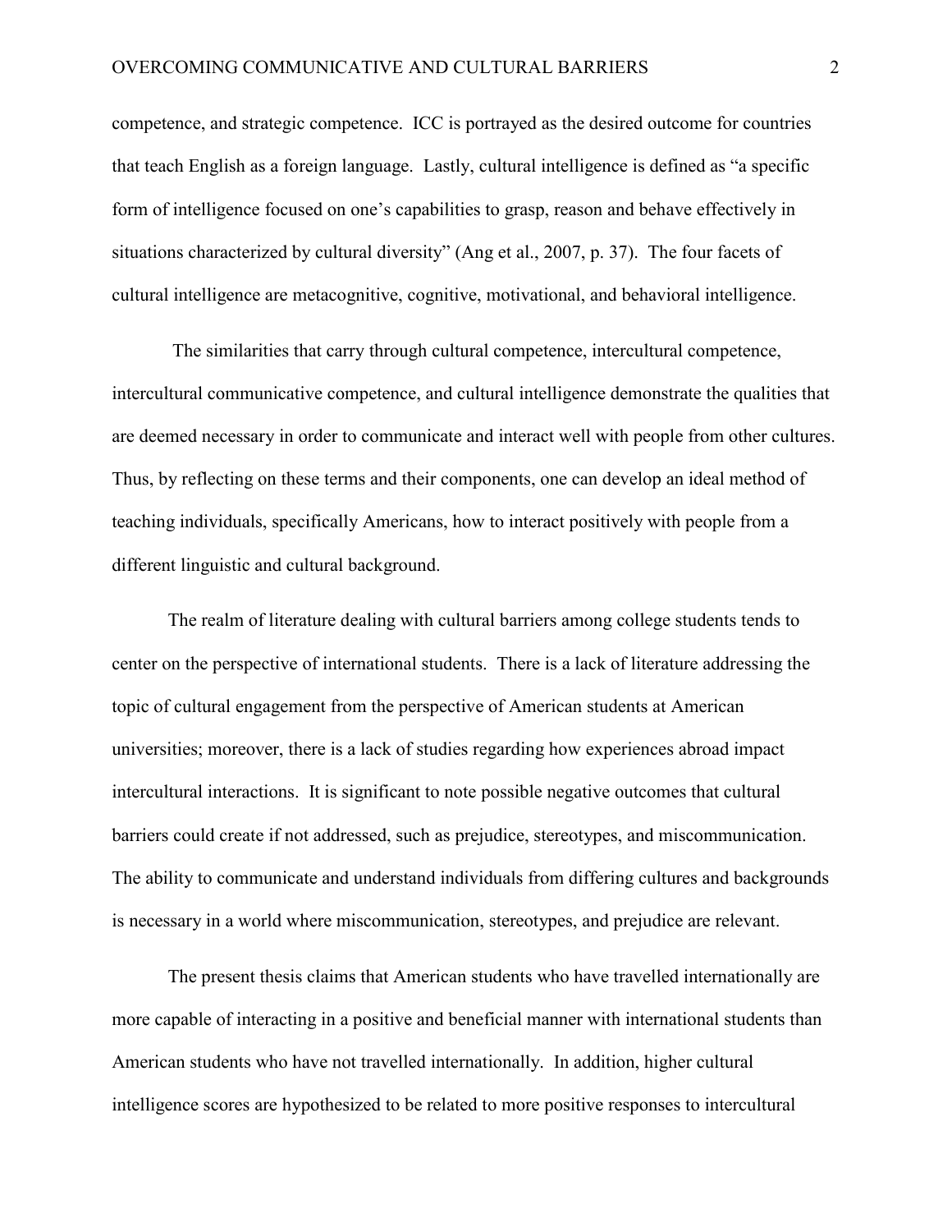competence, and strategic competence. ICC is portrayed as the desired outcome for countries that teach English as a foreign language. Lastly, cultural intelligence is defined as "a specific form of intelligence focused on one's capabilities to grasp, reason and behave effectively in situations characterized by cultural diversity" (Ang et al., 2007, p. 37). The four facets of cultural intelligence are metacognitive, cognitive, motivational, and behavioral intelligence.

The similarities that carry through cultural competence, intercultural competence, intercultural communicative competence, and cultural intelligence demonstrate the qualities that are deemed necessary in order to communicate and interact well with people from other cultures. Thus, by reflecting on these terms and their components, one can develop an ideal method of teaching individuals, specifically Americans, how to interact positively with people from a different linguistic and cultural background.

The realm of literature dealing with cultural barriers among college students tends to center on the perspective of international students. There is a lack of literature addressing the topic of cultural engagement from the perspective of American students at American universities; moreover, there is a lack of studies regarding how experiences abroad impact intercultural interactions. It is significant to note possible negative outcomes that cultural barriers could create if not addressed, such as prejudice, stereotypes, and miscommunication. The ability to communicate and understand individuals from differing cultures and backgrounds is necessary in a world where miscommunication, stereotypes, and prejudice are relevant.

The present thesis claims that American students who have travelled internationally are more capable of interacting in a positive and beneficial manner with international students than American students who have not travelled internationally. In addition, higher cultural intelligence scores are hypothesized to be related to more positive responses to intercultural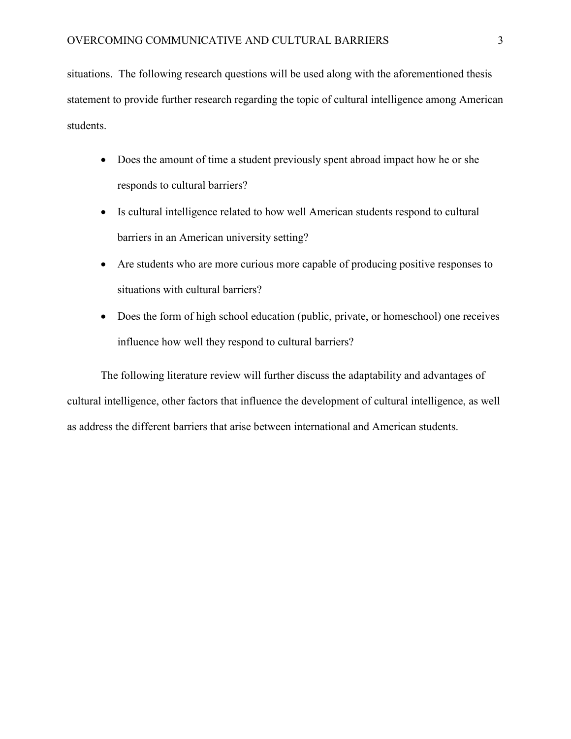situations. The following research questions will be used along with the aforementioned thesis statement to provide further research regarding the topic of cultural intelligence among American students.

- Does the amount of time a student previously spent abroad impact how he or she responds to cultural barriers?
- Is cultural intelligence related to how well American students respond to cultural barriers in an American university setting?
- Are students who are more curious more capable of producing positive responses to situations with cultural barriers?
- Does the form of high school education (public, private, or homeschool) one receives influence how well they respond to cultural barriers?

The following literature review will further discuss the adaptability and advantages of cultural intelligence, other factors that influence the development of cultural intelligence, as well as address the different barriers that arise between international and American students.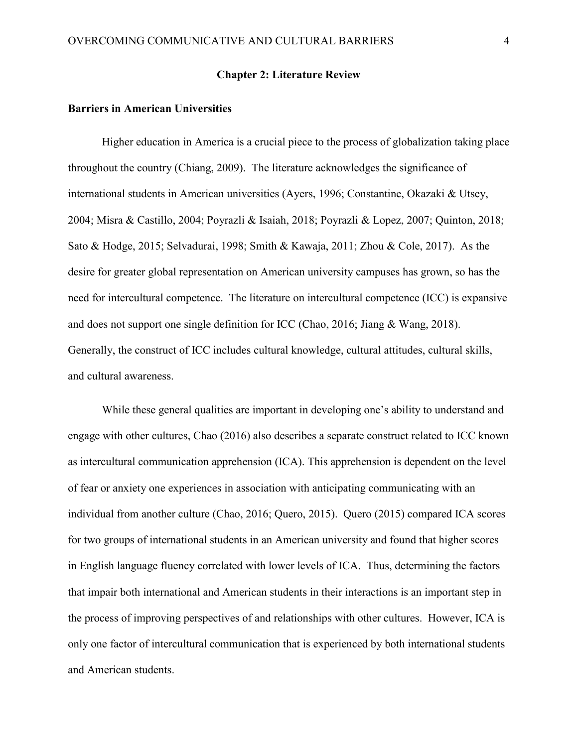# Chapter 2: Literature Review

## Barriers in American Universities

Higher education in America is a crucial piece to the process of globalization taking place throughout the country (Chiang, 2009). The literature acknowledges the significance of international students in American universities (Ayers, 1996; Constantine, Okazaki & Utsey, 2004; Misra & Castillo, 2004; Poyrazli & Isaiah, 2018; Poyrazli & Lopez, 2007; Quinton, 2018; Sato & Hodge, 2015; Selvadurai, 1998; Smith & Kawaja, 2011; Zhou & Cole, 2017). As the desire for greater global representation on American university campuses has grown, so has the need for intercultural competence. The literature on intercultural competence (ICC) is expansive and does not support one single definition for ICC (Chao, 2016; Jiang & Wang, 2018). Generally, the construct of ICC includes cultural knowledge, cultural attitudes, cultural skills, and cultural awareness.

While these general qualities are important in developing one's ability to understand and engage with other cultures, Chao (2016) also describes a separate construct related to ICC known as intercultural communication apprehension (ICA). This apprehension is dependent on the level of fear or anxiety one experiences in association with anticipating communicating with an individual from another culture (Chao, 2016; Quero, 2015). Quero (2015) compared ICA scores for two groups of international students in an American university and found that higher scores in English language fluency correlated with lower levels of ICA. Thus, determining the factors that impair both international and American students in their interactions is an important step in the process of improving perspectives of and relationships with other cultures. However, ICA is only one factor of intercultural communication that is experienced by both international students and American students.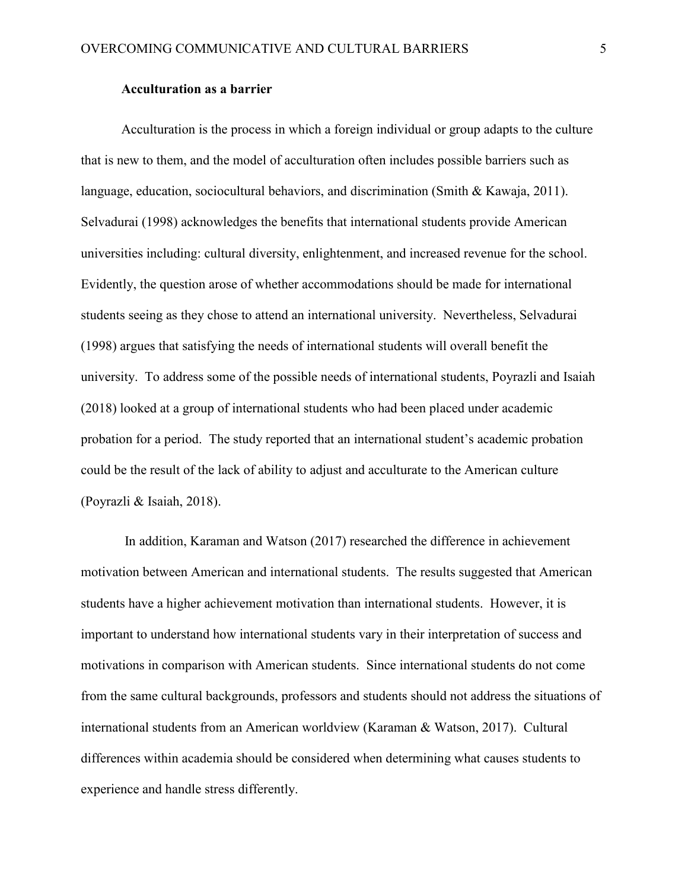**Acculturation as a barrier**

Acculturation is the process in which a foreign individual or group adapts to the culture that is new to them, and the model of acculturation often includes possible barriers such as language, education, sociocultural behaviors, and discrimination (Smith & Kawaja, 2011). Selvadurai (1998) acknowledges the benefits that international students provide American universities including: cultural diversity, enlightenment, and increased revenue for the school. Evidently, the question arose of whether accommodations should be made for international students seeing as they chose to attend an international university. Nevertheless, Selvadurai (1998) argues that satisfying the needs of international students will overall benefit the university. To address some of the possible needs of international students, Poyrazli and Isaiah (2018) looked at a group of international students who had been placed under academic probation for a period. The study reported that an international student's academic probation could be the result of the lack of ability to adjust and acculturate to the American culture (Poyrazli & Isaiah, 2018).

In addition, Karaman and Watson (2017) researched the difference in achievement motivation between American and international students. The results suggested that American students have a higher achievement motivation than international students. However, it is important to understand how international students vary in their interpretation of success and motivations in comparison with American students. Since international students do not come from the same cultural backgrounds, professors and students should not address the situations of international students from an American worldview (Karaman & Watson, 2017). Cultural differences within academia should be considered when determining what causes students to experience and handle stress differently.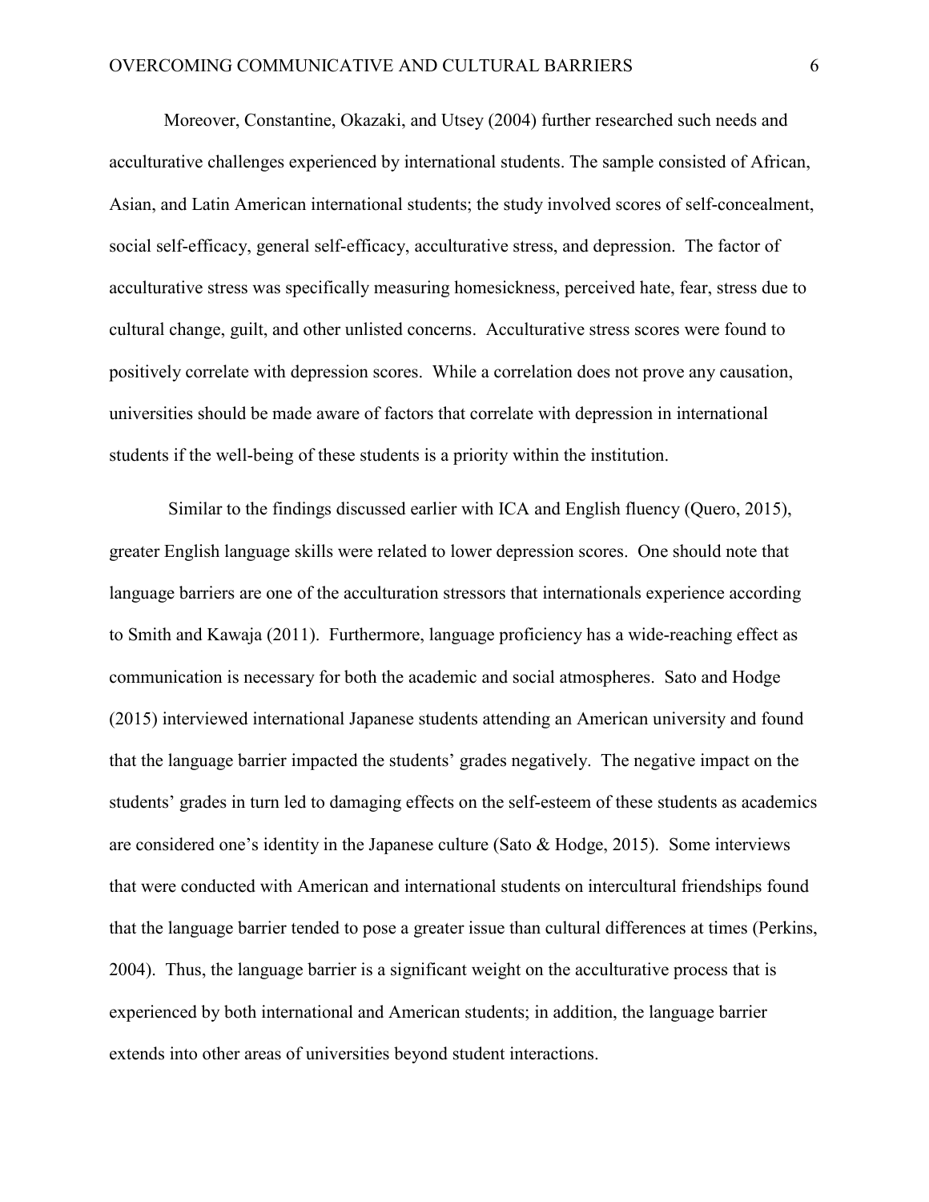Moreover, Constantine, Okazaki, and Utsey (2004) further researched such needs and acculturative challenges experienced by international students. The sample consisted of African, Asian, and Latin American international students; the study involved scores of self-concealment, social self-efficacy, general self-efficacy, acculturative stress, and depression. The factor of acculturative stress was specifically measuring homesickness, perceived hate, fear, stress due to cultural change, guilt, and other unlisted concerns. Acculturative stress scores were found to positively correlate with depression scores. While a correlation does not prove any causation, universities should be made aware of factors that correlate with depression in international students if the well-being of these students is a priority within the institution.

Similar to the findings discussed earlier with ICA and English fluency (Quero, 2015), greater English language skills were related to lower depression scores. One should note that language barriers are one of the acculturation stressors that internationals experience according to Smith and Kawaja (2011). Furthermore, language proficiency has a wide-reaching effect as communication is necessary for both the academic and social atmospheres. Sato and Hodge (2015) interviewed international Japanese students attending an American university and found that the language barrier impacted the students' grades negatively. The negative impact on the students' grades in turn led to damaging effects on the self-esteem of these students as academics are considered one's identity in the Japanese culture (Sato & Hodge, 2015). Some interviews that were conducted with American and international students on intercultural friendships found that the language barrier tended to pose a greater issue than cultural differences at times (Perkins, 2004). Thus, the language barrier is a significant weight on the acculturative process that is experienced by both international and American students; in addition, the language barrier extends into other areas of universities beyond student interactions.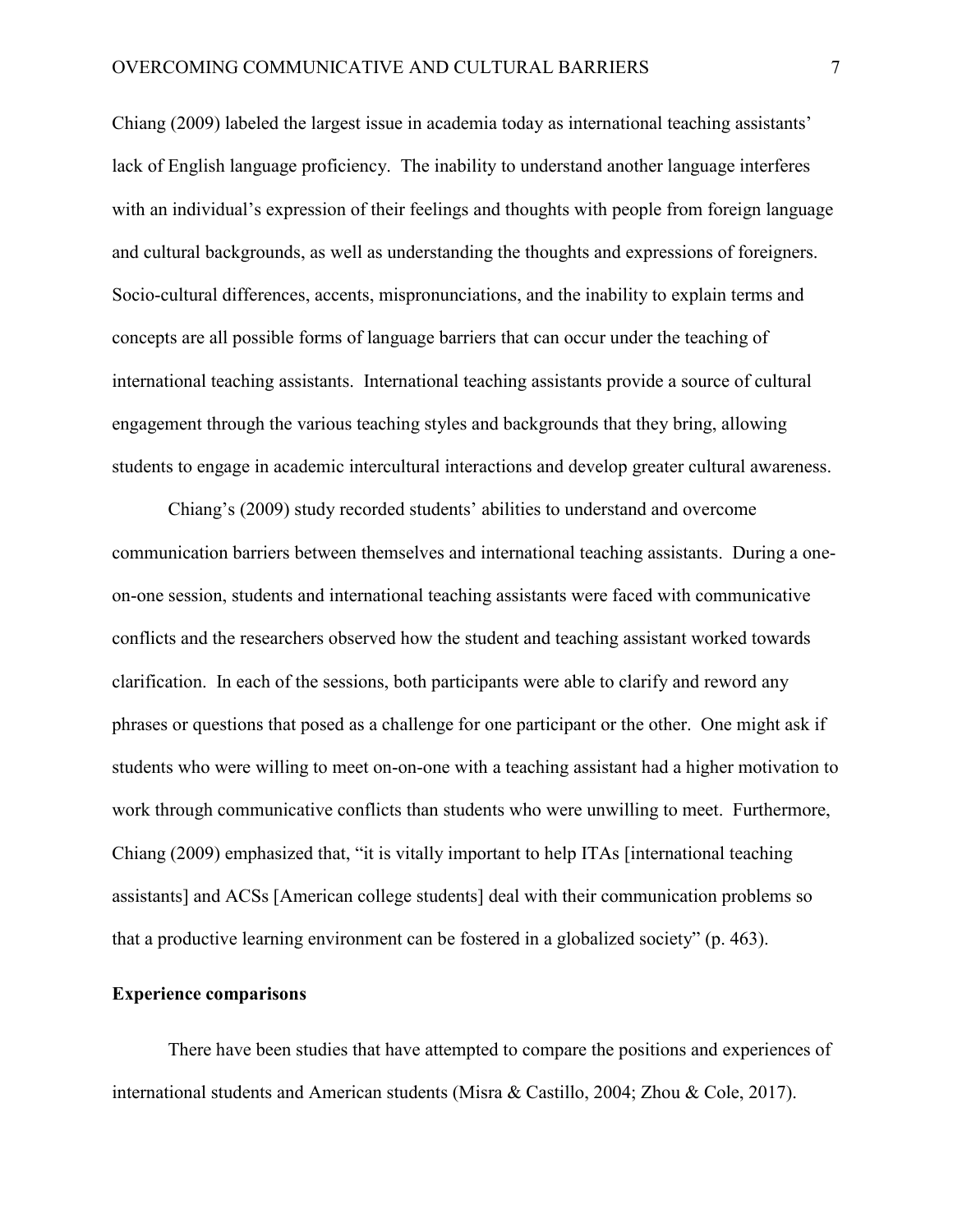Chiang (2009) labeled the largest issue in academia today as international teaching assistants' lack of English language proficiency. The inability to understand another language interferes with an individual's expression of their feelings and thoughts with people from foreign language and cultural backgrounds, as well as understanding the thoughts and expressions of foreigners. Socio-cultural differences, accents, mispronunciations, and the inability to explain terms and concepts are all possible forms of language barriers that can occur under the teaching of international teaching assistants. International teaching assistants provide a source of cultural engagement through the various teaching styles and backgrounds that they bring, allowing students to engage in academic intercultural interactions and develop greater cultural awareness.

Chiang's (2009) study recorded students' abilities to understand and overcome communication barriers between themselves and international teaching assistants. During a one-on-one session, students and international teaching assistants were faced with communicative conflicts and the researchers observed how the student and teaching assistant worked towards clarification. In each of the sessions, both participants were able to clarify and reword any phrases or questions that posed as a challenge for one participant or the other. One might ask if students who were willing to meet on-on-one with a teaching assistant had a higher motivation to work through communicative conflicts than students who were unwilling to meet. Furthermore, Chiang (2009) emphasized that, "it is vitally important to help ITAs [international teaching assistants] and ACSs [American college students] deal with their communication problems so that a productive learning environment can be fostered in a globalized society" (p. 463).

**Experience comparisons**

There have been studies that have attempted to compare the positions and experiences of international students and American students (Misra & Castillo, 2004; Zhou & Cole, 2017).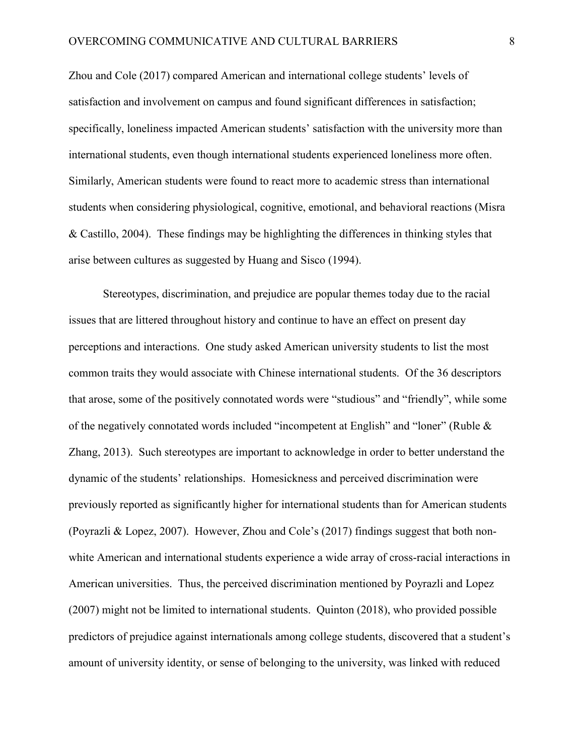Zhou and Cole (2017) compared American and international college students' levels of satisfaction and involvement on campus and found significant differences in satisfaction; specifically, loneliness impacted American students' satisfaction with the university more than international students, even though international students experienced loneliness more often. Similarly, American students were found to react more to academic stress than international students when considering physiological, cognitive, emotional, and behavioral reactions (Misra & Castillo, 2004). These findings may be highlighting the differences in thinking styles that arise between cultures as suggested by Huang and Sisco (1994).

Stereotypes, discrimination, and prejudice are popular themes today due to the racial issues that are littered throughout history and continue to have an effect on present day perceptions and interactions. One study asked American university students to list the most common traits they would associate with Chinese international students. Of the 36 descriptors that arose, some of the positively connotated words were "studious" and "friendly", while some of the negatively connotated words included "incompetent at English" and "loner" (Ruble & Zhang, 2013). Such stereotypes are important to acknowledge in order to better understand the dynamic of the students' relationships. Homesickness and perceived discrimination were previously reported as significantly higher for international students than for American students (Poyrazli & Lopez, 2007). However, Zhou and Cole's (2017) findings suggest that both non-white American and international students experience a wide array of cross-racial interactions in American universities. Thus, the perceived discrimination mentioned by Poyrazli and Lopez (2007) might not be limited to international students. Quinton (2018), who provided possible predictors of prejudice against internationals among college students, discovered that a student's amount of university identity, or sense of belonging to the university, was linked with reduced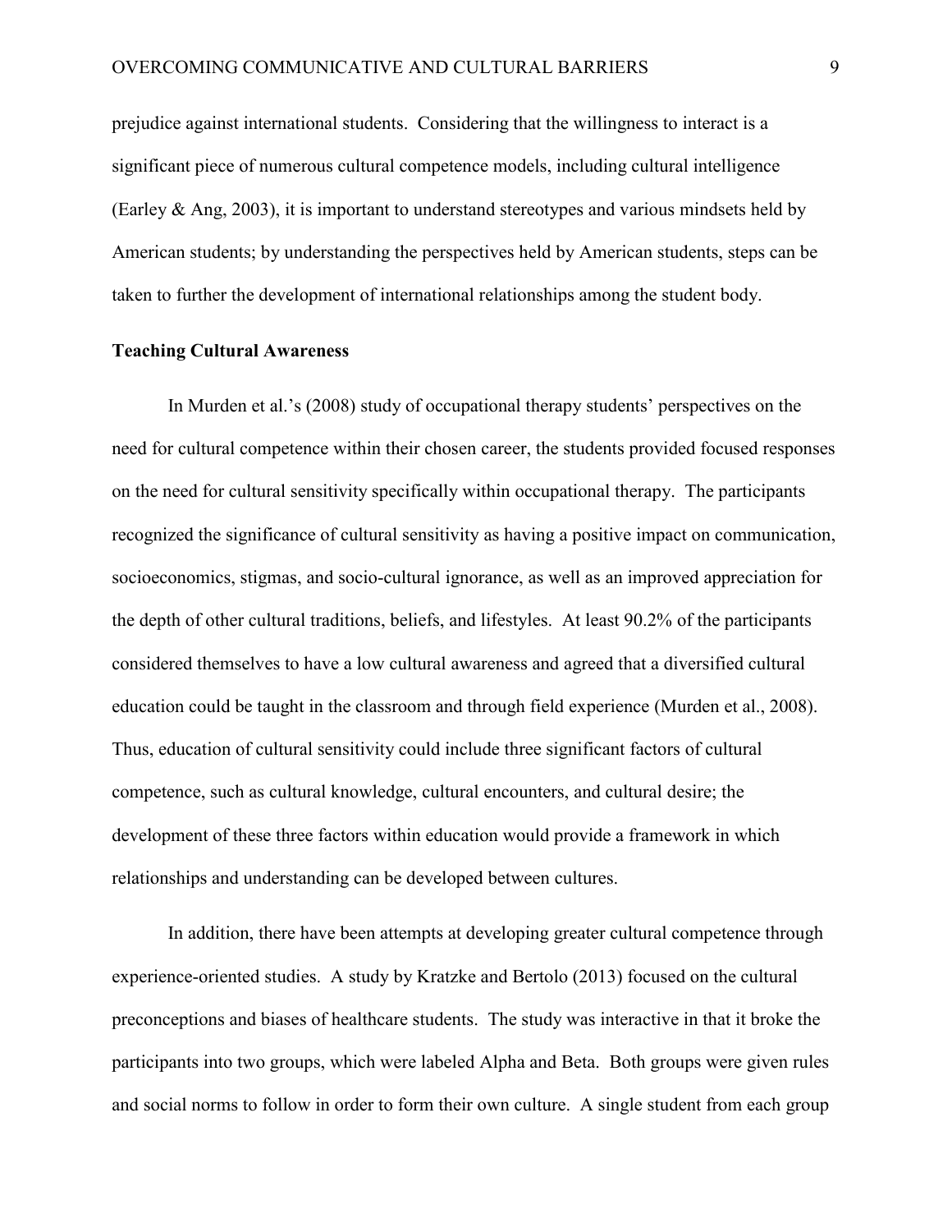prejudice against international students. Considering that the willingness to interact is a significant piece of numerous cultural competence models, including cultural intelligence (Earley & Ang, 2003), it is important to understand stereotypes and various mindsets held by American students; by understanding the perspectives held by American students, steps can be taken to further the development of international relationships among the student body.

## Teaching Cultural Awareness

In Murden et al.'s (2008) study of occupational therapy students' perspectives on the need for cultural competence within their chosen career, the students provided focused responses on the need for cultural sensitivity specifically within occupational therapy. The participants recognized the significance of cultural sensitivity as having a positive impact on communication, socioeconomics, stigmas, and socio-cultural ignorance, as well as an improved appreciation for the depth of other cultural traditions, beliefs, and lifestyles. At least 90.2% of the participants considered themselves to have a low cultural awareness and agreed that a diversified cultural education could be taught in the classroom and through field experience (Murden et al., 2008). Thus, education of cultural sensitivity could include three significant factors of cultural competence, such as cultural knowledge, cultural encounters, and cultural desire; the development of these three factors within education would provide a framework in which relationships and understanding can be developed between cultures.

In addition, there have been attempts at developing greater cultural competence through experience-oriented studies. A study by Kratzke and Bertolo (2013) focused on the cultural preconceptions and biases of healthcare students. The study was interactive in that it broke the participants into two groups, which were labeled Alpha and Beta. Both groups were given rules and social norms to follow in order to form their own culture. A single student from each group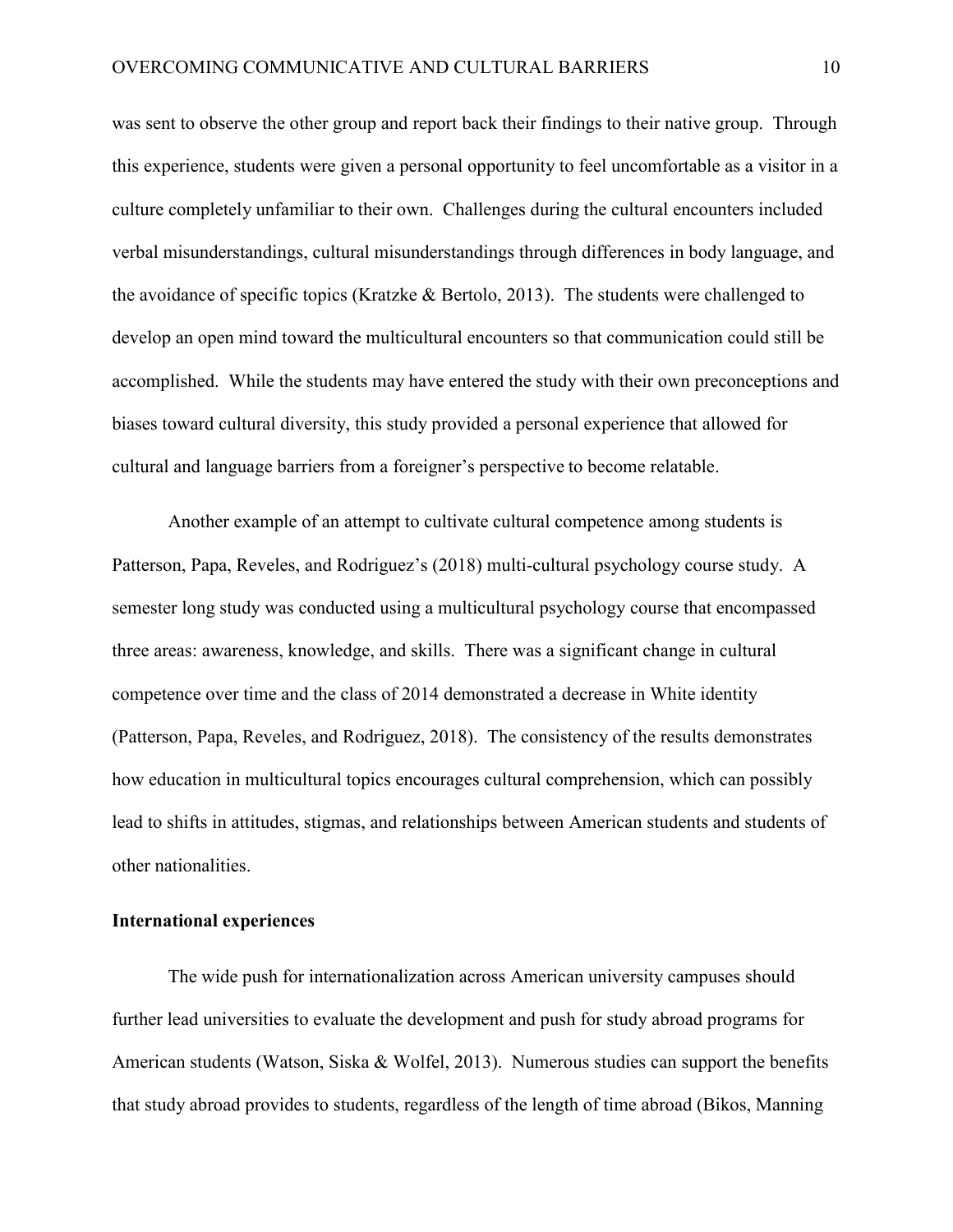was sent to observe the other group and report back their findings to their native group. Through this experience, students were given a personal opportunity to feel uncomfortable as a visitor in a culture completely unfamiliar to their own. Challenges during the cultural encounters included verbal misunderstandings, cultural misunderstandings through differences in body language, and the avoidance of specific topics (Kratzke & Bertolo, 2013). The students were challenged to develop an open mind toward the multicultural encounters so that communication could still be accomplished. While the students may have entered the study with their own preconceptions and biases toward cultural diversity, this study provided a personal experience that allowed for cultural and language barriers from a foreigner's perspective to become relatable.

Another example of an attempt to cultivate cultural competence among students is Patterson, Papa, Reveles, and Rodriguez's (2018) multi-cultural psychology course study. A semester long study was conducted using a multicultural psychology course that encompassed three areas: awareness, knowledge, and skills. There was a significant change in cultural competence over time and the class of 2014 demonstrated a decrease in White identity (Patterson, Papa, Reveles, and Rodriguez, 2018). The consistency of the results demonstrates how education in multicultural topics encourages cultural comprehension, which can possibly lead to shifts in attitudes, stigmas, and relationships between American students and students of other nationalities.

**International experiences**

The wide push for internationalization across American university campuses should further lead universities to evaluate the development and push for study abroad programs for American students (Watson, Siska & Wolfel, 2013). Numerous studies can support the benefits that study abroad provides to students, regardless of the length of time abroad (Bikos, Manning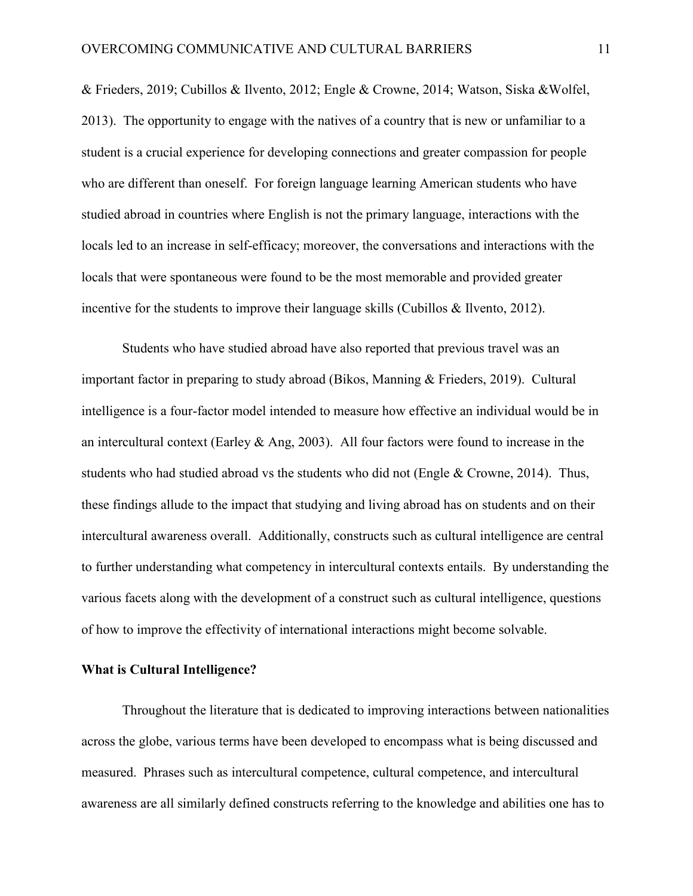& Frieders, 2019; Cubillos & Ilvento, 2012; Engle & Crowne, 2014; Watson, Siska &Wolfel, 2013). The opportunity to engage with the natives of a country that is new or unfamiliar to a student is a crucial experience for developing connections and greater compassion for people who are different than oneself. For foreign language learning American students who have studied abroad in countries where English is not the primary language, interactions with the locals led to an increase in self-efficacy; moreover, the conversations and interactions with the locals that were spontaneous were found to be the most memorable and provided greater incentive for the students to improve their language skills (Cubillos & Ilvento, 2012).

Students who have studied abroad have also reported that previous travel was an important factor in preparing to study abroad (Bikos, Manning & Frieders, 2019). Cultural intelligence is a four-factor model intended to measure how effective an individual would be in an intercultural context (Earley & Ang, 2003). All four factors were found to increase in the students who had studied abroad vs the students who did not (Engle & Crowne, 2014). Thus, these findings allude to the impact that studying and living abroad has on students and on their intercultural awareness overall. Additionally, constructs such as cultural intelligence are central to further understanding what competency in intercultural contexts entails. By understanding the various facets along with the development of a construct such as cultural intelligence, questions of how to improve the effectivity of international interactions might become solvable.

**What is Cultural Intelligence?**

Throughout the literature that is dedicated to improving interactions between nationalities across the globe, various terms have been developed to encompass what is being discussed and measured. Phrases such as intercultural competence, cultural competence, and intercultural awareness are all similarly defined constructs referring to the knowledge and abilities one has to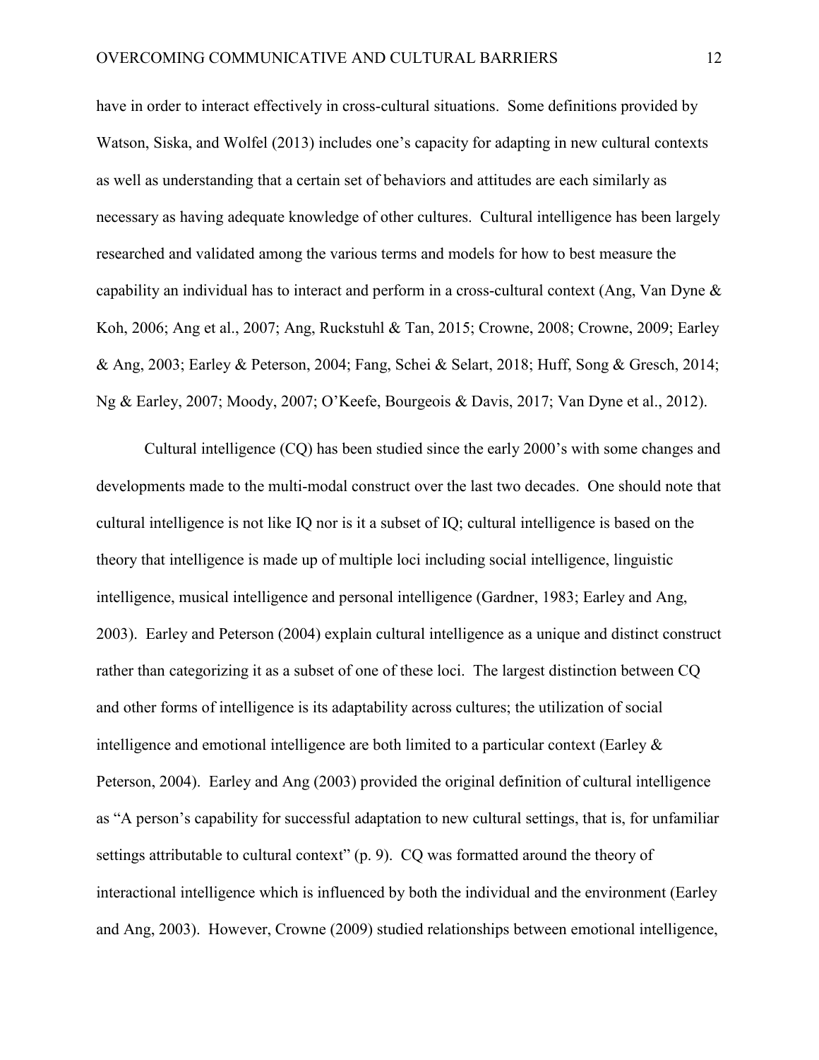have in order to interact effectively in cross-cultural situations. Some definitions provided by Watson, Siska, and Wolfel (2013) includes one's capacity for adapting in new cultural contexts as well as understanding that a certain set of behaviors and attitudes are each similarly as necessary as having adequate knowledge of other cultures. Cultural intelligence has been largely researched and validated among the various terms and models for how to best measure the capability an individual has to interact and perform in a cross-cultural context (Ang, Van Dyne & Koh, 2006; Ang et al., 2007; Ang, Ruckstuhl & Tan, 2015; Crowne, 2008; Crowne, 2009; Earley & Ang, 2003; Earley & Peterson, 2004; Fang, Schei & Selart, 2018; Huff, Song & Gresch, 2014; Ng & Earley, 2007; Moody, 2007; O'Keefe, Bourgeois & Davis, 2017; Van Dyne et al., 2012).

Cultural intelligence (CQ) has been studied since the early 2000's with some changes and developments made to the multi-modal construct over the last two decades. One should note that cultural intelligence is not like IQ nor is it a subset of IQ; cultural intelligence is based on the theory that intelligence is made up of multiple loci including social intelligence, linguistic intelligence, musical intelligence and personal intelligence (Gardner, 1983; Earley and Ang, 2003). Earley and Peterson (2004) explain cultural intelligence as a unique and distinct construct rather than categorizing it as a subset of one of these loci. The largest distinction between CQ and other forms of intelligence is its adaptability across cultures; the utilization of social intelligence and emotional intelligence are both limited to a particular context (Earley & Peterson, 2004). Earley and Ang (2003) provided the original definition of cultural intelligence as "A person's capability for successful adaptation to new cultural settings, that is, for unfamiliar settings attributable to cultural context" (p. 9). CQ was formatted around the theory of interactional intelligence which is influenced by both the individual and the environment (Earley and Ang, 2003). However, Crowne (2009) studied relationships between emotional intelligence,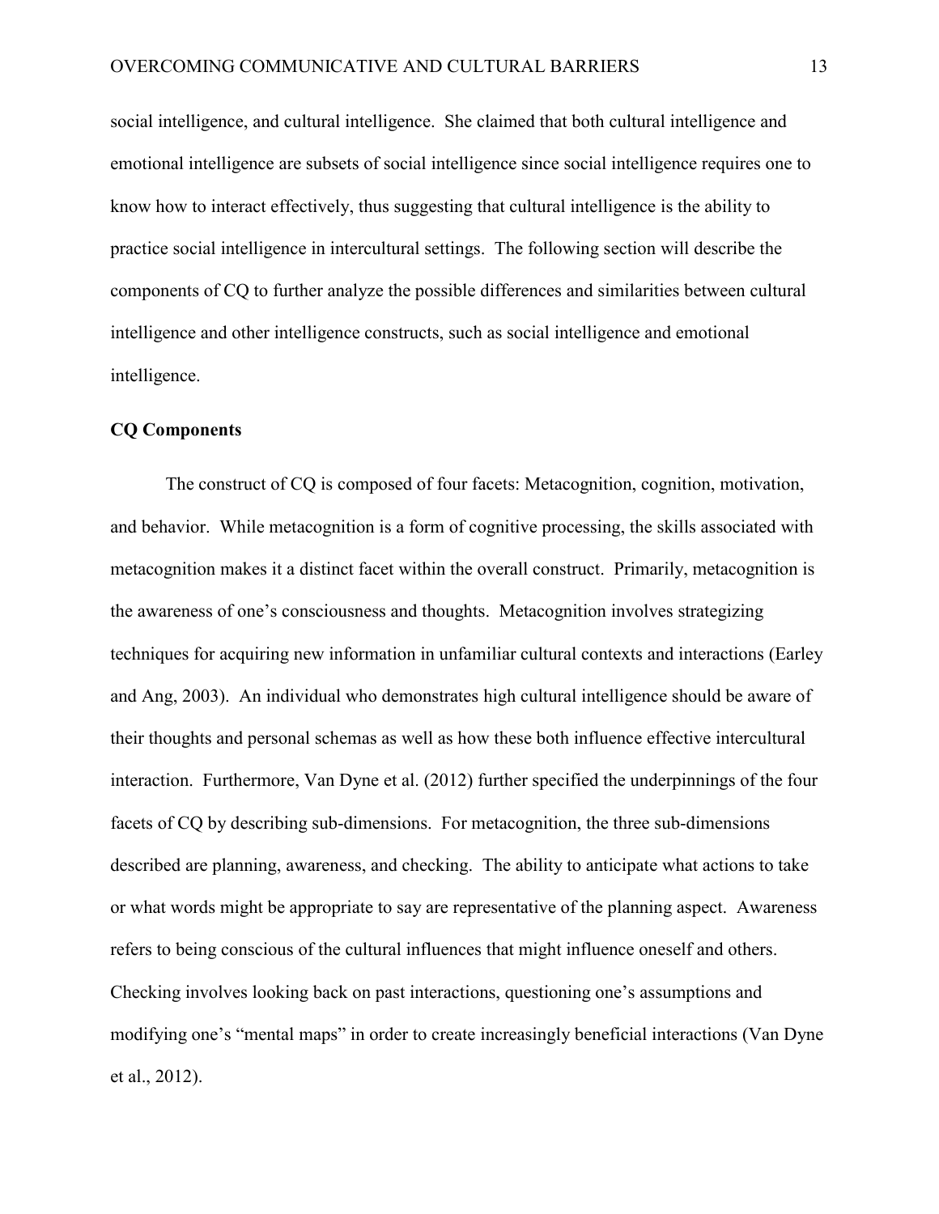social intelligence, and cultural intelligence. She claimed that both cultural intelligence and emotional intelligence are subsets of social intelligence since social intelligence requires one to know how to interact effectively, thus suggesting that cultural intelligence is the ability to practice social intelligence in intercultural settings. The following section will describe the components of CQ to further analyze the possible differences and similarities between cultural intelligence and other intelligence constructs, such as social intelligence and emotional intelligence.

**CQ Components**

The construct of CQ is composed of four facets: Metacognition, cognition, motivation, and behavior. While metacognition is a form of cognitive processing, the skills associated with metacognition makes it a distinct facet within the overall construct. Primarily, metacognition is the awareness of one's consciousness and thoughts. Metacognition involves strategizing techniques for acquiring new information in unfamiliar cultural contexts and interactions (Earley and Ang, 2003). An individual who demonstrates high cultural intelligence should be aware of their thoughts and personal schemas as well as how these both influence effective intercultural interaction. Furthermore, Van Dyne et al. (2012) further specified the underpinnings of the four facets of CQ by describing sub-dimensions. For metacognition, the three sub-dimensions described are planning, awareness, and checking. The ability to anticipate what actions to take or what words might be appropriate to say are representative of the planning aspect. Awareness refers to being conscious of the cultural influences that might influence oneself and others. Checking involves looking back on past interactions, questioning one's assumptions and modifying one's "mental maps" in order to create increasingly beneficial interactions (Van Dyne et al., 2012).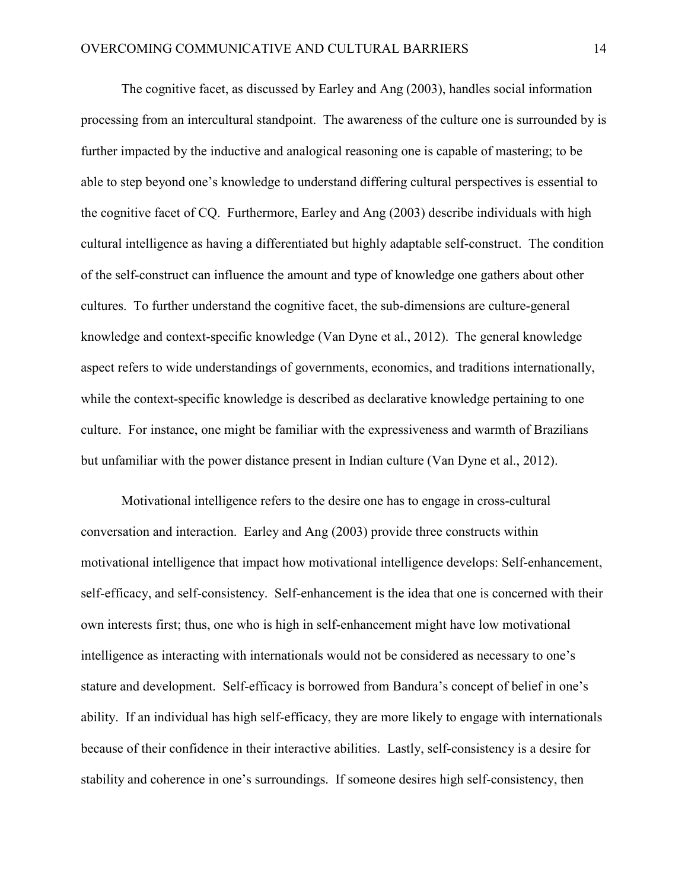The cognitive facet, as discussed by Earley and Ang (2003), handles social information processing from an intercultural standpoint. The awareness of the culture one is surrounded by is further impacted by the inductive and analogical reasoning one is capable of mastering; to be able to step beyond one's knowledge to understand differing cultural perspectives is essential to the cognitive facet of CQ. Furthermore, Earley and Ang (2003) describe individuals with high cultural intelligence as having a differentiated but highly adaptable self-construct. The condition of the self-construct can influence the amount and type of knowledge one gathers about other cultures. To further understand the cognitive facet, the sub-dimensions are culture-general knowledge and context-specific knowledge (Van Dyne et al., 2012). The general knowledge aspect refers to wide understandings of governments, economics, and traditions internationally, while the context-specific knowledge is described as declarative knowledge pertaining to one culture. For instance, one might be familiar with the expressiveness and warmth of Brazilians but unfamiliar with the power distance present in Indian culture (Van Dyne et al., 2012).

Motivational intelligence refers to the desire one has to engage in cross-cultural conversation and interaction. Earley and Ang (2003) provide three constructs within motivational intelligence that impact how motivational intelligence develops: Self-enhancement, self-efficacy, and self-consistency. Self-enhancement is the idea that one is concerned with their own interests first; thus, one who is high in self-enhancement might have low motivational intelligence as interacting with internationals would not be considered as necessary to one's stature and development. Self-efficacy is borrowed from Bandura's concept of belief in one's ability. If an individual has high self-efficacy, they are more likely to engage with internationals because of their confidence in their interactive abilities. Lastly, self-consistency is a desire for stability and coherence in one's surroundings. If someone desires high self-consistency, then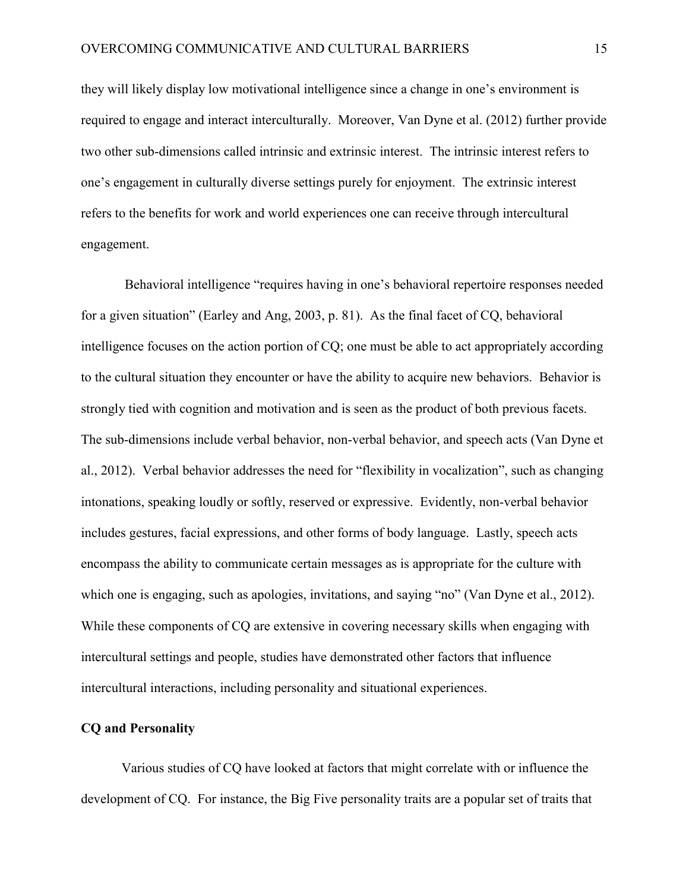they will likely display low motivational intelligence since a change in one's environment is required to engage and interact interculturally. Moreover, Van Dyne et al. (2012) further provide two other sub-dimensions called intrinsic and extrinsic interest. The intrinsic interest refers to one's engagement in culturally diverse settings purely for enjoyment. The extrinsic interest refers to the benefits for work and world experiences one can receive through intercultural engagement.

Behavioral intelligence "requires having in one's behavioral repertoire responses needed for a given situation" (Earley and Ang, 2003, p. 81). As the final facet of CQ, behavioral intelligence focuses on the action portion of CQ; one must be able to act appropriately according to the cultural situation they encounter or have the ability to acquire new behaviors. Behavior is strongly tied with cognition and motivation and is seen as the product of both previous facets. The sub-dimensions include verbal behavior, non-verbal behavior, and speech acts (Van Dyne et al., 2012). Verbal behavior addresses the need for "flexibility in vocalization", such as changing intonations, speaking loudly or softly, reserved or expressive. Evidently, non-verbal behavior includes gestures, facial expressions, and other forms of body language. Lastly, speech acts encompass the ability to communicate certain messages as is appropriate for the culture with which one is engaging, such as apologies, invitations, and saying "no" (Van Dyne et al., 2012). While these components of CQ are extensive in covering necessary skills when engaging with intercultural settings and people, studies have demonstrated other factors that influence intercultural interactions, including personality and situational experiences.

**CQ and Personality**

Various studies of CQ have looked at factors that might correlate with or influence the development of CQ. For instance, the Big Five personality traits are a popular set of traits that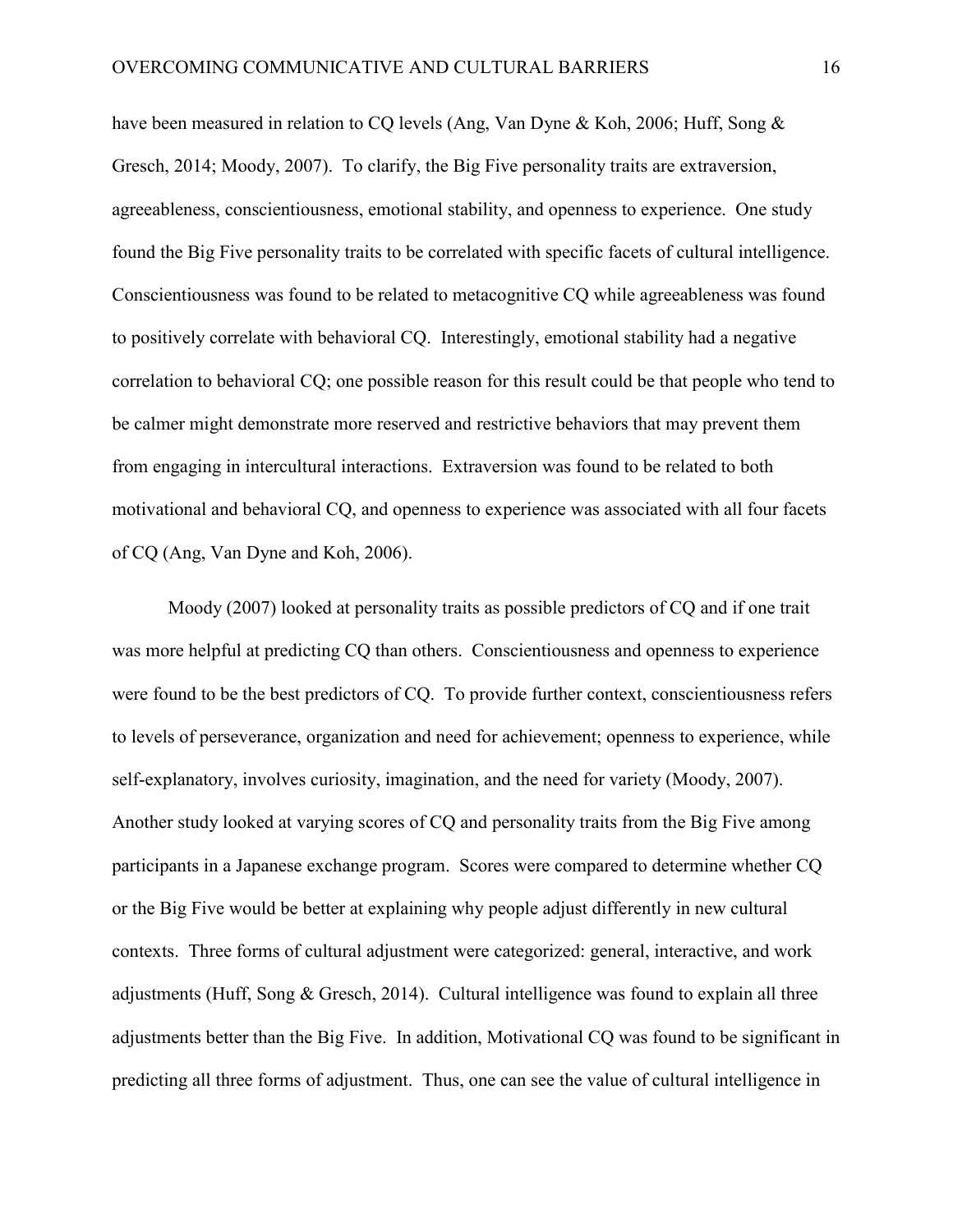have been measured in relation to CQ levels (Ang, Van Dyne & Koh, 2006; Huff, Song & Gresch, 2014; Moody, 2007). To clarify, the Big Five personality traits are extraversion, agreeableness, conscientiousness, emotional stability, and openness to experience. One study found the Big Five personality traits to be correlated with specific facets of cultural intelligence. Conscientiousness was found to be related to metacognitive CQ while agreeableness was found to positively correlate with behavioral CQ. Interestingly, emotional stability had a negative correlation to behavioral CQ; one possible reason for this result could be that people who tend to be calmer might demonstrate more reserved and restrictive behaviors that may prevent them from engaging in intercultural interactions. Extraversion was found to be related to both motivational and behavioral CQ, and openness to experience was associated with all four facets of CQ (Ang, Van Dyne and Koh, 2006).

Moody (2007) looked at personality traits as possible predictors of CQ and if one trait was more helpful at predicting CQ than others. Conscientiousness and openness to experience were found to be the best predictors of CQ. To provide further context, conscientiousness refers to levels of perseverance, organization and need for achievement; openness to experience, while self-explanatory, involves curiosity, imagination, and the need for variety (Moody, 2007). Another study looked at varying scores of CQ and personality traits from the Big Five among participants in a Japanese exchange program. Scores were compared to determine whether CQ or the Big Five would be better at explaining why people adjust differently in new cultural contexts. Three forms of cultural adjustment were categorized: general, interactive, and work adjustments (Huff, Song & Gresch, 2014). Cultural intelligence was found to explain all three adjustments better than the Big Five. In addition, Motivational CQ was found to be significant in predicting all three forms of adjustment. Thus, one can see the value of cultural intelligence in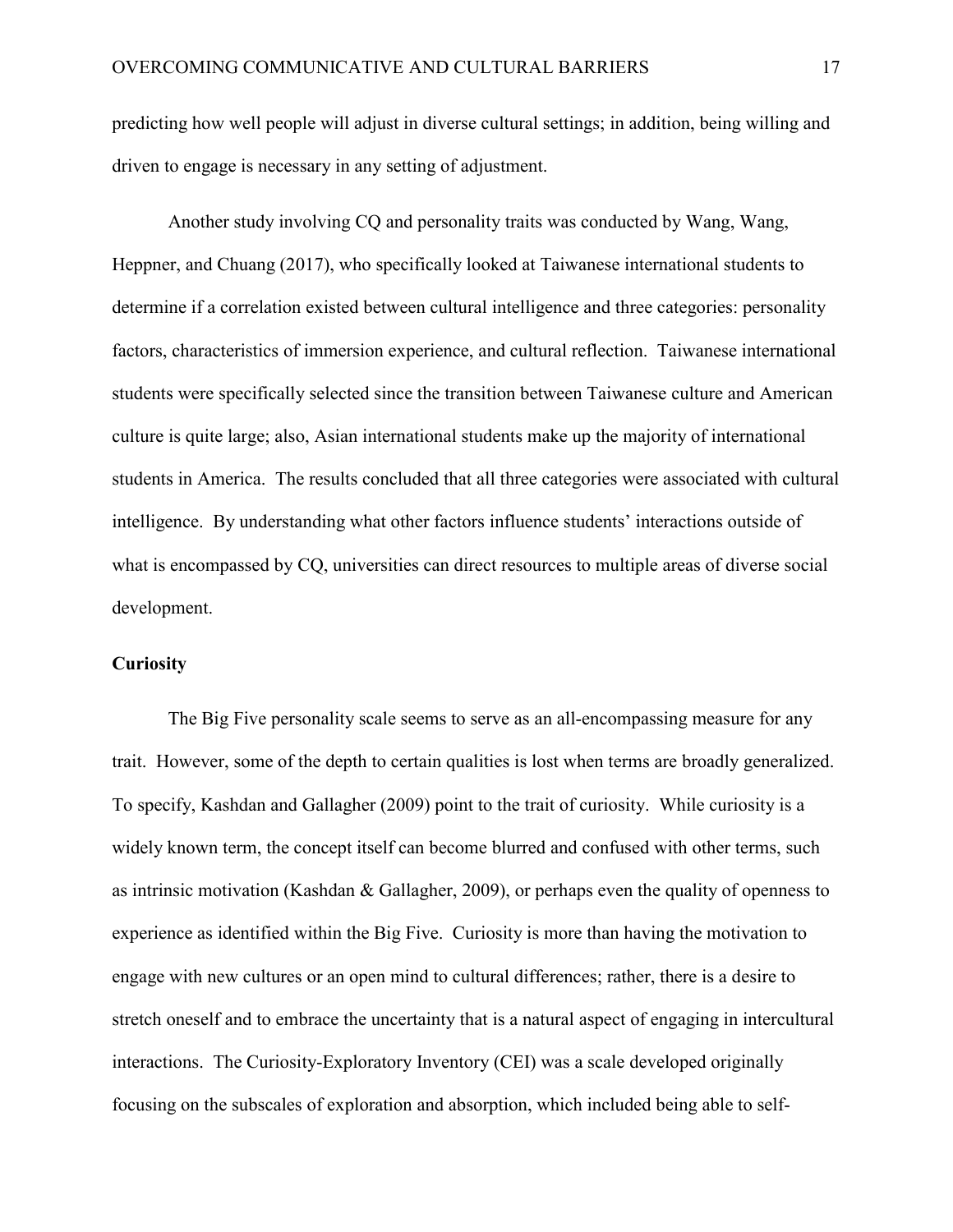predicting how well people will adjust in diverse cultural settings; in addition, being willing and driven to engage is necessary in any setting of adjustment.

Another study involving CQ and personality traits was conducted by Wang, Wang, Heppner, and Chuang (2017), who specifically looked at Taiwanese international students to determine if a correlation existed between cultural intelligence and three categories: personality factors, characteristics of immersion experience, and cultural reflection. Taiwanese international students were specifically selected since the transition between Taiwanese culture and American culture is quite large; also, Asian international students make up the majority of international students in America. The results concluded that all three categories were associated with cultural intelligence. By understanding what other factors influence students' interactions outside of what is encompassed by CQ, universities can direct resources to multiple areas of diverse social development.

**Curiosity**

The Big Five personality scale seems to serve as an all-encompassing measure for any trait. However, some of the depth to certain qualities is lost when terms are broadly generalized. To specify, Kashdan and Gallagher (2009) point to the trait of curiosity. While curiosity is a widely known term, the concept itself can become blurred and confused with other terms, such as intrinsic motivation (Kashdan & Gallagher, 2009), or perhaps even the quality of openness to experience as identified within the Big Five. Curiosity is more than having the motivation to engage with new cultures or an open mind to cultural differences; rather, there is a desire to stretch oneself and to embrace the uncertainty that is a natural aspect of engaging in intercultural interactions. The Curiosity-Exploratory Inventory (CEI) was a scale developed originally focusing on the subscales of exploration and absorption, which included being able to self-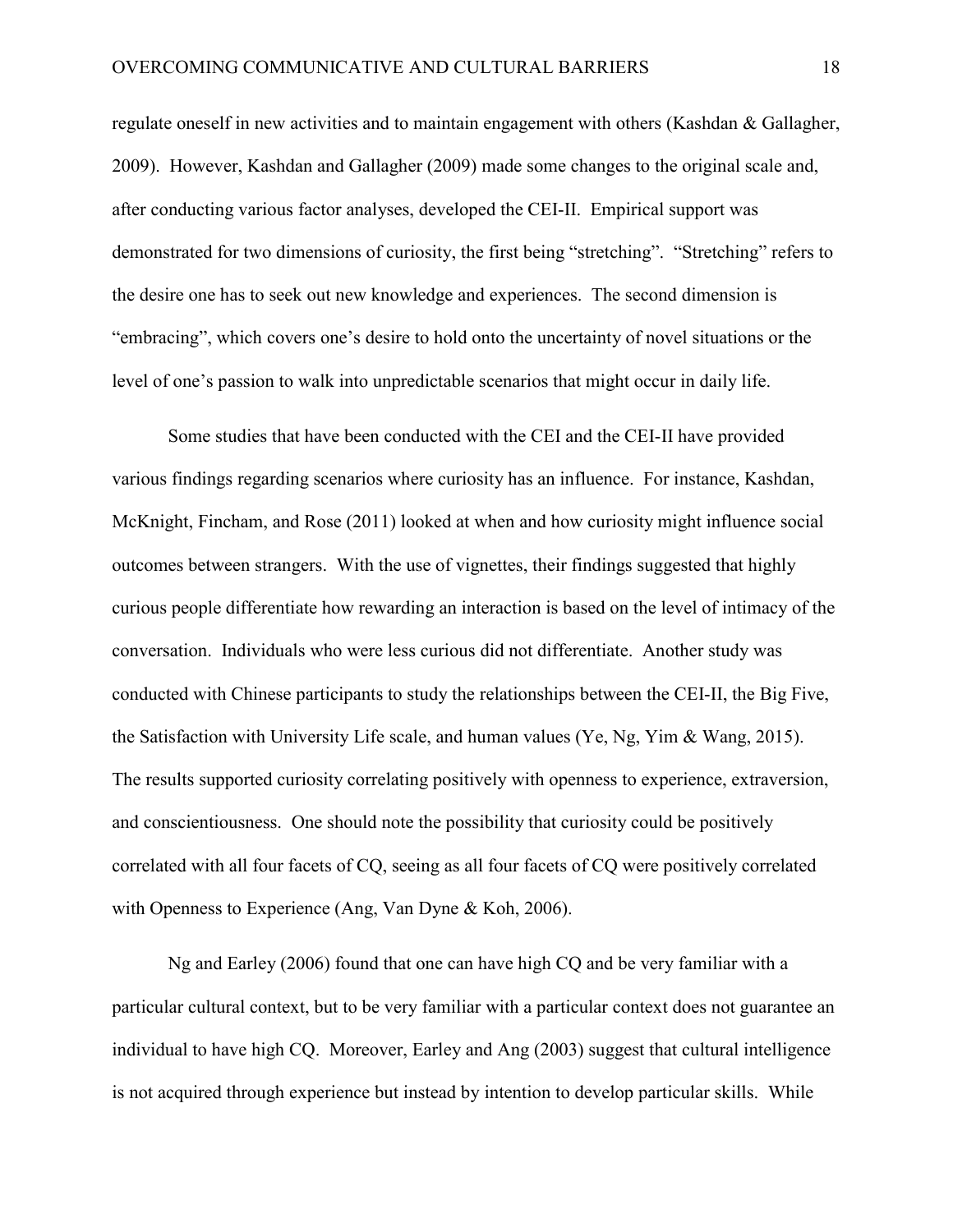regulate oneself in new activities and to maintain engagement with others (Kashdan & Gallagher, 2009). However, Kashdan and Gallagher (2009) made some changes to the original scale and, after conducting various factor analyses, developed the CEI-II. Empirical support was demonstrated for two dimensions of curiosity, the first being "stretching". "Stretching" refers to the desire one has to seek out new knowledge and experiences. The second dimension is "embracing", which covers one's desire to hold onto the uncertainty of novel situations or the level of one's passion to walk into unpredictable scenarios that might occur in daily life.

Some studies that have been conducted with the CEI and the CEI-II have provided various findings regarding scenarios where curiosity has an influence. For instance, Kashdan, McKnight, Fincham, and Rose (2011) looked at when and how curiosity might influence social outcomes between strangers. With the use of vignettes, their findings suggested that highly curious people differentiate how rewarding an interaction is based on the level of intimacy of the conversation. Individuals who were less curious did not differentiate. Another study was conducted with Chinese participants to study the relationships between the CEI-II, the Big Five, the Satisfaction with University Life scale, and human values (Ye, Ng, Yim & Wang, 2015). The results supported curiosity correlating positively with openness to experience, extraversion, and conscientiousness. One should note the possibility that curiosity could be positively correlated with all four facets of CQ, seeing as all four facets of CQ were positively correlated with Openness to Experience (Ang, Van Dyne & Koh, 2006).

Ng and Earley (2006) found that one can have high CQ and be very familiar with a particular cultural context, but to be very familiar with a particular context does not guarantee an individual to have high CQ. Moreover, Earley and Ang (2003) suggest that cultural intelligence is not acquired through experience but instead by intention to develop particular skills. While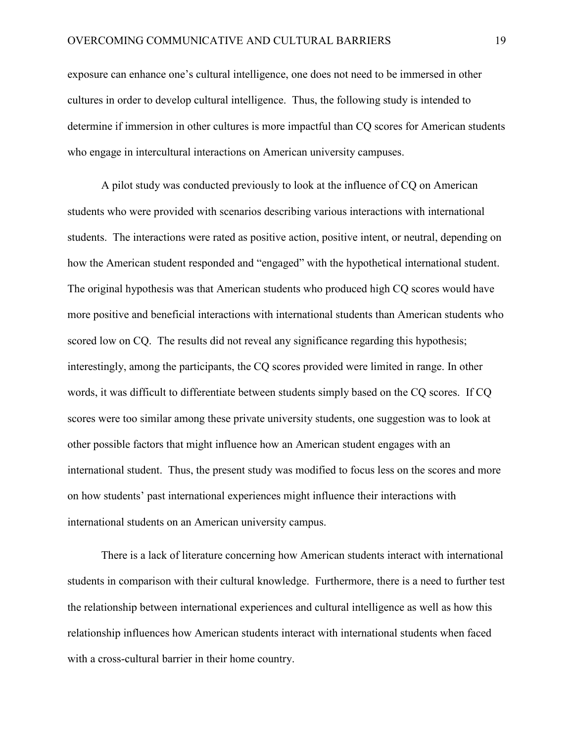exposure can enhance one's cultural intelligence, one does not need to be immersed in other cultures in order to develop cultural intelligence. Thus, the following study is intended to determine if immersion in other cultures is more impactful than CQ scores for American students who engage in intercultural interactions on American university campuses.

A pilot study was conducted previously to look at the influence of CQ on American students who were provided with scenarios describing various interactions with international students. The interactions were rated as positive action, positive intent, or neutral, depending on how the American student responded and "engaged" with the hypothetical international student. The original hypothesis was that American students who produced high CQ scores would have more positive and beneficial interactions with international students than American students who scored low on CQ. The results did not reveal any significance regarding this hypothesis; interestingly, among the participants, the CQ scores provided were limited in range. In other words, it was difficult to differentiate between students simply based on the CQ scores. If CQ scores were too similar among these private university students, one suggestion was to look at other possible factors that might influence how an American student engages with an international student. Thus, the present study was modified to focus less on the scores and more on how students' past international experiences might influence their interactions with international students on an American university campus.

There is a lack of literature concerning how American students interact with international students in comparison with their cultural knowledge. Furthermore, there is a need to further test the relationship between international experiences and cultural intelligence as well as how this relationship influences how American students interact with international students when faced with a cross-cultural barrier in their home country.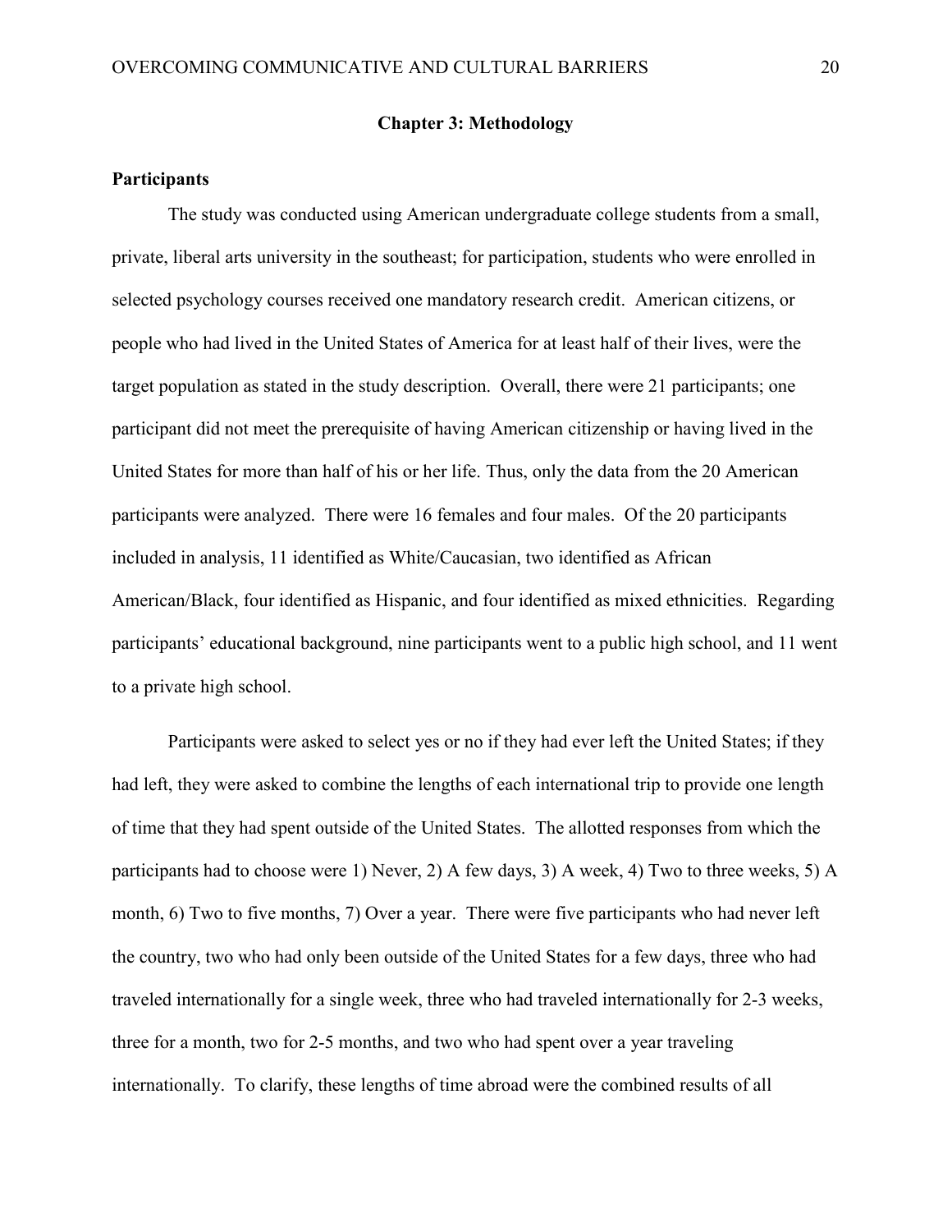## Chapter 3: Methodology

### Participants

The study was conducted using American undergraduate college students from a small, private, liberal arts university in the southeast; for participation, students who were enrolled in selected psychology courses received one mandatory research credit. American citizens, or people who had lived in the United States of America for at least half of their lives, were the target population as stated in the study description. Overall, there were 21 participants; one participant did not meet the prerequisite of having American citizenship or having lived in the United States for more than half of his or her life. Thus, only the data from the 20 American participants were analyzed. There were 16 females and four males. Of the 20 participants included in analysis, 11 identified as White/Caucasian, two identified as African American/Black, four identified as Hispanic, and four identified as mixed ethnicities. Regarding participants' educational background, nine participants went to a public high school, and 11 went to a private high school.

Participants were asked to select yes or no if they had ever left the United States; if they had left, they were asked to combine the lengths of each international trip to provide one length of time that they had spent outside of the United States. The allotted responses from which the participants had to choose were 1) Never, 2) A few days, 3) A week, 4) Two to three weeks, 5) A month, 6) Two to five months, 7) Over a year. There were five participants who had never left the country, two who had only been outside of the United States for a few days, three who had traveled internationally for a single week, three who had traveled internationally for 2-3 weeks, three for a month, two for 2-5 months, and two who had spent over a year traveling internationally. To clarify, these lengths of time abroad were the combined results of all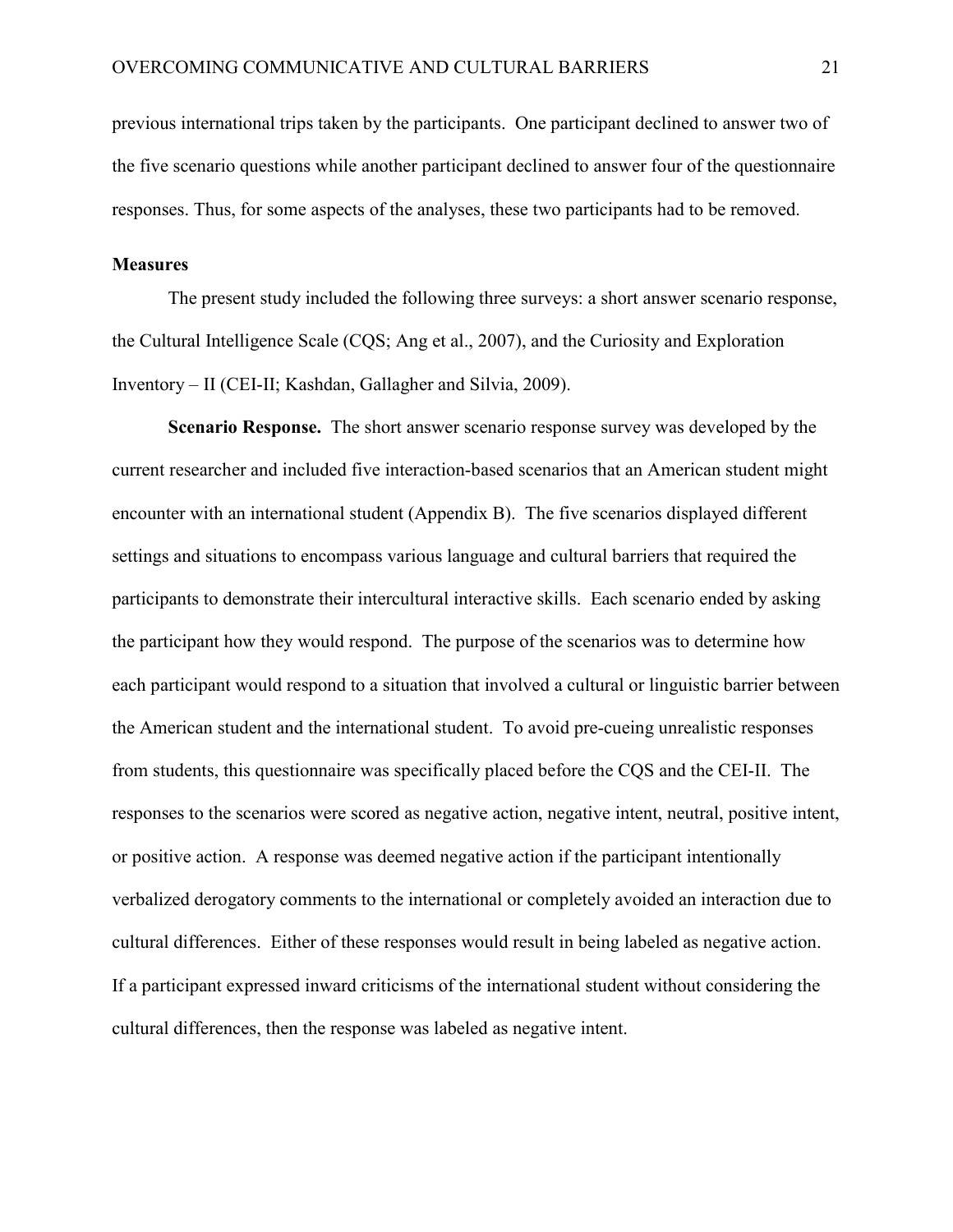previous international trips taken by the participants. One participant declined to answer two of the five scenario questions while another participant declined to answer four of the questionnaire responses. Thus, for some aspects of the analyses, these two participants had to be removed.

## Measures

The present study included the following three surveys: a short answer scenario response, the Cultural Intelligence Scale (CQS; Ang et al., 2007), and the Curiosity and Exploration Inventory – II (CEI-II; Kashdan, Gallagher and Silvia, 2009).

**Scenario Response.** The short answer scenario response survey was developed by the current researcher and included five interaction-based scenarios that an American student might encounter with an international student (Appendix B). The five scenarios displayed different settings and situations to encompass various language and cultural barriers that required the participants to demonstrate their intercultural interactive skills. Each scenario ended by asking the participant how they would respond. The purpose of the scenarios was to determine how each participant would respond to a situation that involved a cultural or linguistic barrier between the American student and the international student. To avoid pre-cueing unrealistic responses from students, this questionnaire was specifically placed before the CQS and the CEI-II. The responses to the scenarios were scored as negative action, negative intent, neutral, positive intent, or positive action. A response was deemed negative action if the participant intentionally verbalized derogatory comments to the international or completely avoided an interaction due to cultural differences. Either of these responses would result in being labeled as negative action. If a participant expressed inward criticisms of the international student without considering the cultural differences, then the response was labeled as negative intent.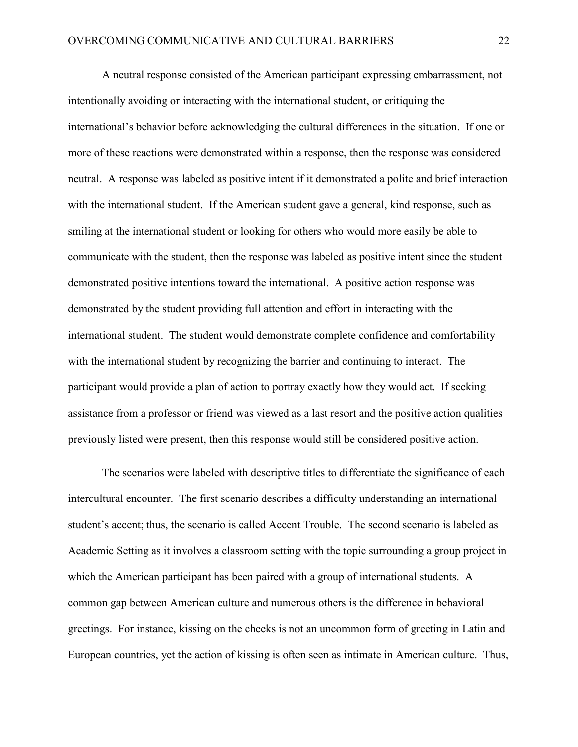A neutral response consisted of the American participant expressing embarrassment, not intentionally avoiding or interacting with the international student, or critiquing the international's behavior before acknowledging the cultural differences in the situation. If one or more of these reactions were demonstrated within a response, then the response was considered neutral. A response was labeled as positive intent if it demonstrated a polite and brief interaction with the international student. If the American student gave a general, kind response, such as smiling at the international student or looking for others who would more easily be able to communicate with the student, then the response was labeled as positive intent since the student demonstrated positive intentions toward the international. A positive action response was demonstrated by the student providing full attention and effort in interacting with the international student. The student would demonstrate complete confidence and comfortability with the international student by recognizing the barrier and continuing to interact. The participant would provide a plan of action to portray exactly how they would act. If seeking assistance from a professor or friend was viewed as a last resort and the positive action qualities previously listed were present, then this response would still be considered positive action.

The scenarios were labeled with descriptive titles to differentiate the significance of each intercultural encounter. The first scenario describes a difficulty understanding an international student's accent; thus, the scenario is called Accent Trouble. The second scenario is labeled as Academic Setting as it involves a classroom setting with the topic surrounding a group project in which the American participant has been paired with a group of international students. A common gap between American culture and numerous others is the difference in behavioral greetings. For instance, kissing on the cheeks is not an uncommon form of greeting in Latin and European countries, yet the action of kissing is often seen as intimate in American culture. Thus,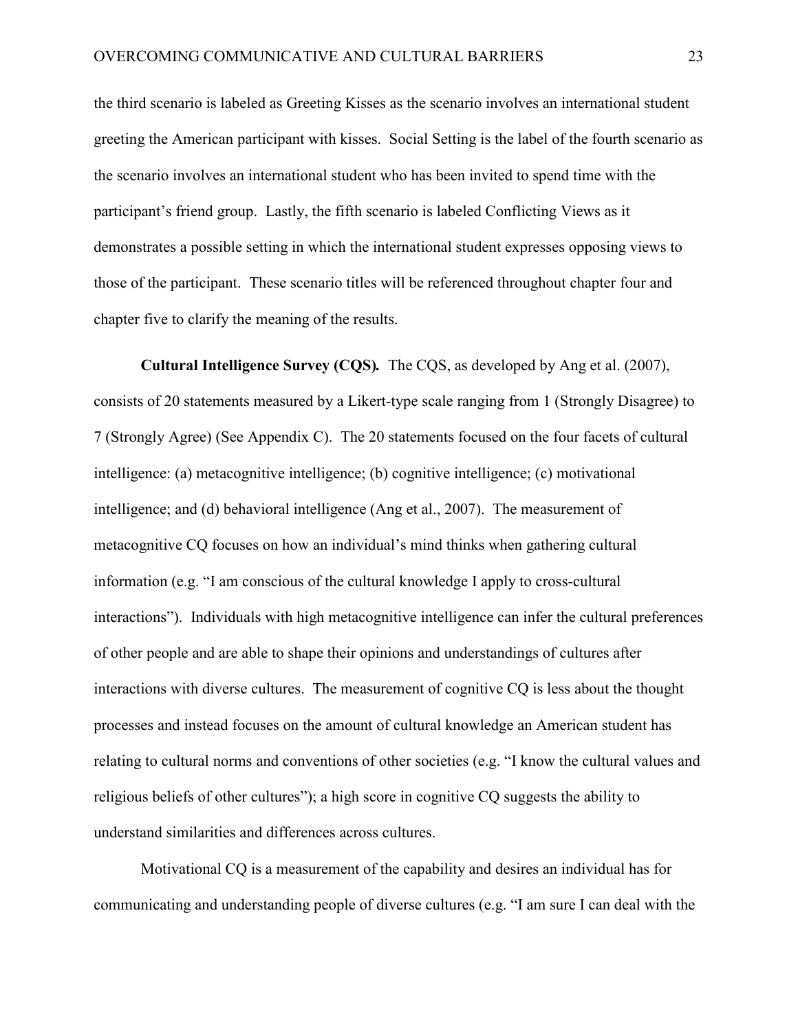the third scenario is labeled as Greeting Kisses as the scenario involves an international student greeting the American participant with kisses. Social Setting is the label of the fourth scenario as the scenario involves an international student who has been invited to spend time with the participant's friend group. Lastly, the fifth scenario is labeled Conflicting Views as it demonstrates a possible setting in which the international student expresses opposing views to those of the participant. These scenario titles will be referenced throughout chapter four and chapter five to clarify the meaning of the results.

**Cultural Intelligence Survey (CQS).** The CQS, as developed by Ang et al. (2007), consists of 20 statements measured by a Likert-type scale ranging from 1 (Strongly Disagree) to 7 (Strongly Agree) (See Appendix C). The 20 statements focused on the four facets of cultural intelligence: (a) metacognitive intelligence; (b) cognitive intelligence; (c) motivational intelligence; and (d) behavioral intelligence (Ang et al., 2007). The measurement of metacognitive CQ focuses on how an individual's mind thinks when gathering cultural information (e.g. "I am conscious of the cultural knowledge I apply to cross-cultural interactions"). Individuals with high metacognitive intelligence can infer the cultural preferences of other people and are able to shape their opinions and understandings of cultures after interactions with diverse cultures. The measurement of cognitive CQ is less about the thought processes and instead focuses on the amount of cultural knowledge an American student has relating to cultural norms and conventions of other societies (e.g. "I know the cultural values and religious beliefs of other cultures"); a high score in cognitive CQ suggests the ability to understand similarities and differences across cultures.

Motivational CQ is a measurement of the capability and desires an individual has for communicating and understanding people of diverse cultures (e.g. "I am sure I can deal with the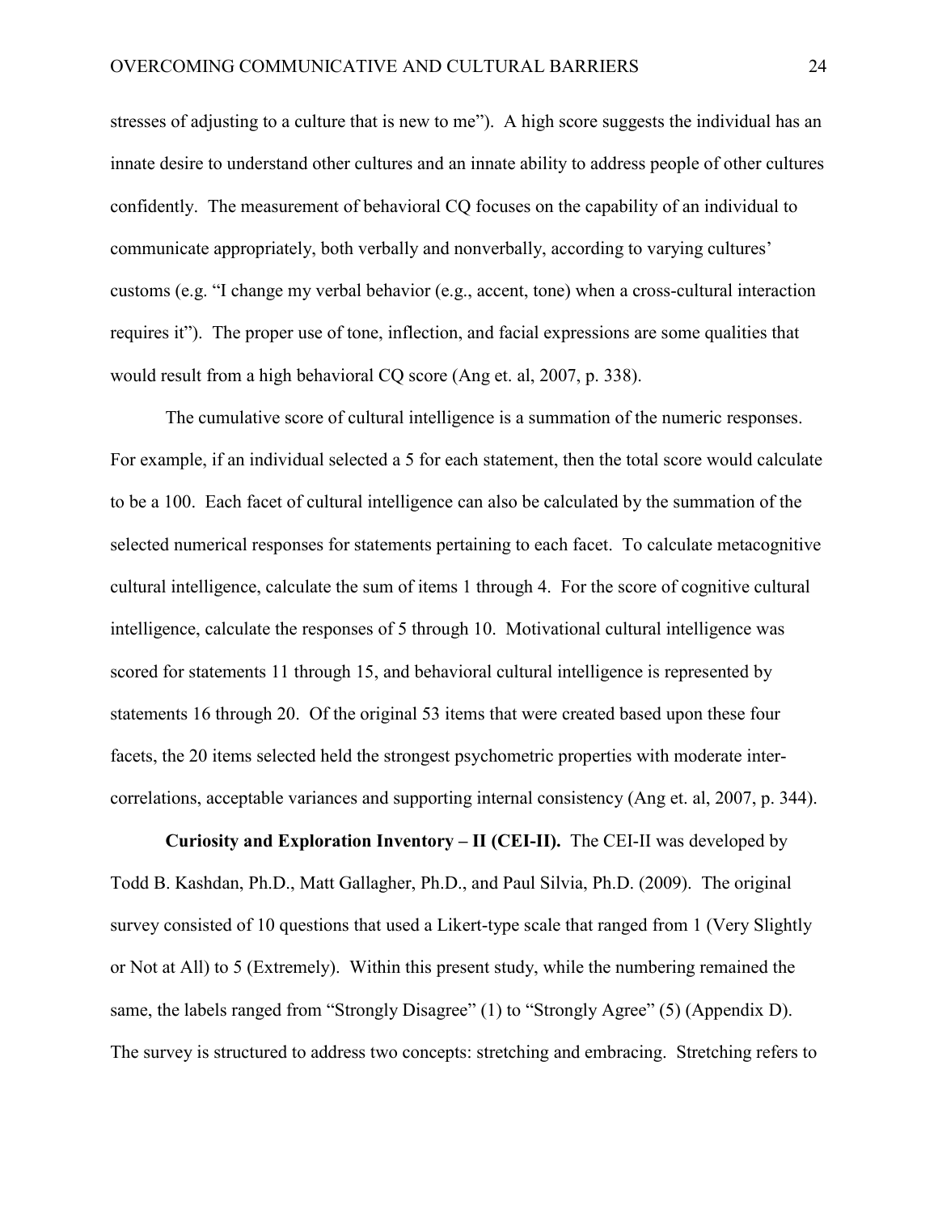stresses of adjusting to a culture that is new to me"). A high score suggests the individual has an innate desire to understand other cultures and an innate ability to address people of other cultures confidently. The measurement of behavioral CQ focuses on the capability of an individual to communicate appropriately, both verbally and nonverbally, according to varying cultures' customs (e.g. "I change my verbal behavior (e.g., accent, tone) when a cross-cultural interaction requires it"). The proper use of tone, inflection, and facial expressions are some qualities that would result from a high behavioral CQ score (Ang et. al, 2007, p. 338).

The cumulative score of cultural intelligence is a summation of the numeric responses. For example, if an individual selected a 5 for each statement, then the total score would calculate to be a 100. Each facet of cultural intelligence can also be calculated by the summation of the selected numerical responses for statements pertaining to each facet. To calculate metacognitive cultural intelligence, calculate the sum of items 1 through 4. For the score of cognitive cultural intelligence, calculate the responses of 5 through 10. Motivational cultural intelligence was scored for statements 11 through 15, and behavioral cultural intelligence is represented by statements 16 through 20. Of the original 53 items that were created based upon these four facets, the 20 items selected held the strongest psychometric properties with moderate inter-correlations, acceptable variances and supporting internal consistency (Ang et. al, 2007, p. 344).

**Curiosity and Exploration Inventory – II (CEI-II).** The CEI-II was developed by Todd B. Kashdan, Ph.D., Matt Gallagher, Ph.D., and Paul Silvia, Ph.D. (2009). The original survey consisted of 10 questions that used a Likert-type scale that ranged from 1 (Very Slightly or Not at All) to 5 (Extremely). Within this present study, while the numbering remained the same, the labels ranged from "Strongly Disagree" (1) to "Strongly Agree" (5) (Appendix D). The survey is structured to address two concepts: stretching and embracing. Stretching refers to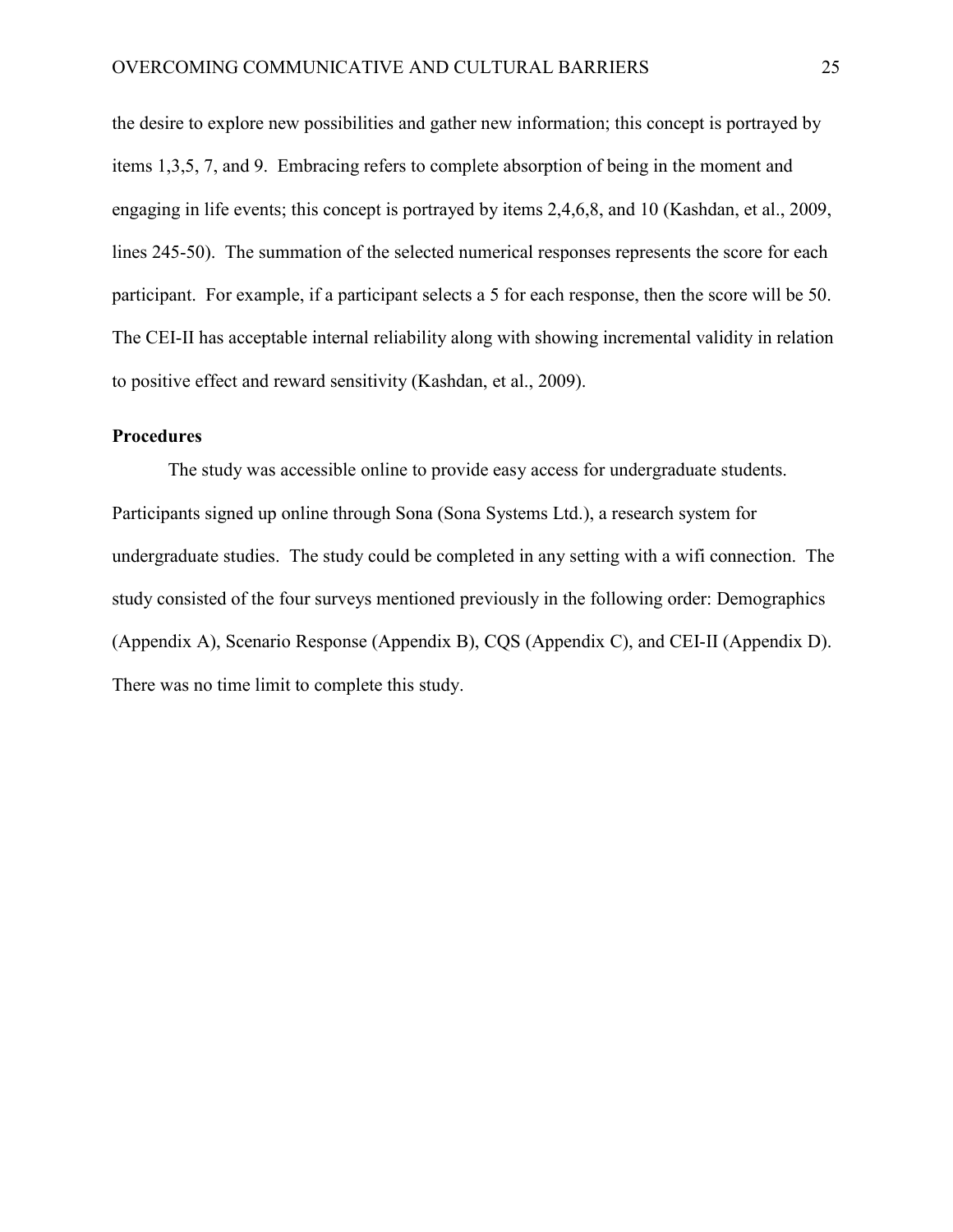the desire to explore new possibilities and gather new information; this concept is portrayed by items 1,3,5, 7, and 9. Embracing refers to complete absorption of being in the moment and engaging in life events; this concept is portrayed by items 2,4,6,8, and 10 (Kashdan, et al., 2009, lines 245-50). The summation of the selected numerical responses represents the score for each participant. For example, if a participant selects a 5 for each response, then the score will be 50. The CEI-II has acceptable internal reliability along with showing incremental validity in relation to positive effect and reward sensitivity (Kashdan, et al., 2009).

**Procedures**

The study was accessible online to provide easy access for undergraduate students. Participants signed up online through Sona (Sona Systems Ltd.), a research system for undergraduate studies. The study could be completed in any setting with a wifi connection. The study consisted of the four surveys mentioned previously in the following order: Demographics (Appendix A), Scenario Response (Appendix B), CQS (Appendix C), and CEI-II (Appendix D). There was no time limit to complete this study.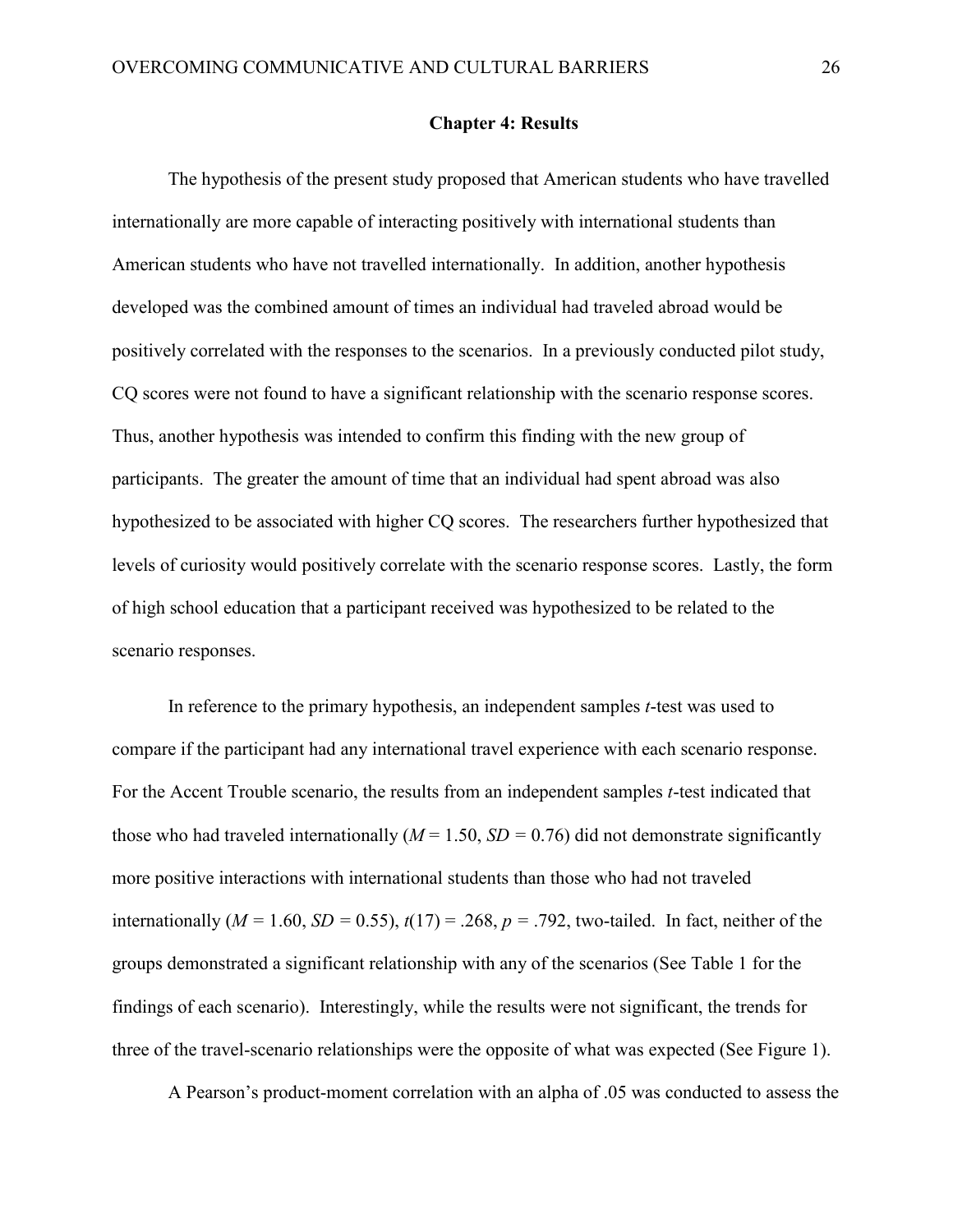## Chapter 4: Results

The hypothesis of the present study proposed that American students who have travelled internationally are more capable of interacting positively with international students than American students who have not travelled internationally. In addition, another hypothesis developed was the combined amount of times an individual had traveled abroad would be positively correlated with the responses to the scenarios. In a previously conducted pilot study, CQ scores were not found to have a significant relationship with the scenario response scores. Thus, another hypothesis was intended to confirm this finding with the new group of participants. The greater the amount of time that an individual had spent abroad was also hypothesized to be associated with higher CQ scores. The researchers further hypothesized that levels of curiosity would positively correlate with the scenario response scores. Lastly, the form of high school education that a participant received was hypothesized to be related to the scenario responses.

In reference to the primary hypothesis, an independent samples *t*-test was used to compare if the participant had any international travel experience with each scenario response. For the Accent Trouble scenario, the results from an independent samples *t*-test indicated that those who had traveled internationally ($M = 1.50$, $SD = 0.76$) did not demonstrate significantly more positive interactions with international students than those who had not traveled internationally ($M = 1.60$, $SD = 0.55$), $t(17) = .268$, $p = .792$, two-tailed. In fact, neither of the groups demonstrated a significant relationship with any of the scenarios (See Table 1 for the findings of each scenario). Interestingly, while the results were not significant, the trends for three of the travel-scenario relationships were the opposite of what was expected (See Figure 1).

A Pearson's product-moment correlation with an alpha of .05 was conducted to assess the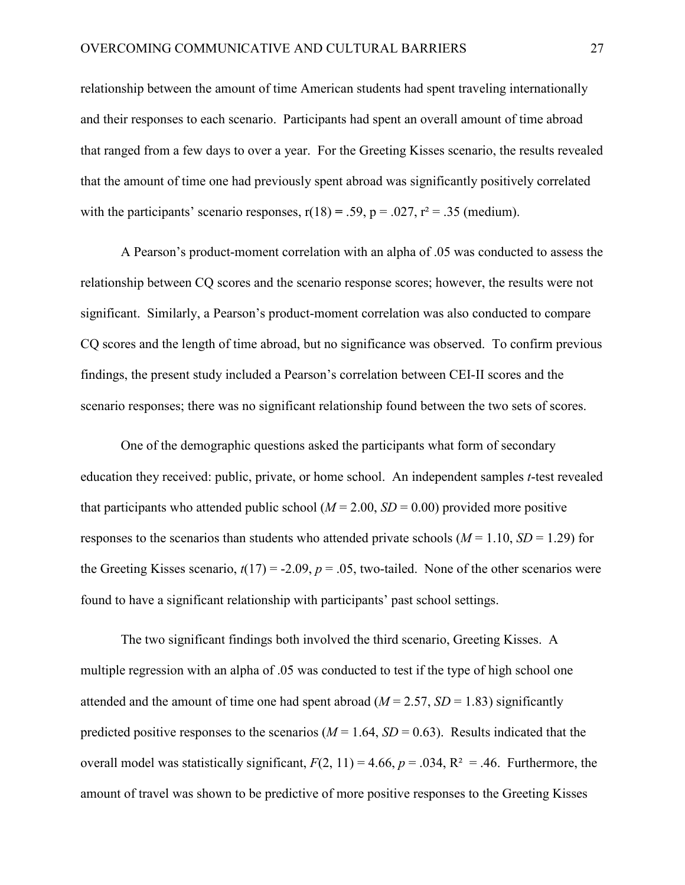relationship between the amount of time American students had spent traveling internationally and their responses to each scenario. Participants had spent an overall amount of time abroad that ranged from a few days to over a year. For the Greeting Kisses scenario, the results revealed that the amount of time one had previously spent abroad was significantly positively correlated with the participants' scenario responses, $r(18) = .59$, $p = .027$, $r^2 = .35$ (medium).

A Pearson's product-moment correlation with an alpha of .05 was conducted to assess the relationship between CQ scores and the scenario response scores; however, the results were not significant. Similarly, a Pearson's product-moment correlation was also conducted to compare CQ scores and the length of time abroad, but no significance was observed. To confirm previous findings, the present study included a Pearson's correlation between CEI-II scores and the scenario responses; there was no significant relationship found between the two sets of scores.

One of the demographic questions asked the participants what form of secondary education they received: public, private, or home school. An independent samples *t*-test revealed that participants who attended public school ($M = 2.00$, $SD = 0.00$) provided more positive responses to the scenarios than students who attended private schools ($M = 1.10$, $SD = 1.29$) for the Greeting Kisses scenario, $t(17) = -2.09$, $p = .05$, two-tailed. None of the other scenarios were found to have a significant relationship with participants' past school settings.

The two significant findings both involved the third scenario, Greeting Kisses. A multiple regression with an alpha of .05 was conducted to test if the type of high school one attended and the amount of time one had spent abroad ($M = 2.57$, $SD = 1.83$) significantly predicted positive responses to the scenarios ($M = 1.64$, $SD = 0.63$). Results indicated that the overall model was statistically significant, $F(2, 11) = 4.66$, $p = .034$, $R^2 = .46$. Furthermore, the amount of travel was shown to be predictive of more positive responses to the Greeting Kisses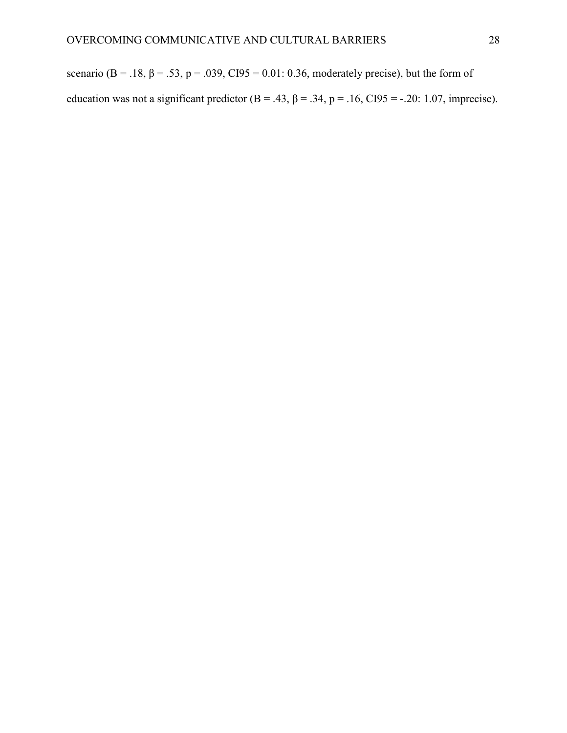scenario ($B = .18$, $\beta = .53$, $p = .039$, CI95 = 0.01: 0.36, moderately precise), but the form of education was not a significant predictor ($B = .43$, $\beta = .34$, $p = .16$, CI95 = -.20: 1.07, imprecise).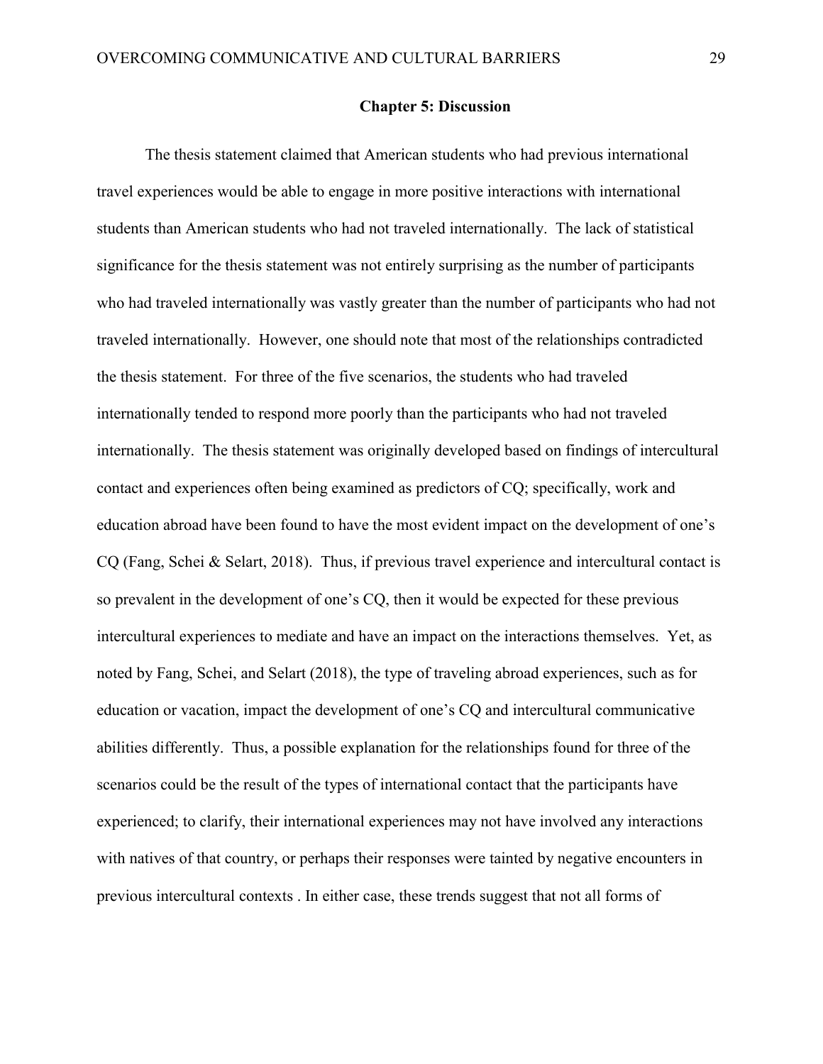## Chapter 5: Discussion

The thesis statement claimed that American students who had previous international travel experiences would be able to engage in more positive interactions with international students than American students who had not traveled internationally. The lack of statistical significance for the thesis statement was not entirely surprising as the number of participants who had traveled internationally was vastly greater than the number of participants who had not traveled internationally. However, one should note that most of the relationships contradicted the thesis statement. For three of the five scenarios, the students who had traveled internationally tended to respond more poorly than the participants who had not traveled internationally. The thesis statement was originally developed based on findings of intercultural contact and experiences often being examined as predictors of CQ; specifically, work and education abroad have been found to have the most evident impact on the development of one's CQ (Fang, Schei & Selart, 2018). Thus, if previous travel experience and intercultural contact is so prevalent in the development of one's CQ, then it would be expected for these previous intercultural experiences to mediate and have an impact on the interactions themselves. Yet, as noted by Fang, Schei, and Selart (2018), the type of traveling abroad experiences, such as for education or vacation, impact the development of one's CQ and intercultural communicative abilities differently. Thus, a possible explanation for the relationships found for three of the scenarios could be the result of the types of international contact that the participants have experienced; to clarify, their international experiences may not have involved any interactions with natives of that country, or perhaps their responses were tainted by negative encounters in previous intercultural contexts . In either case, these trends suggest that not all forms of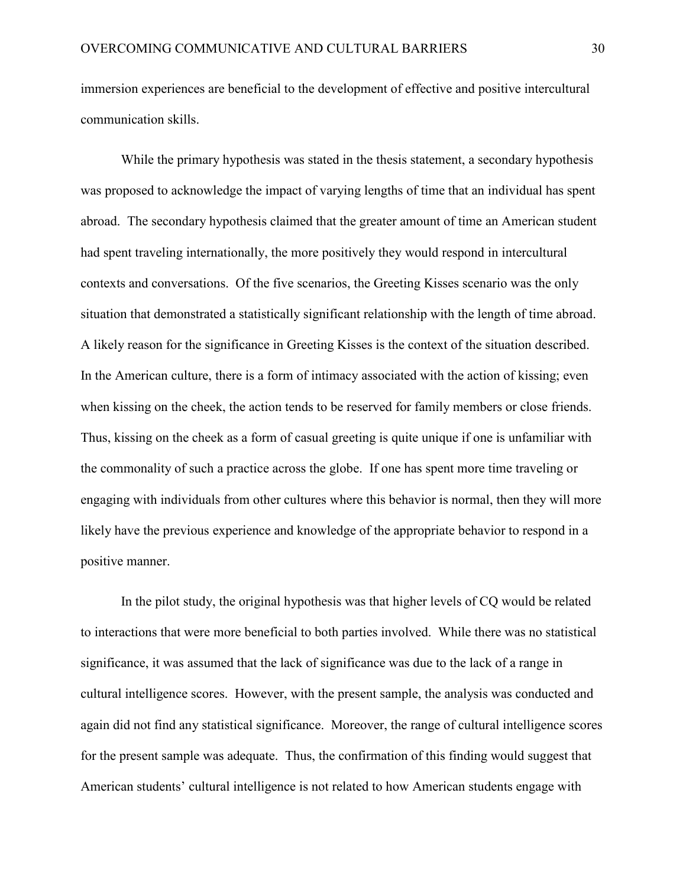immersion experiences are beneficial to the development of effective and positive intercultural communication skills.

While the primary hypothesis was stated in the thesis statement, a secondary hypothesis was proposed to acknowledge the impact of varying lengths of time that an individual has spent abroad. The secondary hypothesis claimed that the greater amount of time an American student had spent traveling internationally, the more positively they would respond in intercultural contexts and conversations. Of the five scenarios, the Greeting Kisses scenario was the only situation that demonstrated a statistically significant relationship with the length of time abroad. A likely reason for the significance in Greeting Kisses is the context of the situation described. In the American culture, there is a form of intimacy associated with the action of kissing; even when kissing on the cheek, the action tends to be reserved for family members or close friends. Thus, kissing on the cheek as a form of casual greeting is quite unique if one is unfamiliar with the commonality of such a practice across the globe. If one has spent more time traveling or engaging with individuals from other cultures where this behavior is normal, then they will more likely have the previous experience and knowledge of the appropriate behavior to respond in a positive manner.

In the pilot study, the original hypothesis was that higher levels of CQ would be related to interactions that were more beneficial to both parties involved. While there was no statistical significance, it was assumed that the lack of significance was due to the lack of a range in cultural intelligence scores. However, with the present sample, the analysis was conducted and again did not find any statistical significance. Moreover, the range of cultural intelligence scores for the present sample was adequate. Thus, the confirmation of this finding would suggest that American students' cultural intelligence is not related to how American students engage with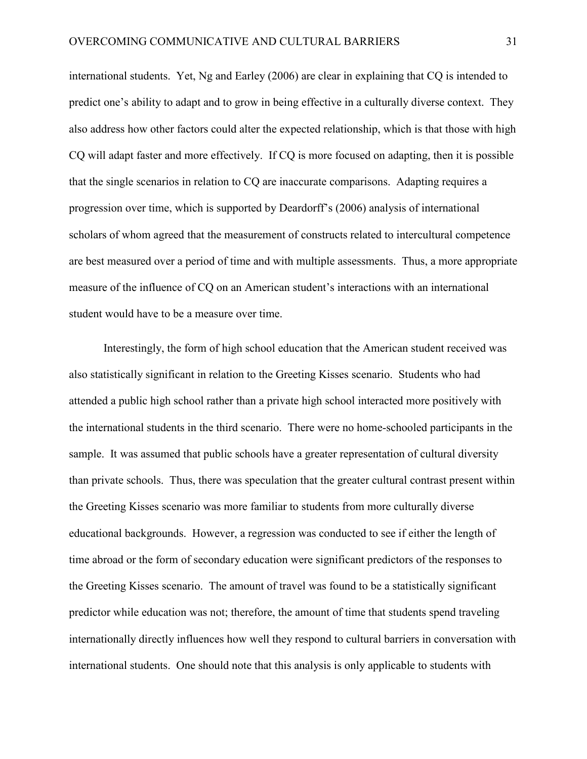international students. Yet, Ng and Earley (2006) are clear in explaining that CQ is intended to predict one's ability to adapt and to grow in being effective in a culturally diverse context. They also address how other factors could alter the expected relationship, which is that those with high CQ will adapt faster and more effectively. If CQ is more focused on adapting, then it is possible that the single scenarios in relation to CQ are inaccurate comparisons. Adapting requires a progression over time, which is supported by Deardorff's (2006) analysis of international scholars of whom agreed that the measurement of constructs related to intercultural competence are best measured over a period of time and with multiple assessments. Thus, a more appropriate measure of the influence of CQ on an American student's interactions with an international student would have to be a measure over time.

Interestingly, the form of high school education that the American student received was also statistically significant in relation to the Greeting Kisses scenario. Students who had attended a public high school rather than a private high school interacted more positively with the international students in the third scenario. There were no home-schooled participants in the sample. It was assumed that public schools have a greater representation of cultural diversity than private schools. Thus, there was speculation that the greater cultural contrast present within the Greeting Kisses scenario was more familiar to students from more culturally diverse educational backgrounds. However, a regression was conducted to see if either the length of time abroad or the form of secondary education were significant predictors of the responses to the Greeting Kisses scenario. The amount of travel was found to be a statistically significant predictor while education was not; therefore, the amount of time that students spend traveling internationally directly influences how well they respond to cultural barriers in conversation with international students. One should note that this analysis is only applicable to students with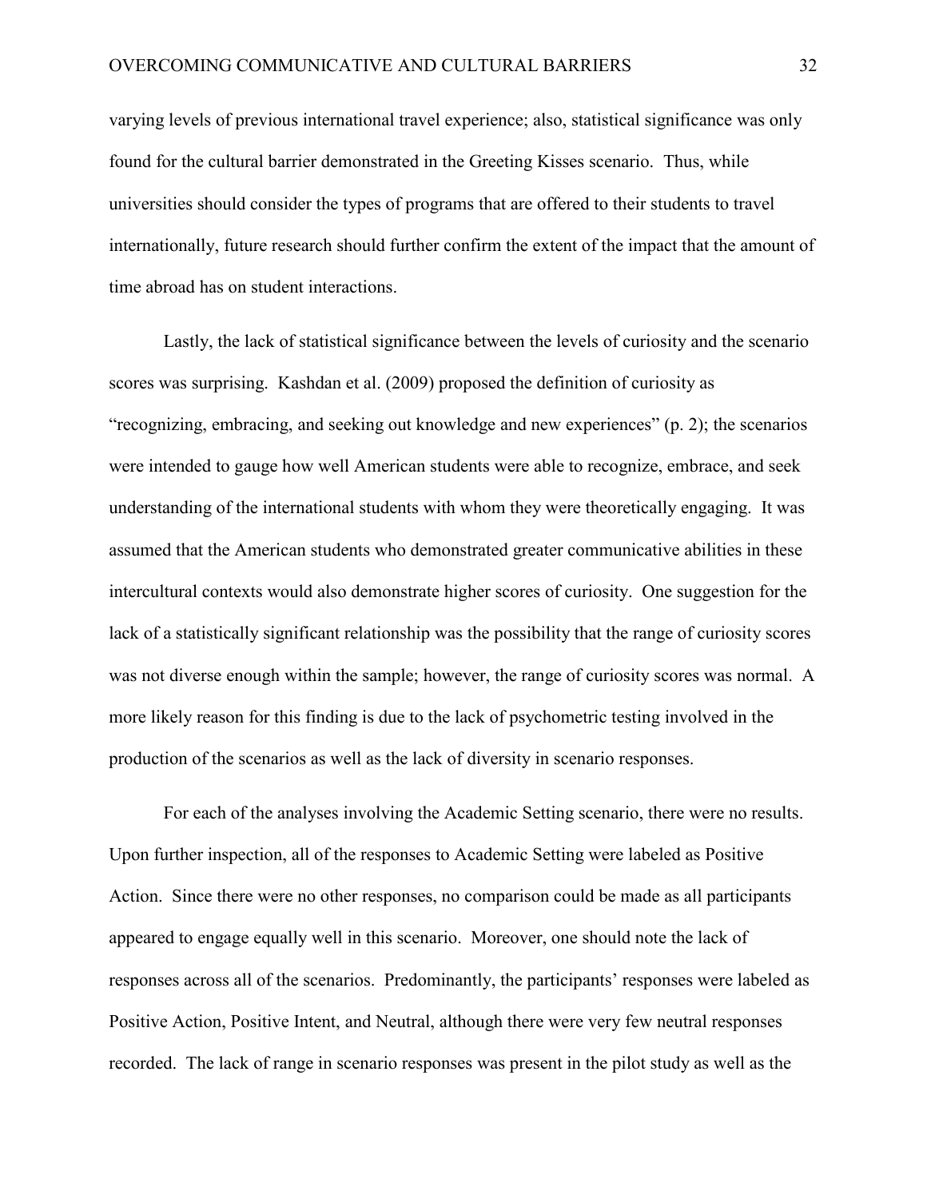varying levels of previous international travel experience; also, statistical significance was only found for the cultural barrier demonstrated in the Greeting Kisses scenario. Thus, while universities should consider the types of programs that are offered to their students to travel internationally, future research should further confirm the extent of the impact that the amount of time abroad has on student interactions.

Lastly, the lack of statistical significance between the levels of curiosity and the scenario scores was surprising. Kashdan et al. (2009) proposed the definition of curiosity as "recognizing, embracing, and seeking out knowledge and new experiences" (p. 2); the scenarios were intended to gauge how well American students were able to recognize, embrace, and seek understanding of the international students with whom they were theoretically engaging. It was assumed that the American students who demonstrated greater communicative abilities in these intercultural contexts would also demonstrate higher scores of curiosity. One suggestion for the lack of a statistically significant relationship was the possibility that the range of curiosity scores was not diverse enough within the sample; however, the range of curiosity scores was normal. A more likely reason for this finding is due to the lack of psychometric testing involved in the production of the scenarios as well as the lack of diversity in scenario responses.

For each of the analyses involving the Academic Setting scenario, there were no results. Upon further inspection, all of the responses to Academic Setting were labeled as Positive Action. Since there were no other responses, no comparison could be made as all participants appeared to engage equally well in this scenario. Moreover, one should note the lack of responses across all of the scenarios. Predominantly, the participants' responses were labeled as Positive Action, Positive Intent, and Neutral, although there were very few neutral responses recorded. The lack of range in scenario responses was present in the pilot study as well as the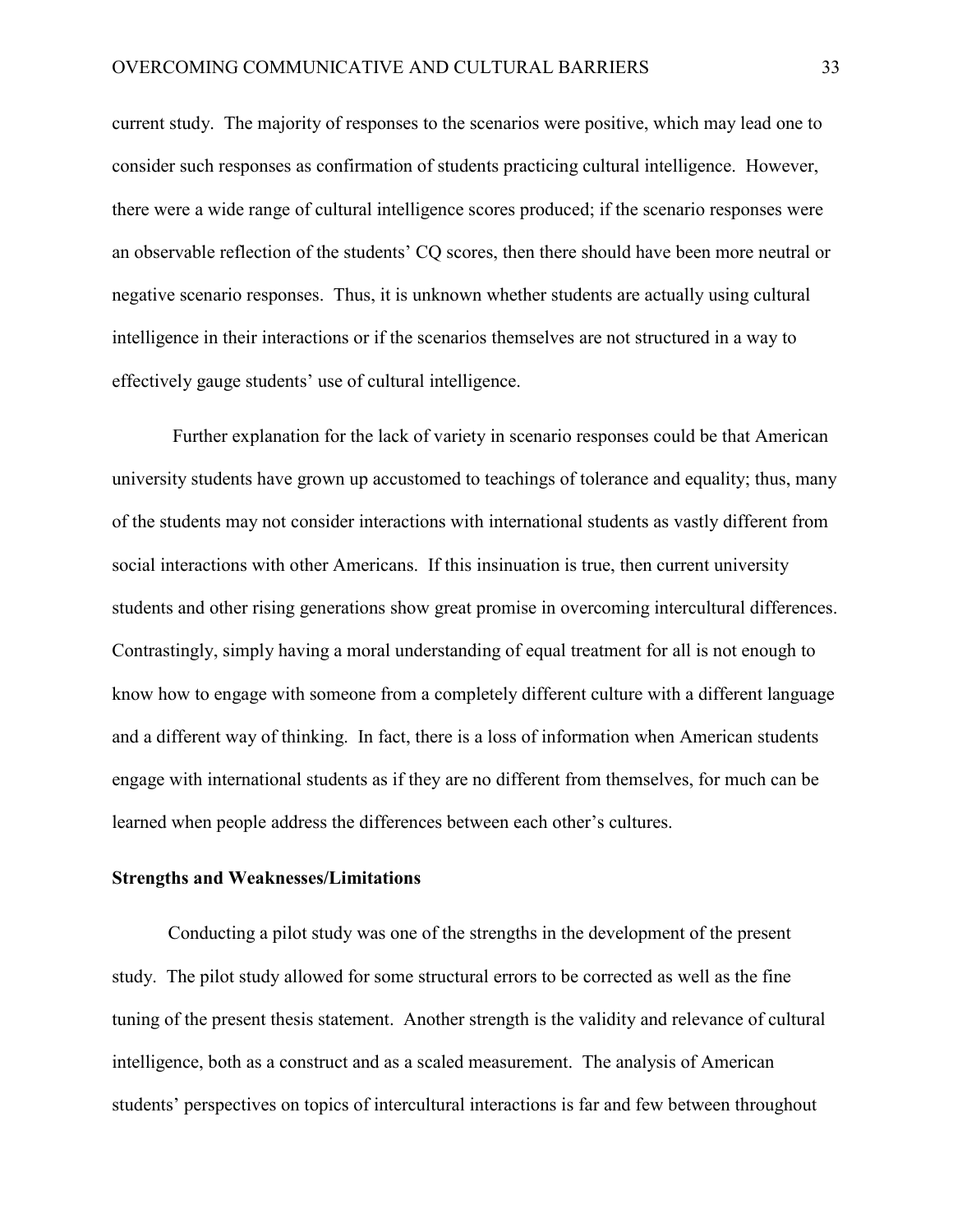current study. The majority of responses to the scenarios were positive, which may lead one to consider such responses as confirmation of students practicing cultural intelligence. However, there were a wide range of cultural intelligence scores produced; if the scenario responses were an observable reflection of the students' CQ scores, then there should have been more neutral or negative scenario responses. Thus, it is unknown whether students are actually using cultural intelligence in their interactions or if the scenarios themselves are not structured in a way to effectively gauge students' use of cultural intelligence.

Further explanation for the lack of variety in scenario responses could be that American university students have grown up accustomed to teachings of tolerance and equality; thus, many of the students may not consider interactions with international students as vastly different from social interactions with other Americans. If this insinuation is true, then current university students and other rising generations show great promise in overcoming intercultural differences. Contrastingly, simply having a moral understanding of equal treatment for all is not enough to know how to engage with someone from a completely different culture with a different language and a different way of thinking. In fact, there is a loss of information when American students engage with international students as if they are no different from themselves, for much can be learned when people address the differences between each other's cultures.

**Strengths and Weaknesses/Limitations**

Conducting a pilot study was one of the strengths in the development of the present study. The pilot study allowed for some structural errors to be corrected as well as the fine tuning of the present thesis statement. Another strength is the validity and relevance of cultural intelligence, both as a construct and as a scaled measurement. The analysis of American students' perspectives on topics of intercultural interactions is far and few between throughout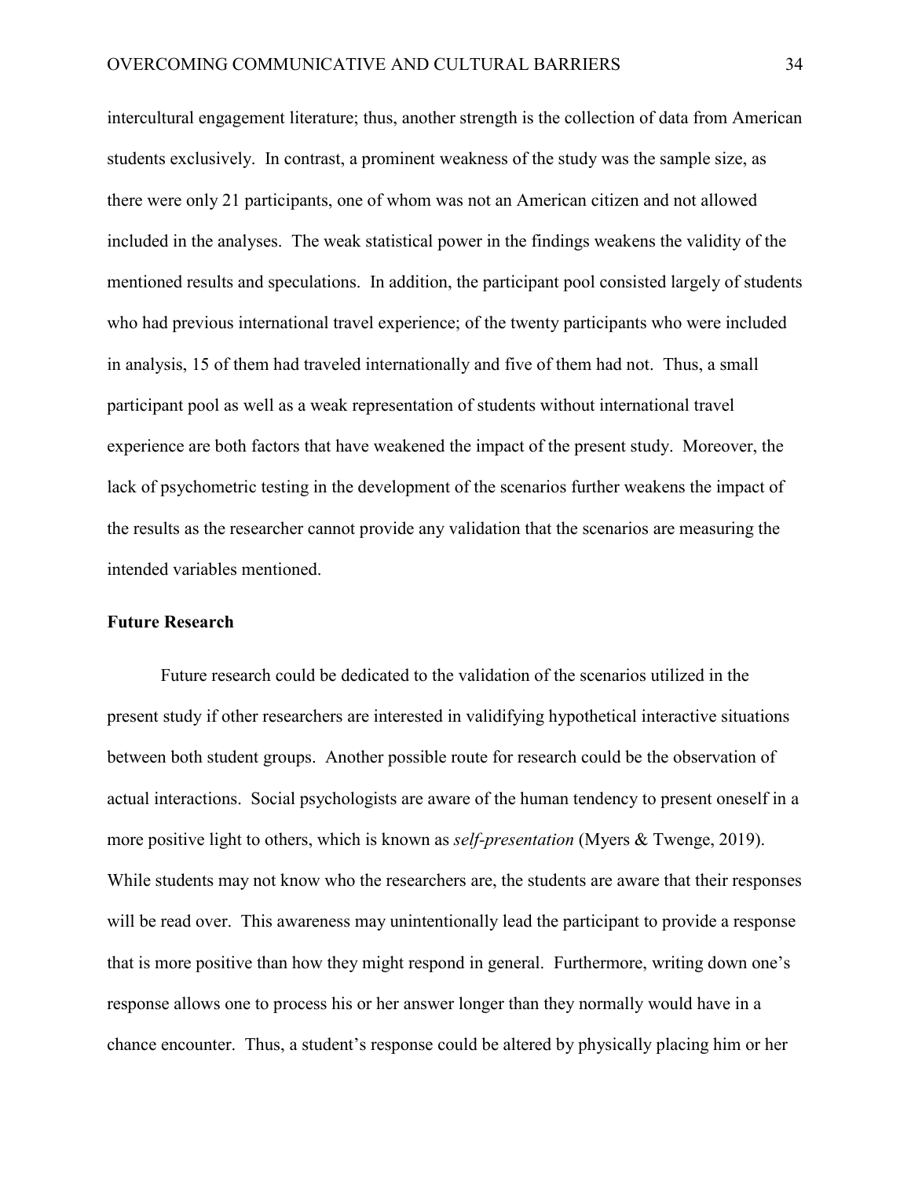intercultural engagement literature; thus, another strength is the collection of data from American students exclusively. In contrast, a prominent weakness of the study was the sample size, as there were only 21 participants, one of whom was not an American citizen and not allowed included in the analyses. The weak statistical power in the findings weakens the validity of the mentioned results and speculations. In addition, the participant pool consisted largely of students who had previous international travel experience; of the twenty participants who were included in analysis, 15 of them had traveled internationally and five of them had not. Thus, a small participant pool as well as a weak representation of students without international travel experience are both factors that have weakened the impact of the present study. Moreover, the lack of psychometric testing in the development of the scenarios further weakens the impact of the results as the researcher cannot provide any validation that the scenarios are measuring the intended variables mentioned.

## Future Research

Future research could be dedicated to the validation of the scenarios utilized in the present study if other researchers are interested in validifying hypothetical interactive situations between both student groups. Another possible route for research could be the observation of actual interactions. Social psychologists are aware of the human tendency to present oneself in a more positive light to others, which is known as *self-presentation* (Myers & Twenge, 2019). While students may not know who the researchers are, the students are aware that their responses will be read over. This awareness may unintentionally lead the participant to provide a response that is more positive than how they might respond in general. Furthermore, writing down one's response allows one to process his or her answer longer than they normally would have in a chance encounter. Thus, a student's response could be altered by physically placing him or her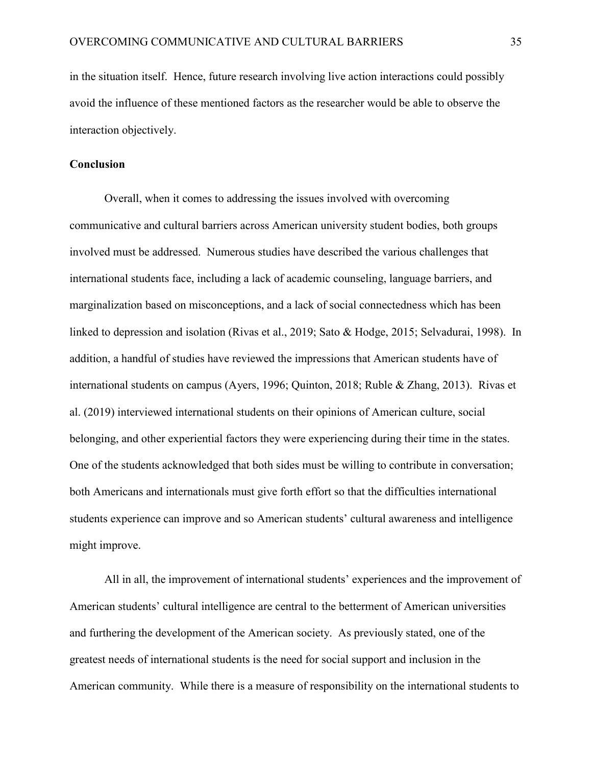in the situation itself. Hence, future research involving live action interactions could possibly avoid the influence of these mentioned factors as the researcher would be able to observe the interaction objectively.

## Conclusion

Overall, when it comes to addressing the issues involved with overcoming communicative and cultural barriers across American university student bodies, both groups involved must be addressed. Numerous studies have described the various challenges that international students face, including a lack of academic counseling, language barriers, and marginalization based on misconceptions, and a lack of social connectedness which has been linked to depression and isolation (Rivas et al., 2019; Sato & Hodge, 2015; Selvadurai, 1998). In addition, a handful of studies have reviewed the impressions that American students have of international students on campus (Ayers, 1996; Quinton, 2018; Ruble & Zhang, 2013). Rivas et al. (2019) interviewed international students on their opinions of American culture, social belonging, and other experiential factors they were experiencing during their time in the states. One of the students acknowledged that both sides must be willing to contribute in conversation; both Americans and internationals must give forth effort so that the difficulties international students experience can improve and so American students' cultural awareness and intelligence might improve.

All in all, the improvement of international students' experiences and the improvement of American students' cultural intelligence are central to the betterment of American universities and furthering the development of the American society. As previously stated, one of the greatest needs of international students is the need for social support and inclusion in the American community. While there is a measure of responsibility on the international students to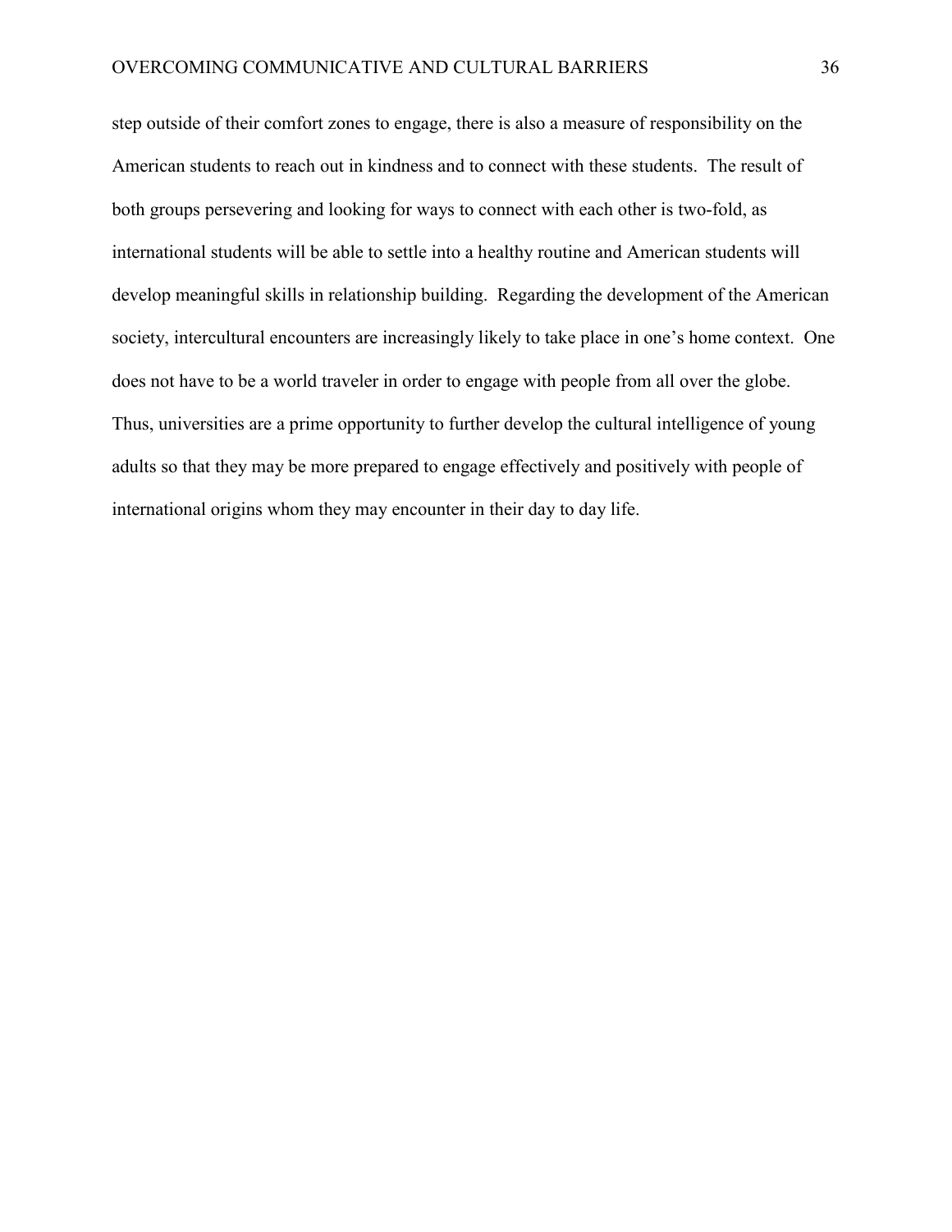step outside of their comfort zones to engage, there is also a measure of responsibility on the American students to reach out in kindness and to connect with these students. The result of both groups persevering and looking for ways to connect with each other is two-fold, as international students will be able to settle into a healthy routine and American students will develop meaningful skills in relationship building. Regarding the development of the American society, intercultural encounters are increasingly likely to take place in one's home context. One does not have to be a world traveler in order to engage with people from all over the globe. Thus, universities are a prime opportunity to further develop the cultural intelligence of young adults so that they may be more prepared to engage effectively and positively with people of international origins whom they may encounter in their day to day life.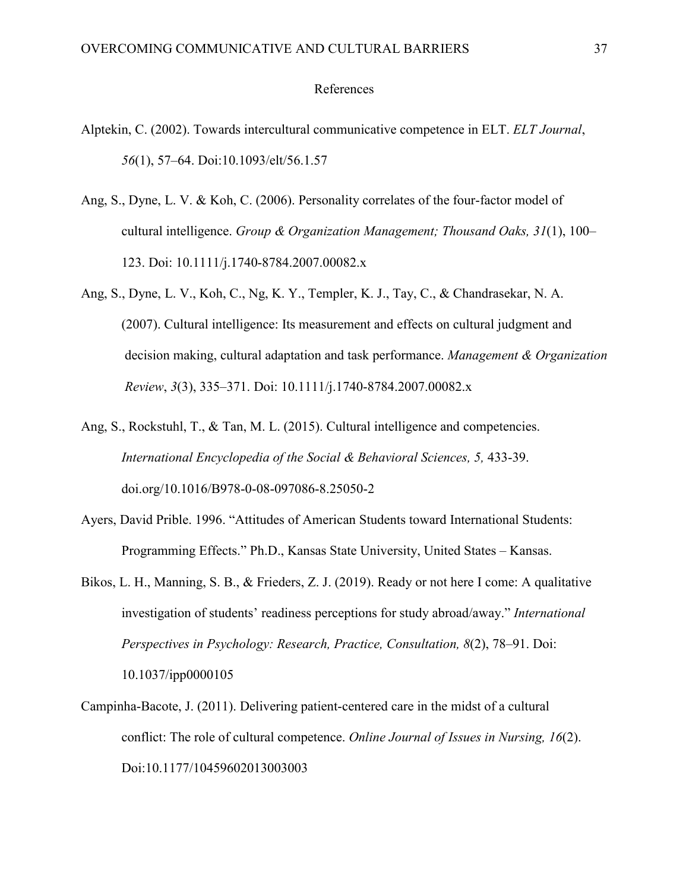References

Alptekin, C. (2002). Towards intercultural communicative competence in ELT. *ELT Journal*, *56*(1), 57–64. Doi:10.1093/elt/56.1.57

Ang, S., Dyne, L. V. & Koh, C. (2006). Personality correlates of the four-factor model of cultural intelligence. *Group & Organization Management; Thousand Oaks, 31*(1), 100–123. Doi: 10.1111/j.1740-8784.2007.00082.x

Ang, S., Dyne, L. V., Koh, C., Ng, K. Y., Templer, K. J., Tay, C., & Chandrasekar, N. A. (2007). Cultural intelligence: Its measurement and effects on cultural judgment and decision making, cultural adaptation and task performance. *Management & Organization Review*, *3*(3), 335–371. Doi: 10.1111/j.1740-8784.2007.00082.x

Ang, S., Rockstuhl, T., & Tan, M. L. (2015). Cultural intelligence and competencies. *International Encyclopedia of the Social & Behavioral Sciences, 5,* 433-39. doi.org/10.1016/B978-0-08-097086-8.25050-2

Ayers, David Prible. 1996. "Attitudes of American Students toward International Students: Programming Effects." Ph.D., Kansas State University, United States – Kansas.

Bikos, L. H., Manning, S. B., & Frieders, Z. J. (2019). Ready or not here I come: A qualitative investigation of students' readiness perceptions for study abroad/away." *International Perspectives in Psychology: Research, Practice, Consultation, 8*(2), 78–91. Doi: 10.1037/ipp0000105

Campinha-Bacote, J. (2011). Delivering patient-centered care in the midst of a cultural conflict: The role of cultural competence. *Online Journal of Issues in Nursing, 16*(2). Doi:10.1177/10459602013003003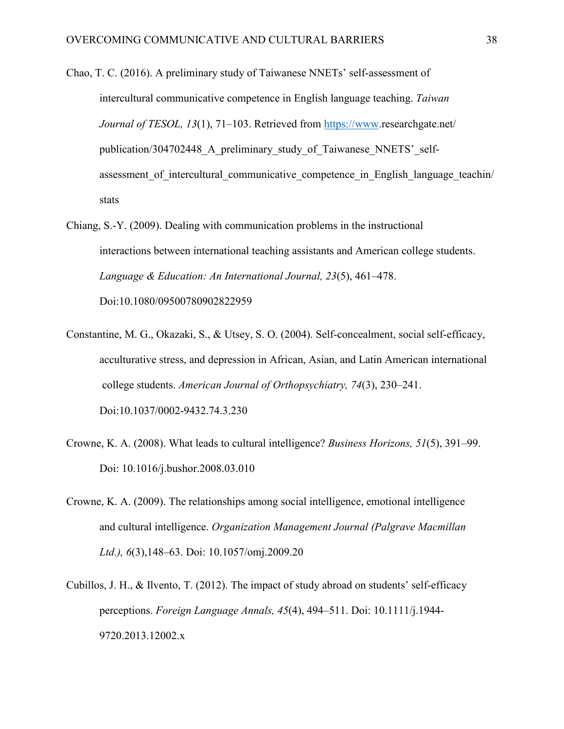Chao, T. C. (2016). A preliminary study of Taiwanese NNETs' self-assessment of intercultural communicative competence in English language teaching. *Taiwan Journal of TESOL, 13*(1), 71–103. Retrieved from https://www.researchgate.net/publication/304702448_A_preliminary_study_of_Taiwanese_NNETS'_self-assessment_of_intercultural_communicative_competence_in_English_language_teachin/stats

Chiang, S.-Y. (2009). Dealing with communication problems in the instructional interactions between international teaching assistants and American college students. *Language & Education: An International Journal, 23*(5), 461–478. Doi:10.1080/09500780902822959

Constantine, M. G., Okazaki, S., & Utsey, S. O. (2004). Self-concealment, social self-efficacy, acculturative stress, and depression in African, Asian, and Latin American international college students. *American Journal of Orthopsychiatry, 74*(3), 230–241. Doi:10.1037/0002-9432.74.3.230

Crowne, K. A. (2008). What leads to cultural intelligence? *Business Horizons, 51*(5), 391–99. Doi: 10.1016/j.bushor.2008.03.010

Crowne, K. A. (2009). The relationships among social intelligence, emotional intelligence and cultural intelligence. *Organization Management Journal (Palgrave Macmillan Ltd.), 6*(3),148–63. Doi: 10.1057/omj.2009.20

Cubillos, J. H., & Ilvento, T. (2012). The impact of study abroad on students' self-efficacy perceptions. *Foreign Language Annals, 45*(4), 494–511. Doi: 10.1111/j.1944-9720.2013.12002.x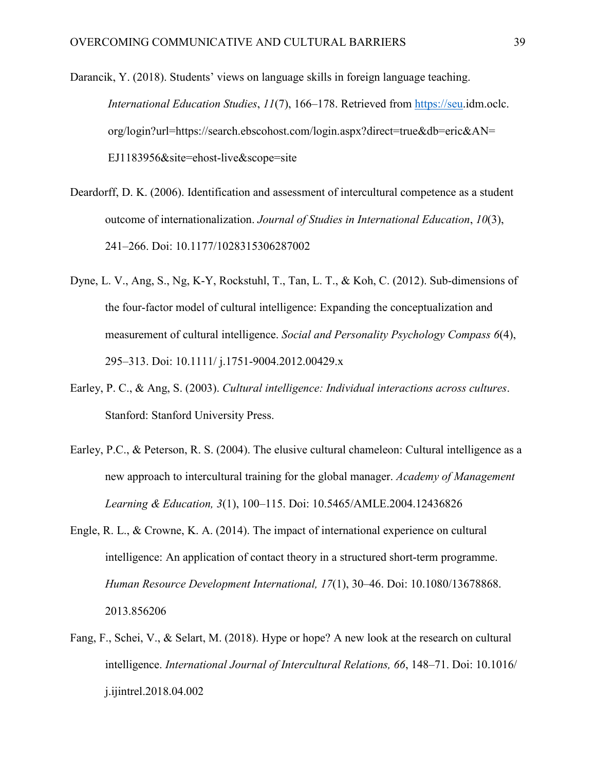Darancik, Y. (2018). Students' views on language skills in foreign language teaching. *International Education Studies*, *11*(7), 166–178. Retrieved from https://seu.idm.oclc.org/login?url=https://search.ebscohost.com/login.aspx?direct=true&db=eric&AN=EJ1183956&site=ehost-live&scope=site

Deardorff, D. K. (2006). Identification and assessment of intercultural competence as a student outcome of internationalization. *Journal of Studies in International Education*, *10*(3), 241–266. Doi: 10.1177/1028315306287002

Dyne, L. V., Ang, S., Ng, K-Y, Rockstuhl, T., Tan, L. T., & Koh, C. (2012). Sub-dimensions of the four-factor model of cultural intelligence: Expanding the conceptualization and measurement of cultural intelligence. *Social and Personality Psychology Compass 6*(4), 295–313. Doi: 10.1111/ j.1751-9004.2012.00429.x

Earley, P. C., & Ang, S. (2003). *Cultural intelligence: Individual interactions across cultures*. Stanford: Stanford University Press.

Earley, P.C., & Peterson, R. S. (2004). The elusive cultural chameleon: Cultural intelligence as a new approach to intercultural training for the global manager. *Academy of Management Learning & Education, 3*(1), 100–115. Doi: 10.5465/AMLE.2004.12436826

Engle, R. L., & Crowne, K. A. (2014). The impact of international experience on cultural intelligence: An application of contact theory in a structured short-term programme. *Human Resource Development International, 17*(1), 30–46. Doi: 10.1080/13678868.2013.856206

Fang, F., Schei, V., & Selart, M. (2018). Hype or hope? A new look at the research on cultural intelligence. *International Journal of Intercultural Relations, 66*, 148–71. Doi: 10.1016/j.ijintrel.2018.04.002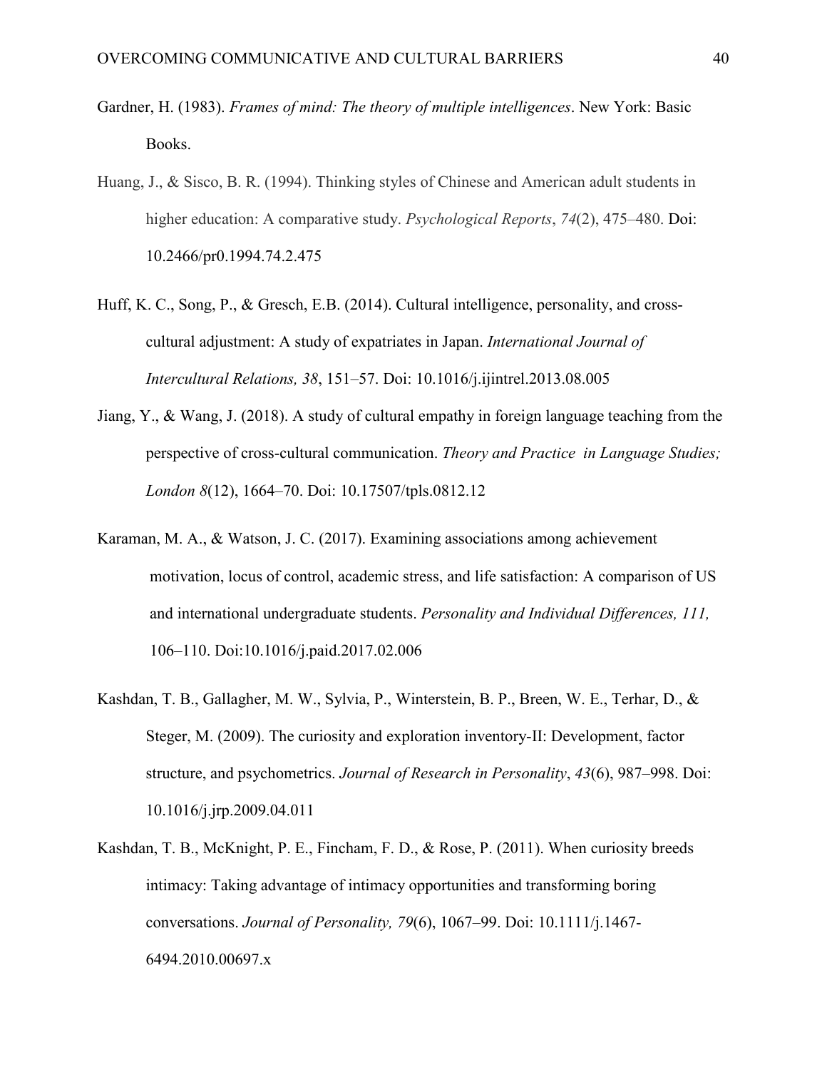Gardner, H. (1983). *Frames of mind: The theory of multiple intelligences*. New York: Basic Books.

Huang, J., & Sisco, B. R. (1994). Thinking styles of Chinese and American adult students in higher education: A comparative study. *Psychological Reports*, *74*(2), 475–480. Doi: 10.2466/pr0.1994.74.2.475

Huff, K. C., Song, P., & Gresch, E.B. (2014). Cultural intelligence, personality, and cross-cultural adjustment: A study of expatriates in Japan. *International Journal of Intercultural Relations, 38*, 151–57. Doi: 10.1016/j.ijintrel.2013.08.005

Jiang, Y., & Wang, J. (2018). A study of cultural empathy in foreign language teaching from the perspective of cross-cultural communication. *Theory and Practice in Language Studies; London 8*(12), 1664–70. Doi: 10.17507/tpls.0812.12

Karaman, M. A., & Watson, J. C. (2017). Examining associations among achievement motivation, locus of control, academic stress, and life satisfaction: A comparison of US and international undergraduate students. *Personality and Individual Differences, 111,* 106–110. Doi:10.1016/j.paid.2017.02.006

Kashdan, T. B., Gallagher, M. W., Sylvia, P., Winterstein, B. P., Breen, W. E., Terhar, D., & Steger, M. (2009). The curiosity and exploration inventory-II: Development, factor structure, and psychometrics. *Journal of Research in Personality*, *43*(6), 987–998. Doi: 10.1016/j.jrp.2009.04.011

Kashdan, T. B., McKnight, P. E., Fincham, F. D., & Rose, P. (2011). When curiosity breeds intimacy: Taking advantage of intimacy opportunities and transforming boring conversations. *Journal of Personality, 79*(6), 1067–99. Doi: 10.1111/j.1467-6494.2010.00697.x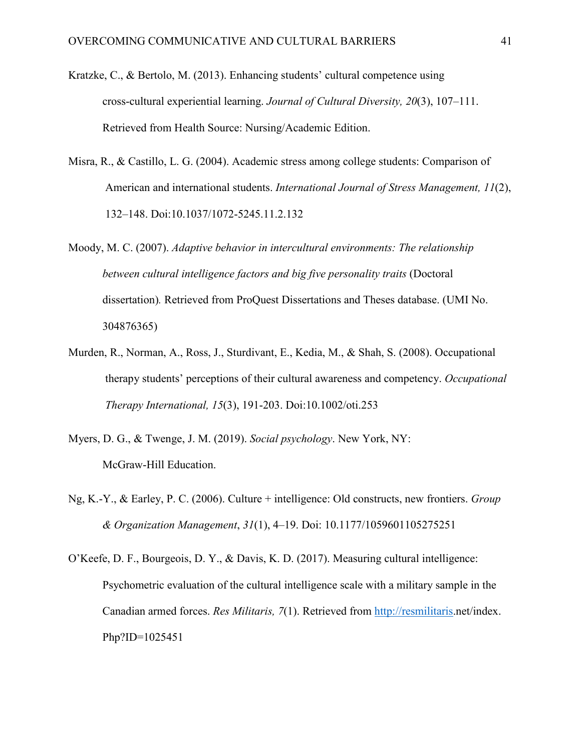Kratzke, C., & Bertolo, M. (2013). Enhancing students' cultural competence using cross-cultural experiential learning. *Journal of Cultural Diversity, 20*(3), 107–111. Retrieved from Health Source: Nursing/Academic Edition.

Misra, R., & Castillo, L. G. (2004). Academic stress among college students: Comparison of American and international students. *International Journal of Stress Management, 11*(2), 132–148. Doi:10.1037/1072-5245.11.2.132

Moody, M. C. (2007). *Adaptive behavior in intercultural environments: The relationship between cultural intelligence factors and big five personality traits* (Doctoral dissertation). Retrieved from ProQuest Dissertations and Theses database. (UMI No. 304876365)

Murden, R., Norman, A., Ross, J., Sturdivant, E., Kedia, M., & Shah, S. (2008). Occupational therapy students' perceptions of their cultural awareness and competency. *Occupational Therapy International, 15*(3), 191-203. Doi:10.1002/oti.253

Myers, D. G., & Twenge, J. M. (2019). *Social psychology*. New York, NY: McGraw-Hill Education.

Ng, K.-Y., & Earley, P. C. (2006). Culture + intelligence: Old constructs, new frontiers. *Group & Organization Management*, *31*(1), 4–19. Doi: 10.1177/1059601105275251

O'Keefe, D. F., Bourgeois, D. Y., & Davis, K. D. (2017). Measuring cultural intelligence: Psychometric evaluation of the cultural intelligence scale with a military sample in the Canadian armed forces. *Res Militaris, 7*(1). Retrieved from http://resmilitaris.net/index. Php?ID=1025451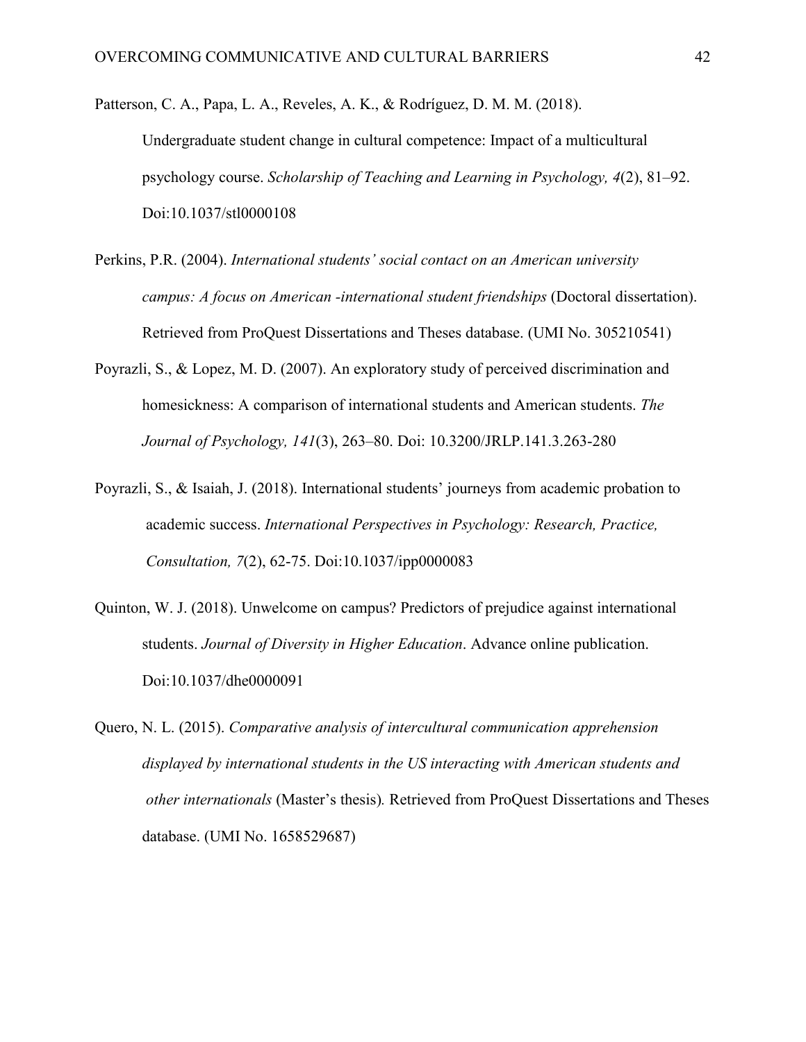Patterson, C. A., Papa, L. A., Reveles, A. K., & Rodríguez, D. M. M. (2018). Undergraduate student change in cultural competence: Impact of a multicultural psychology course. *Scholarship of Teaching and Learning in Psychology, 4*(2), 81–92. Doi:10.1037/stl0000108

Perkins, P.R. (2004). *International students' social contact on an American university campus: A focus on American -international student friendships* (Doctoral dissertation). Retrieved from ProQuest Dissertations and Theses database. (UMI No. 305210541)

Poyrazli, S., & Lopez, M. D. (2007). An exploratory study of perceived discrimination and homesickness: A comparison of international students and American students. *The Journal of Psychology, 141*(3), 263–80. Doi: 10.3200/JRLP.141.3.263-280

Poyrazli, S., & Isaiah, J. (2018). International students' journeys from academic probation to academic success. *International Perspectives in Psychology: Research, Practice, Consultation, 7*(2), 62-75. Doi:10.1037/ipp0000083

Quinton, W. J. (2018). Unwelcome on campus? Predictors of prejudice against international students. *Journal of Diversity in Higher Education*. Advance online publication. Doi:10.1037/dhe0000091

Quero, N. L. (2015). *Comparative analysis of intercultural communication apprehension displayed by international students in the US interacting with American students and other internationals* (Master's thesis)*.* Retrieved from ProQuest Dissertations and Theses database. (UMI No. 1658529687)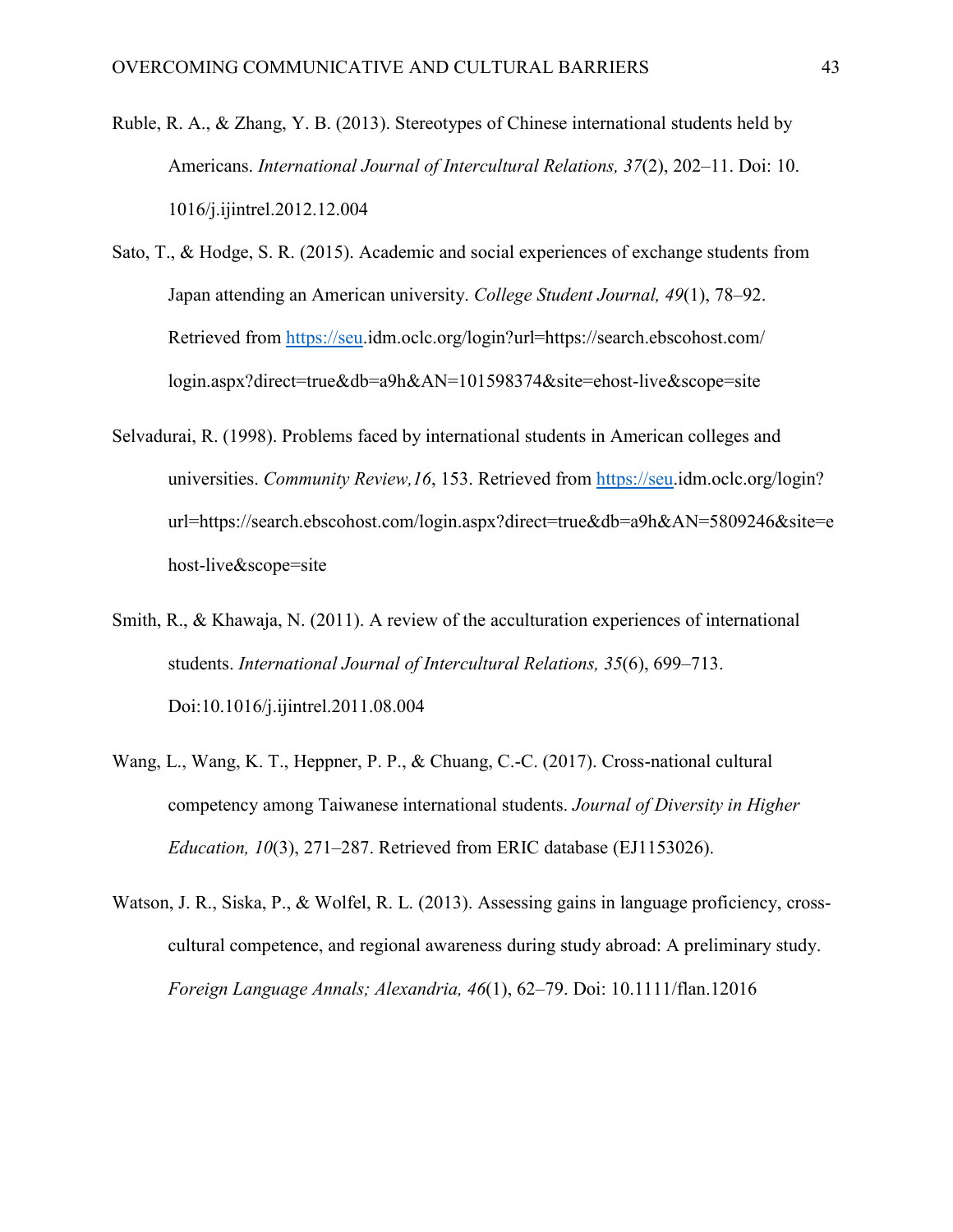Ruble, R. A., & Zhang, Y. B. (2013). Stereotypes of Chinese international students held by Americans. *International Journal of Intercultural Relations, 37*(2), 202–11. Doi: 10. 1016/j.ijintrel.2012.12.004

Sato, T., & Hodge, S. R. (2015). Academic and social experiences of exchange students from Japan attending an American university. *College Student Journal, 49*(1), 78–92. Retrieved from https://seu.idm.oclc.org/login?url=https://search.ebscohost.com/login.aspx?direct=true&db=a9h&AN=101598374&site=ehost-live&scope=site

Selvadurai, R. (1998). Problems faced by international students in American colleges and universities. *Community Review,16*, 153. Retrieved from https://seu.idm.oclc.org/login?url=https://search.ebscohost.com/login.aspx?direct=true&db=a9h&AN=5809246&site=ehost-live&scope=site

Smith, R., & Khawaja, N. (2011). A review of the acculturation experiences of international students. *International Journal of Intercultural Relations, 35*(6), 699–713. Doi:10.1016/j.ijintrel.2011.08.004

Wang, L., Wang, K. T., Heppner, P. P., & Chuang, C.-C. (2017). Cross-national cultural competency among Taiwanese international students. *Journal of Diversity in Higher Education, 10*(3), 271–287. Retrieved from ERIC database (EJ1153026).

Watson, J. R., Siska, P., & Wolfel, R. L. (2013). Assessing gains in language proficiency, cross-cultural competence, and regional awareness during study abroad: A preliminary study. *Foreign Language Annals; Alexandria, 46*(1), 62–79. Doi: 10.1111/flan.12016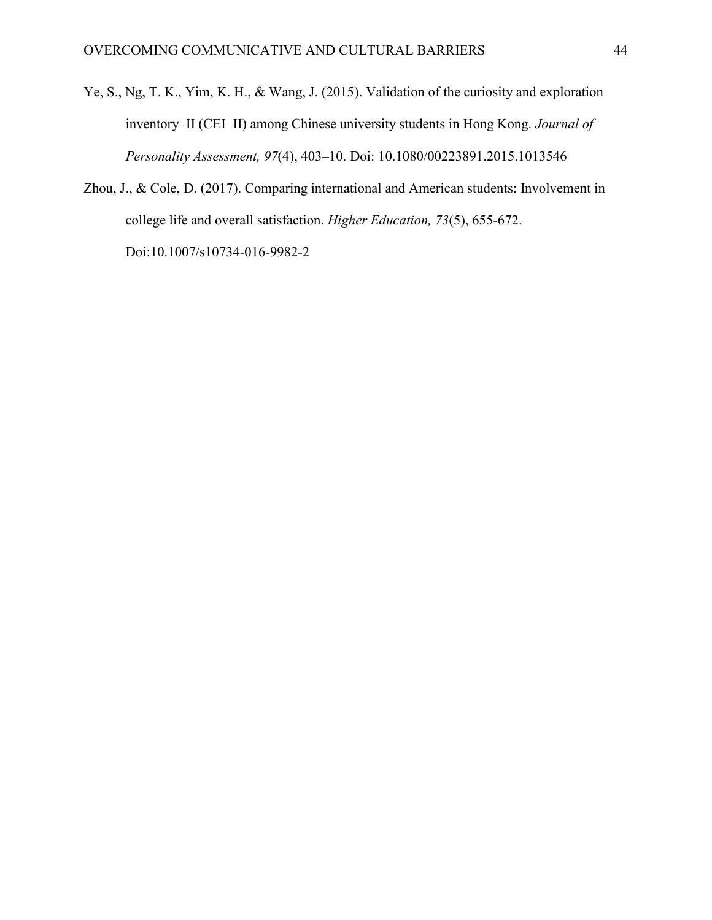Ye, S., Ng, T. K., Yim, K. H., & Wang, J. (2015). Validation of the curiosity and exploration inventory–II (CEI–II) among Chinese university students in Hong Kong. *Journal of Personality Assessment, 97*(4), 403–10. Doi: 10.1080/00223891.2015.1013546

Zhou, J., & Cole, D. (2017). Comparing international and American students: Involvement in college life and overall satisfaction. *Higher Education, 73*(5), 655-672. Doi:10.1007/s10734-016-9982-2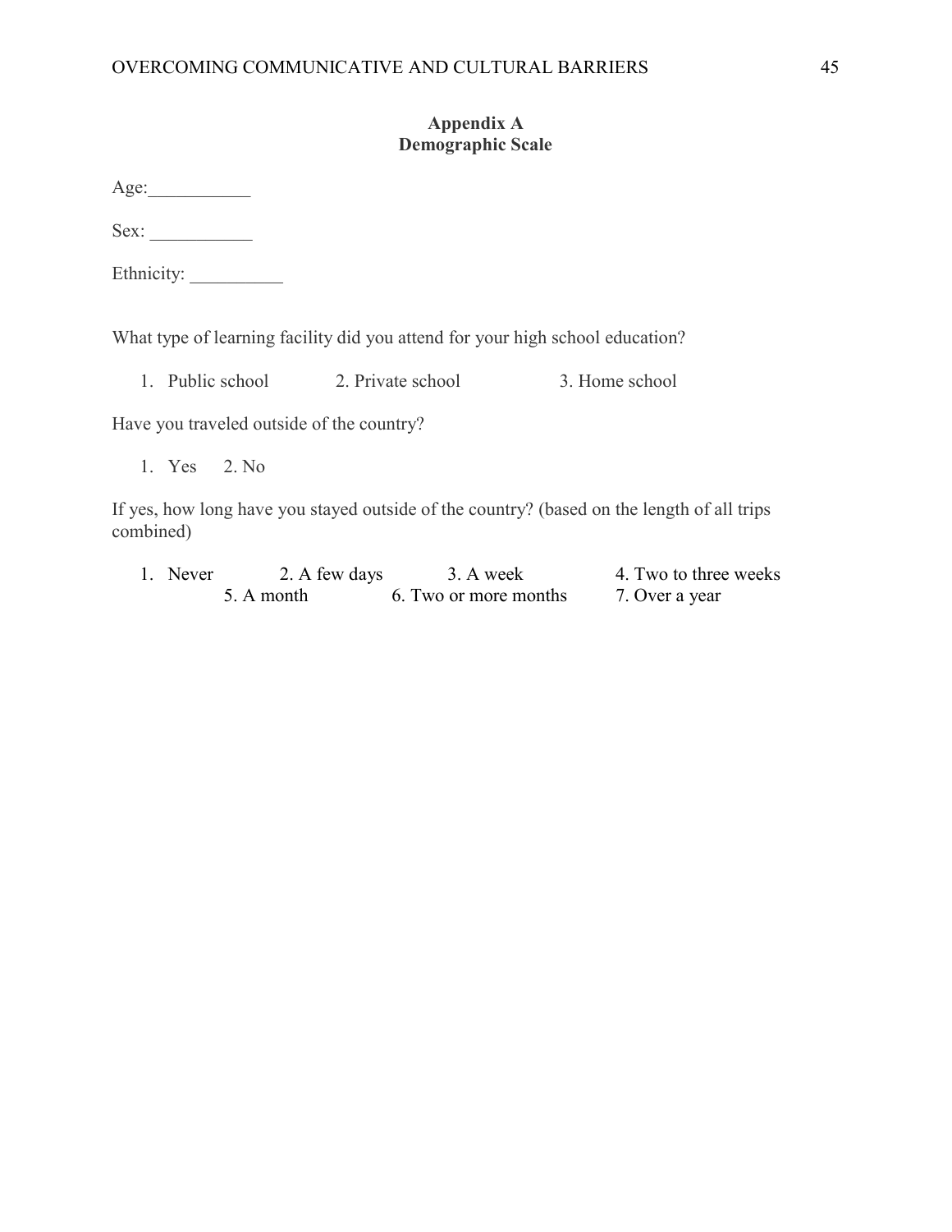**Appendix A**
**Demographic Scale**

Age:___________

Sex: ___________

Ethnicity: __________

What type of learning facility did you attend for your high school education?

1. Public school 2. Private school 3. Home school

Have you traveled outside of the country?

1. Yes 2. No

If yes, how long have you stayed outside of the country? (based on the length of all trips combined)

1. Never 2. A few days 3. A week 4. Two to three weeks 5. A month 6. Two or more months 7. Over a year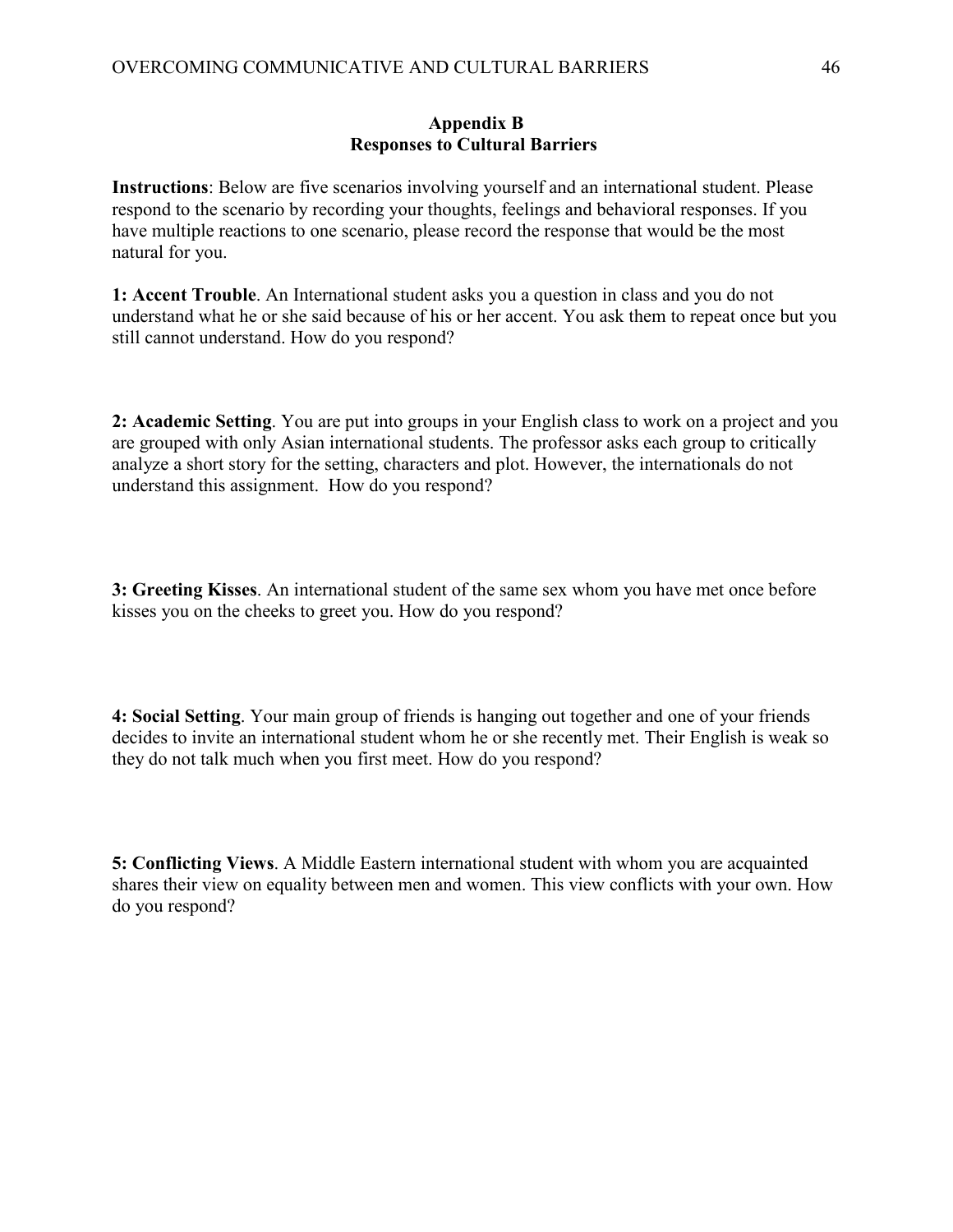## Appendix B
## Responses to Cultural Barriers

**Instructions**: Below are five scenarios involving yourself and an international student. Please respond to the scenario by recording your thoughts, feelings and behavioral responses. If you have multiple reactions to one scenario, please record the response that would be the most natural for you.

**1: Accent Trouble**. An International student asks you a question in class and you do not understand what he or she said because of his or her accent. You ask them to repeat once but you still cannot understand. How do you respond?

**2: Academic Setting**. You are put into groups in your English class to work on a project and you are grouped with only Asian international students. The professor asks each group to critically analyze a short story for the setting, characters and plot. However, the internationals do not understand this assignment. How do you respond?

**3: Greeting Kisses**. An international student of the same sex whom you have met once before kisses you on the cheeks to greet you. How do you respond?

**4: Social Setting**. Your main group of friends is hanging out together and one of your friends decides to invite an international student whom he or she recently met. Their English is weak so they do not talk much when you first meet. How do you respond?

**5: Conflicting Views**. A Middle Eastern international student with whom you are acquainted shares their view on equality between men and women. This view conflicts with your own. How do you respond?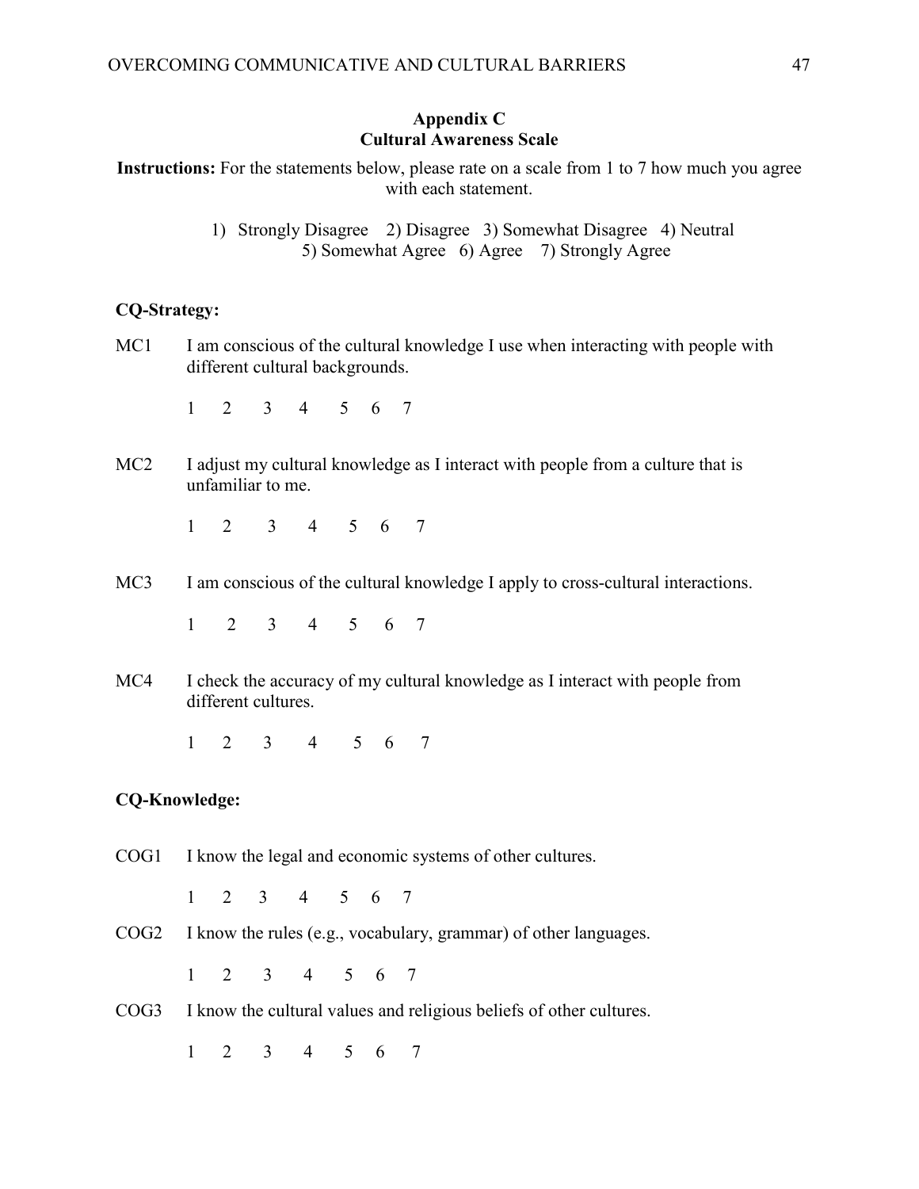## Appendix C
## Cultural Awareness Scale

**Instructions:** For the statements below, please rate on a scale from 1 to 7 how much you agree with each statement.

1) Strongly Disagree 2) Disagree 3) Somewhat Disagree 4) Neutral 5) Somewhat Agree 6) Agree 7) Strongly Agree

**CQ-Strategy:**

MC1 I am conscious of the cultural knowledge I use when interacting with people with different cultural backgrounds.

1 2 3 4 5 6 7

MC2 I adjust my cultural knowledge as I interact with people from a culture that is unfamiliar to me.

1 2 3 4 5 6 7

MC3 I am conscious of the cultural knowledge I apply to cross-cultural interactions.

1 2 3 4 5 6 7

MC4 I check the accuracy of my cultural knowledge as I interact with people from different cultures.

1 2 3 4 5 6 7

**CQ-Knowledge:**

COG1 I know the legal and economic systems of other cultures.

1 2 3 4 5 6 7

COG2 I know the rules (e.g., vocabulary, grammar) of other languages.

1 2 3 4 5 6 7

COG3 I know the cultural values and religious beliefs of other cultures.

1 2 3 4 5 6 7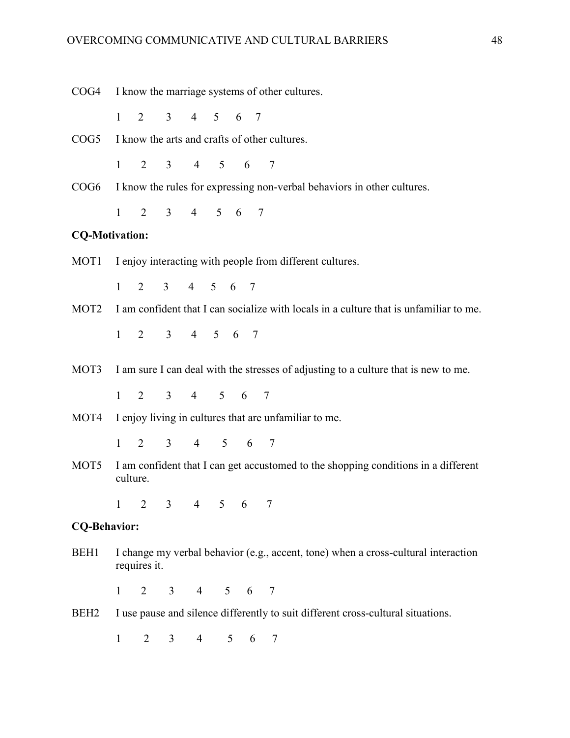COG4 I know the marriage systems of other cultures.

1 2 3 4 5 6 7

COG5 I know the arts and crafts of other cultures.

1 2 3 4 5 6 7

COG6 I know the rules for expressing non-verbal behaviors in other cultures.

1 2 3 4 5 6 7

**CQ-Motivation:**

MOT1 I enjoy interacting with people from different cultures.

1 2 3 4 5 6 7

MOT2 I am confident that I can socialize with locals in a culture that is unfamiliar to me.

1 2 3 4 5 6 7

MOT3 I am sure I can deal with the stresses of adjusting to a culture that is new to me.

1 2 3 4 5 6 7

MOT4 I enjoy living in cultures that are unfamiliar to me.

1 2 3 4 5 6 7

MOT5 I am confident that I can get accustomed to the shopping conditions in a different culture.

1 2 3 4 5 6 7

**CQ-Behavior:**

BEH1 I change my verbal behavior (e.g., accent, tone) when a cross-cultural interaction requires it.

1 2 3 4 5 6 7

BEH2 I use pause and silence differently to suit different cross-cultural situations.

1 2 3 4 5 6 7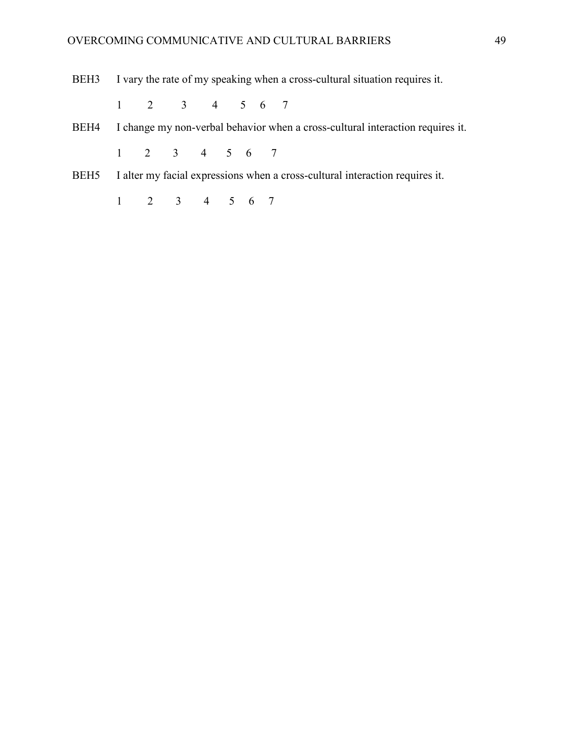BEH3 I vary the rate of my speaking when a cross-cultural situation requires it.

1 2 3 4 5 6 7

BEH4 I change my non-verbal behavior when a cross-cultural interaction requires it.

1 2 3 4 5 6 7

BEH5 I alter my facial expressions when a cross-cultural interaction requires it.

1 2 3 4 5 6 7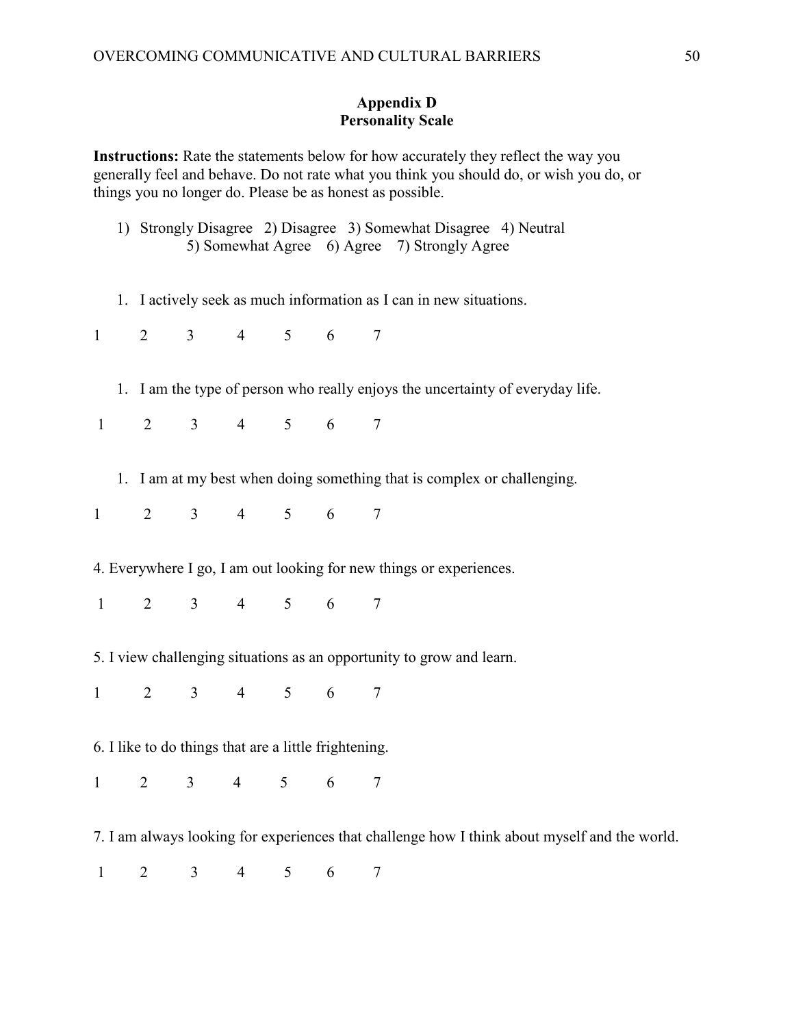## Appendix D
## Personality Scale

**Instructions:** Rate the statements below for how accurately they reflect the way you generally feel and behave. Do not rate what you think you should do, or wish you do, or things you no longer do. Please be as honest as possible.

1) Strongly Disagree 2) Disagree 3) Somewhat Disagree 4) Neutral 5) Somewhat Agree 6) Agree 7) Strongly Agree

1. I actively seek as much information as I can in new situations.

1 2 3 4 5 6 7

1. I am the type of person who really enjoys the uncertainty of everyday life.

1 2 3 4 5 6 7

1. I am at my best when doing something that is complex or challenging.

1 2 3 4 5 6 7

4. Everywhere I go, I am out looking for new things or experiences.

1 2 3 4 5 6 7

5. I view challenging situations as an opportunity to grow and learn.

1 2 3 4 5 6 7

6. I like to do things that are a little frightening.

1 2 3 4 5 6 7

7. I am always looking for experiences that challenge how I think about myself and the world.

1 2 3 4 5 6 7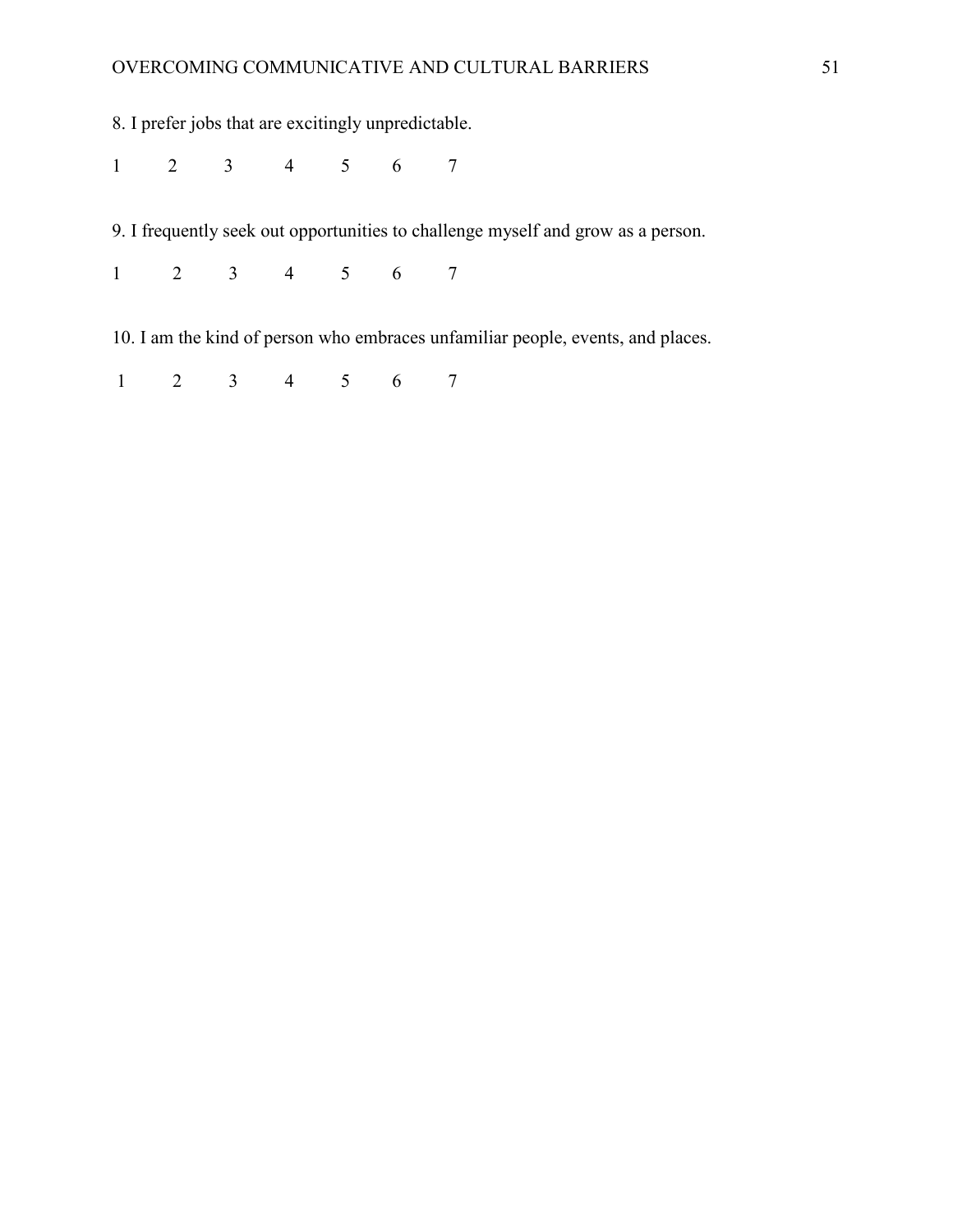8. I prefer jobs that are excitingly unpredictable.

1 2 3 4 5 6 7

9. I frequently seek out opportunities to challenge myself and grow as a person.

1 2 3 4 5 6 7

10. I am the kind of person who embraces unfamiliar people, events, and places.

1 2 3 4 5 6 7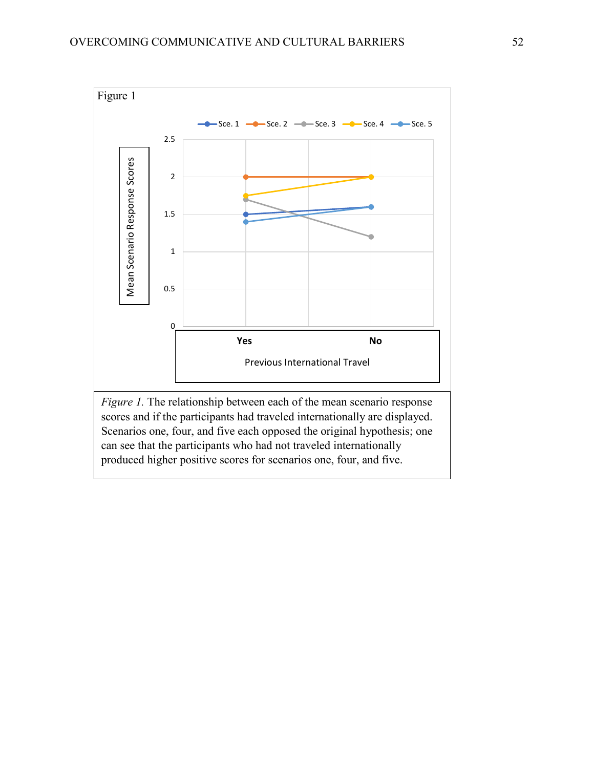Figure 1

*Figure 1.* The relationship between each of the mean scenario response scores and if the participants had traveled internationally are displayed. Scenarios one, four, and five each opposed the original hypothesis; one can see that the participants who had not traveled internationally produced higher positive scores for scenarios one, four, and five.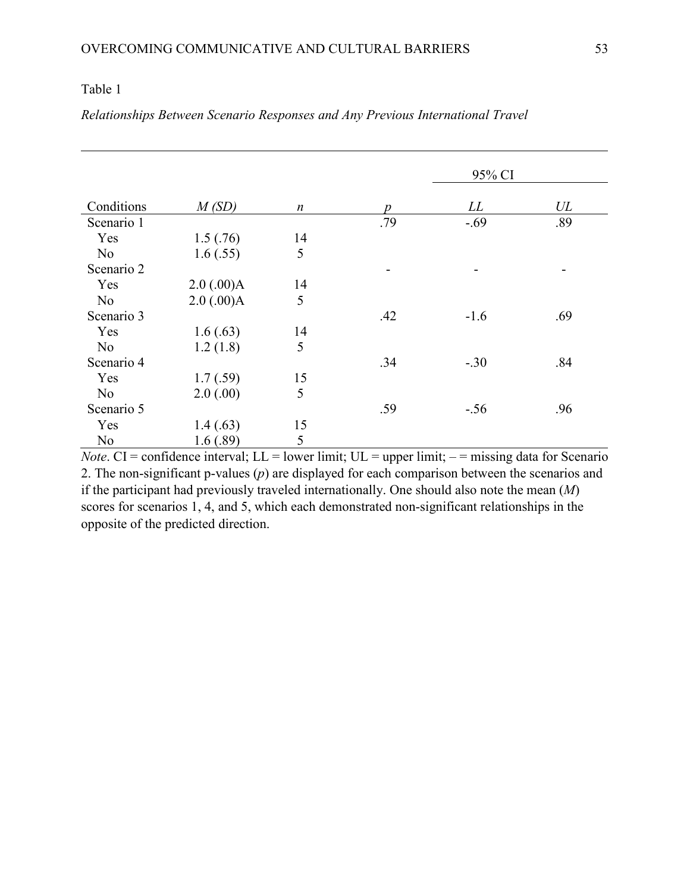Table 1

*Relationships Between Scenario Responses and Any Previous International Travel*

| Conditions | *M (SD)* | *n* | *p* | 95% CI *LL* | 95% CI *UL* |
|---|---|---|---|---|---|
| Scenario 1 | | | .79 | -.69 | .89 |
| Yes | 1.5 (.76) | 14 | | | |
| No | 1.6 (.55) | 5 | | | |
| Scenario 2 | | | - | - | - |
| Yes | 2.0 (.00)A | 14 | | | |
| No | 2.0 (.00)A | 5 | | | |
| Scenario 3 | | | .42 | -1.6 | .69 |
| Yes | 1.6 (.63) | 14 | | | |
| No | 1.2 (1.8) | 5 | | | |
| Scenario 4 | | | .34 | -.30 | .84 |
| Yes | 1.7 (.59) | 15 | | | |
| No | 2.0 (.00) | 5 | | | |
| Scenario 5 | | | .59 | -.56 | .96 |
| Yes | 1.4 (.63) | 15 | | | |
| No | 1.6 (.89) | 5 | | | |

*Note*. CI = confidence interval; LL = lower limit; UL = upper limit; – = missing data for Scenario 2. The non-significant p-values (*p*) are displayed for each comparison between the scenarios and if the participant had previously traveled internationally. One should also note the mean (*M*) scores for scenarios 1, 4, and 5, which each demonstrated non-significant relationships in the opposite of the predicted direction.